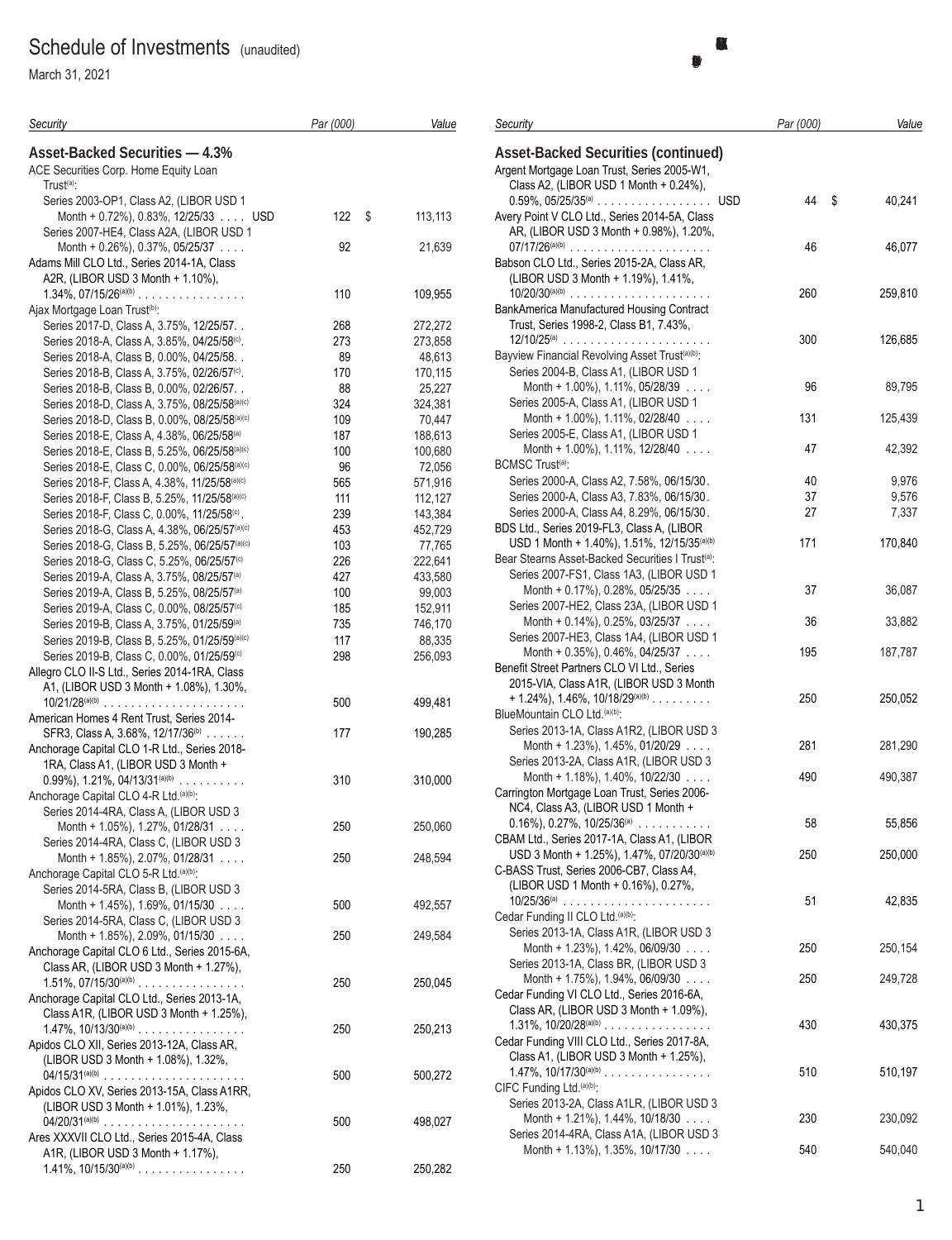# Schedule of Investments (unaudited)

March 31, 2021

| Security | Par (000) | Value |
|---|---|---|
| **Asset-Backed Securities — 4.3%** | | |
| ACE Securities Corp. Home Equity Loan Trust[(a)]: | | |
| Series 2003-OP1, Class A2, (LIBOR USD 1 Month + 0.72%), 0.83%, 12/25/33 . . . . USD | 122 | $ 113,113 |
| Series 2007-HE4, Class A2A, (LIBOR USD 1 Month + 0.26%), 0.37%, 05/25/37 . . . . | 92 | 21,639 |
| Adams Mill CLO Ltd., Series 2014-1A, Class A2R, (LIBOR USD 3 Month + 1.10%), 1.34%, 07/15/26[(a)(b)] | 110 | 109,955 |
| Ajax Mortgage Loan Trust[(b)]: | | |
| Series 2017-D, Class A, 3.75%, 12/25/57 | 268 | 272,272 |
| Series 2018-A, Class A, 3.85%, 04/25/58[(c)] | 273 | 273,858 |
| Series 2018-A, Class B, 0.00%, 04/25/58 | 89 | 48,613 |
| Series 2018-B, Class A, 3.75%, 02/26/57[(c)] | 170 | 170,115 |
| Series 2018-B, Class B, 0.00%, 02/26/57 | 88 | 25,227 |
| Series 2018-D, Class A, 3.75%, 08/25/58[(a)(c)] | 324 | 324,381 |
| Series 2018-D, Class B, 0.00%, 08/25/58[(a)(c)] | 109 | 70,447 |
| Series 2018-E, Class A, 4.38%, 06/25/58[(a)] | 187 | 188,613 |
| Series 2018-E, Class B, 5.25%, 06/25/58[(a)(c)] | 100 | 100,680 |
| Series 2018-E, Class C, 0.00%, 06/25/58[(a)(c)] | 96 | 72,056 |
| Series 2018-F, Class A, 4.38%, 11/25/58[(a)(c)] | 565 | 571,916 |
| Series 2018-F, Class B, 5.25%, 11/25/58[(a)(c)] | 111 | 112,127 |
| Series 2018-F, Class C, 0.00%, 11/25/58[(c)] | 239 | 143,384 |
| Series 2018-G, Class A, 4.38%, 06/25/57[(a)(c)] | 453 | 452,729 |
| Series 2018-G, Class B, 5.25%, 06/25/57[(a)(c)] | 103 | 77,765 |
| Series 2018-G, Class C, 5.25%, 06/25/57[(c)] | 226 | 222,641 |
| Series 2019-A, Class A, 3.75%, 08/25/57[(a)] | 427 | 433,580 |
| Series 2019-A, Class B, 5.25%, 08/25/57[(a)] | 100 | 99,003 |
| Series 2019-A, Class C, 0.00%, 08/25/57[(c)] | 185 | 152,911 |
| Series 2019-B, Class A, 3.75%, 01/25/59[(a)] | 735 | 746,170 |
| Series 2019-B, Class B, 5.25%, 01/25/59[(a)(c)] | 117 | 88,335 |
| Series 2019-B, Class C, 0.00%, 01/25/59[(c)] | 298 | 256,093 |
| Allegro CLO II-S Ltd., Series 2014-1RA, Class A1, (LIBOR USD 3 Month + 1.08%), 1.30%, 10/21/28[(a)(b)] | 500 | 499,481 |
| American Homes 4 Rent Trust, Series 2014-SFR3, Class A, 3.68%, 12/17/36[(b)] | 177 | 190,285 |
| Anchorage Capital CLO 1-R Ltd., Series 2018-1RA, Class A1, (LIBOR USD 3 Month + 0.99%), 1.21%, 04/13/31[(a)(b)] | 310 | 310,000 |
| Anchorage Capital CLO 4-R Ltd.[(a)(b)]: | | |
| Series 2014-4RA, Class A, (LIBOR USD 3 Month + 1.05%), 1.27%, 01/28/31 | 250 | 250,060 |
| Series 2014-4RA, Class C, (LIBOR USD 3 Month + 1.85%), 2.07%, 01/28/31 | 250 | 248,594 |
| Anchorage Capital CLO 5-R Ltd.[(a)(b)]: | | |
| Series 2014-5RA, Class B, (LIBOR USD 3 Month + 1.45%), 1.69%, 01/15/30 | 500 | 492,557 |
| Series 2014-5RA, Class C, (LIBOR USD 3 Month + 1.85%), 2.09%, 01/15/30 | 250 | 249,584 |
| Anchorage Capital CLO 6 Ltd., Series 2015-6A, Class AR, (LIBOR USD 3 Month + 1.27%), 1.51%, 07/15/30[(a)(b)] | 250 | 250,045 |
| Anchorage Capital CLO Ltd., Series 2013-1A, Class A1R, (LIBOR USD 3 Month + 1.25%), 1.47%, 10/13/30[(a)(b)] | 250 | 250,213 |
| Apidos CLO XII, Series 2013-12A, Class AR, (LIBOR USD 3 Month + 1.08%), 1.32%, 04/15/31[(a)(b)] | 500 | 500,272 |
| Apidos CLO XV, Series 2013-15A, Class A1RR, (LIBOR USD 3 Month + 1.01%), 1.23%, 04/20/31[(a)(b)] | 500 | 498,027 |
| Ares XXXVII CLO Ltd., Series 2015-4A, Class A1R, (LIBOR USD 3 Month + 1.17%), 1.41%, 10/15/30[(a)(b)] | 250 | 250,282 |
| **Asset-Backed Securities (continued)** | | |
| Argent Mortgage Loan Trust, Series 2005-W1, Class A2, (LIBOR USD 1 Month + 0.24%), 0.59%, 05/25/35[(a)] . . . . USD | 44 | $ 40,241 |
| Avery Point V CLO Ltd., Series 2014-5A, Class AR, (LIBOR USD 3 Month + 0.98%), 1.20%, 07/17/26[(a)(b)] | 46 | 46,077 |
| Babson CLO Ltd., Series 2015-2A, Class AR, (LIBOR USD 3 Month + 1.19%), 1.41%, 10/20/30[(a)(b)] | 260 | 259,810 |
| BankAmerica Manufactured Housing Contract Trust, Series 1998-2, Class B1, 7.43%, 12/10/25[(a)] | 300 | 126,685 |
| Bayview Financial Revolving Asset Trust[(a)(b)]: | | |
| Series 2004-B, Class A1, (LIBOR USD 1 Month + 1.00%), 1.11%, 05/28/39 | 96 | 89,795 |
| Series 2005-A, Class A1, (LIBOR USD 1 Month + 1.00%), 1.11%, 02/28/40 | 131 | 125,439 |
| Series 2005-E, Class A1, (LIBOR USD 1 Month + 1.00%), 1.11%, 12/28/40 | 47 | 42,392 |
| BCMSC Trust[(a)]: | | |
| Series 2000-A, Class A2, 7.58%, 06/15/30 | 40 | 9,976 |
| Series 2000-A, Class A3, 7.83%, 06/15/30 | 37 | 9,576 |
| Series 2000-A, Class A4, 8.29%, 06/15/30 | 27 | 7,337 |
| BDS Ltd., Series 2019-FL3, Class A, (LIBOR USD 1 Month + 1.40%), 1.51%, 12/15/35[(a)(b)] | 171 | 170,840 |
| Bear Stearns Asset-Backed Securities I Trust[(a)]: | | |
| Series 2007-FS1, Class 1A3, (LIBOR USD 1 Month + 0.17%), 0.28%, 05/25/35 | 37 | 36,087 |
| Series 2007-HE2, Class 23A, (LIBOR USD 1 Month + 0.14%), 0.25%, 03/25/37 | 36 | 33,882 |
| Series 2007-HE3, Class 1A4, (LIBOR USD 1 Month + 0.35%), 0.46%, 04/25/37 | 195 | 187,787 |
| Benefit Street Partners CLO VI Ltd., Series 2015-VIA, Class A1R, (LIBOR USD 3 Month + 1.24%), 1.46%, 10/18/29[(a)(b)] | 250 | 250,052 |
| BlueMountain CLO Ltd.[(a)(b)]: | | |
| Series 2013-1A, Class A1R2, (LIBOR USD 3 Month + 1.23%), 1.45%, 01/20/29 | 281 | 281,290 |
| Series 2013-2A, Class A1R, (LIBOR USD 3 Month + 1.18%), 1.40%, 10/22/30 | 490 | 490,387 |
| Carrington Mortgage Loan Trust, Series 2006-NC4, Class A3, (LIBOR USD 1 Month + 0.16%), 0.27%, 10/25/36[(a)] | 58 | 55,856 |
| CBAM Ltd., Series 2017-1A, Class A1, (LIBOR USD 3 Month + 1.25%), 1.47%, 07/20/30[(a)(b)] | 250 | 250,000 |
| C-BASS Trust, Series 2006-CB7, Class A4, (LIBOR USD 1 Month + 0.16%), 0.27%, 10/25/36[(a)] | 51 | 42,835 |
| Cedar Funding II CLO Ltd.[(a)(b)]: | | |
| Series 2013-1A, Class A1R, (LIBOR USD 3 Month + 1.23%), 1.42%, 06/09/30 | 250 | 250,154 |
| Series 2013-1A, Class BR, (LIBOR USD 3 Month + 1.75%), 1.94%, 06/09/30 | 250 | 249,728 |
| Cedar Funding VI CLO Ltd., Series 2016-6A, Class AR, (LIBOR USD 3 Month + 1.09%), 1.31%, 10/20/28[(a)(b)] | 430 | 430,375 |
| Cedar Funding VIII CLO Ltd., Series 2017-8A, Class A1, (LIBOR USD 3 Month + 1.25%), 1.47%, 10/17/30[(a)(b)] | 510 | 510,197 |
| CIFC Funding Ltd.[(a)(b)]: | | |
| Series 2013-2A, Class A1LR, (LIBOR USD 3 Month + 1.21%), 1.44%, 10/18/30 | 230 | 230,092 |
| Series 2014-4RA, Class A1A, (LIBOR USD 3 Month + 1.13%), 1.35%, 10/17/30 | 540 | 540,040 |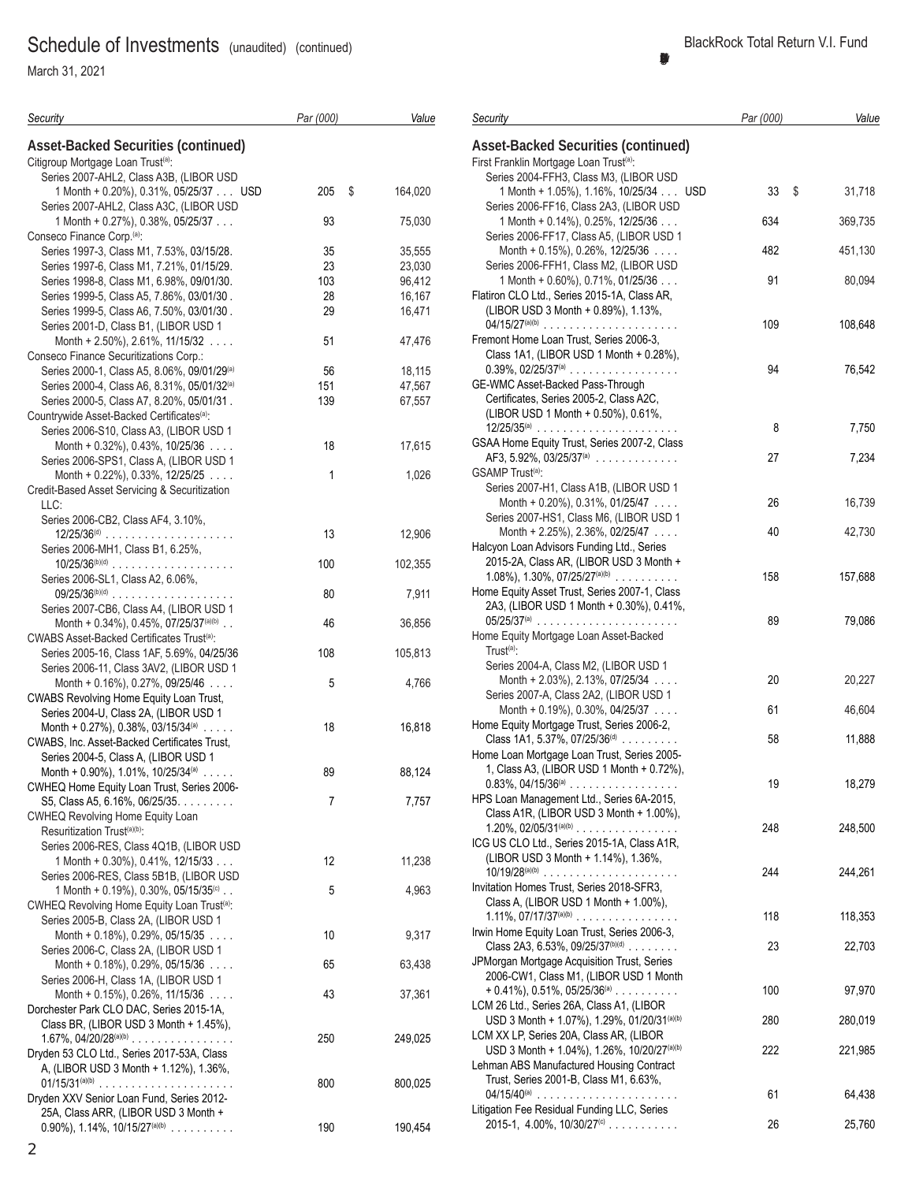## Schedule of Investments (unaudited) (continued)

March 31, 2021

| Security | Par (000) | Value |
|---|---|---|
| **Asset-Backed Securities (continued)** | | |
| Citigroup Mortgage Loan Trust[(a)]: | | |
| Series 2007-AHL2, Class A3B, (LIBOR USD 1 Month + 0.20%), 0.31%, 05/25/37 | USD 205 | $ 164,020 |
| Series 2007-AHL2, Class A3C, (LIBOR USD 1 Month + 0.27%), 0.38%, 05/25/37 | 93 | 75,030 |
| Conseco Finance Corp.[(a)]: | | |
| Series 1997-3, Class M1, 7.53%, 03/15/28 | 35 | 35,555 |
| Series 1997-6, Class M1, 7.21%, 01/15/29 | 23 | 23,030 |
| Series 1998-8, Class M1, 6.98%, 09/01/30 | 103 | 96,412 |
| Series 1999-5, Class A5, 7.86%, 03/01/30 | 28 | 16,167 |
| Series 1999-5, Class A6, 7.50%, 03/01/30 | 29 | 16,471 |
| Series 2001-D, Class B1, (LIBOR USD 1 Month + 2.50%), 2.61%, 11/15/32 | 51 | 47,476 |
| Conseco Finance Securitizations Corp.: | | |
| Series 2000-1, Class A5, 8.06%, 09/01/29[(a)] | 56 | 18,115 |
| Series 2000-4, Class A6, 8.31%, 05/01/32[(a)] | 151 | 47,567 |
| Series 2000-5, Class A7, 8.20%, 05/01/31 | 139 | 67,557 |
| Countrywide Asset-Backed Certificates[(a)]: | | |
| Series 2006-S10, Class A3, (LIBOR USD 1 Month + 0.32%), 0.43%, 10/25/36 | 18 | 17,615 |
| Series 2006-SPS1, Class A, (LIBOR USD 1 Month + 0.22%), 0.33%, 12/25/25 | 1 | 1,026 |
| Credit-Based Asset Servicing & Securitization LLC: | | |
| Series 2006-CB2, Class AF4, 3.10%, 12/25/36[(d)] | 13 | 12,906 |
| Series 2006-MH1, Class B1, 6.25%, 10/25/36[(b)(d)] | 100 | 102,355 |
| Series 2006-SL1, Class A2, 6.06%, 09/25/36[(b)(d)] | 80 | 7,911 |
| Series 2007-CB6, Class A4, (LIBOR USD 1 Month + 0.34%), 0.45%, 07/25/37[(a)(b)] | 46 | 36,856 |
| CWABS Asset-Backed Certificates Trust[(a)]: | | |
| Series 2005-16, Class 1AF, 5.69%, 04/25/36 | 108 | 105,813 |
| Series 2006-11, Class 3AV2, (LIBOR USD 1 Month + 0.16%), 0.27%, 09/25/46 | 5 | 4,766 |
| CWABS Revolving Home Equity Loan Trust, Series 2004-U, Class 2A, (LIBOR USD 1 Month + 0.27%), 0.38%, 03/15/34[(a)] | 18 | 16,818 |
| CWABS, Inc. Asset-Backed Certificates Trust, Series 2004-5, Class A, (LIBOR USD 1 Month + 0.90%), 1.01%, 10/25/34[(a)] | 89 | 88,124 |
| CWHEQ Home Equity Loan Trust, Series 2006-S5, Class A5, 6.16%, 06/25/35 | 7 | 7,757 |
| CWHEQ Revolving Home Equity Loan Resuritization Trust[(a)(b)]: | | |
| Series 2006-RES, Class 4Q1B, (LIBOR USD 1 Month + 0.30%), 0.41%, 12/15/33 | 12 | 11,238 |
| Series 2006-RES, Class 5B1B, (LIBOR USD 1 Month + 0.19%), 0.30%, 05/15/35[(c)] | 5 | 4,963 |
| CWHEQ Revolving Home Equity Loan Trust[(a)]: | | |
| Series 2005-B, Class 2A, (LIBOR USD 1 Month + 0.18%), 0.29%, 05/15/35 | 10 | 9,317 |
| Series 2006-C, Class 2A, (LIBOR USD 1 Month + 0.18%), 0.29%, 05/15/36 | 65 | 63,438 |
| Series 2006-H, Class 1A, (LIBOR USD 1 Month + 0.15%), 0.26%, 11/15/36 | 43 | 37,361 |
| Dorchester Park CLO DAC, Series 2015-1A, Class BR, (LIBOR USD 3 Month + 1.45%), 1.67%, 04/20/28[(a)(b)] | 250 | 249,025 |
| Dryden 53 CLO Ltd., Series 2017-53A, Class A, (LIBOR USD 3 Month + 1.12%), 1.36%, 01/15/31[(a)(b)] | 800 | 800,025 |
| Dryden XXV Senior Loan Fund, Series 2012-25A, Class ARR, (LIBOR USD 3 Month + 0.90%), 1.14%, 10/15/27[(a)(b)] | 190 | 190,454 |
| First Franklin Mortgage Loan Trust[(a)]: | | |
| Series 2004-FFH3, Class M3, (LIBOR USD 1 Month + 1.05%), 1.16%, 10/25/34 | USD 33 | $ 31,718 |
| Series 2006-FF16, Class 2A3, (LIBOR USD 1 Month + 0.14%), 0.25%, 12/25/36 | 634 | 369,735 |
| Series 2006-FF17, Class A5, (LIBOR USD 1 Month + 0.15%), 0.26%, 12/25/36 | 482 | 451,130 |
| Series 2006-FFH1, Class M2, (LIBOR USD 1 Month + 0.60%), 0.71%, 01/25/36 | 91 | 80,094 |
| Flatiron CLO Ltd., Series 2015-1A, Class AR, (LIBOR USD 3 Month + 0.89%), 1.13%, 04/15/27[(a)(b)] | 109 | 108,648 |
| Fremont Home Loan Trust, Series 2006-3, Class 1A1, (LIBOR USD 1 Month + 0.28%), 0.39%, 02/25/37[(a)] | 94 | 76,542 |
| GE-WMC Asset-Backed Pass-Through Certificates, Series 2005-2, Class A2C, (LIBOR USD 1 Month + 0.50%), 0.61%, 12/25/35[(a)] | 8 | 7,750 |
| GSAA Home Equity Trust, Series 2007-2, Class AF3, 5.92%, 03/25/37[(a)] | 27 | 7,234 |
| GSAMP Trust[(a)]: | | |
| Series 2007-H1, Class A1B, (LIBOR USD 1 Month + 0.20%), 0.31%, 01/25/47 | 26 | 16,739 |
| Series 2007-HS1, Class M6, (LIBOR USD 1 Month + 2.25%), 2.36%, 02/25/47 | 40 | 42,730 |
| Halcyon Loan Advisors Funding Ltd., Series 2015-2A, Class AR, (LIBOR USD 3 Month + 1.08%), 1.30%, 07/25/27[(a)(b)] | 158 | 157,688 |
| Home Equity Asset Trust, Series 2007-1, Class 2A3, (LIBOR USD 1 Month + 0.30%), 0.41%, 05/25/37[(a)] | 89 | 79,086 |
| Home Equity Mortgage Loan Asset-Backed Trust[(a)]: | | |
| Series 2004-A, Class M2, (LIBOR USD 1 Month + 2.03%), 2.13%, 07/25/34 | 20 | 20,227 |
| Series 2007-A, Class 2A2, (LIBOR USD 1 Month + 0.19%), 0.30%, 04/25/37 | 61 | 46,604 |
| Home Equity Mortgage Trust, Series 2006-2, Class 1A1, 5.37%, 07/25/36[(d)] | 58 | 11,888 |
| Home Loan Mortgage Loan Trust, Series 2005-1, Class A3, (LIBOR USD 1 Month + 0.72%), 0.83%, 04/15/36[(a)] | 19 | 18,279 |
| HPS Loan Management Ltd., Series 6A-2015, Class A1R, (LIBOR USD 3 Month + 1.00%), 1.20%, 02/05/31[(a)(b)] | 248 | 248,500 |
| ICG US CLO Ltd., Series 2015-1A, Class A1R, (LIBOR USD 3 Month + 1.14%), 1.36%, 10/19/28[(a)(b)] | 244 | 244,261 |
| Invitation Homes Trust, Series 2018-SFR3, Class A, (LIBOR USD 1 Month + 1.00%), 1.11%, 07/17/37[(a)(b)] | 118 | 118,353 |
| Irwin Home Equity Loan Trust, Series 2006-3, Class 2A3, 6.53%, 09/25/37[(b)(d)] | 23 | 22,703 |
| JPMorgan Mortgage Acquisition Trust, Series 2006-CW1, Class M1, (LIBOR USD 1 Month + 0.41%), 0.51%, 05/25/36[(a)] | 100 | 97,970 |
| LCM 26 Ltd., Series 26A, Class A1, (LIBOR USD 3 Month + 1.07%), 1.29%, 01/20/31[(a)(b)] | 280 | 280,019 |
| LCM XX LP, Series 20A, Class AR, (LIBOR USD 3 Month + 1.04%), 1.26%, 10/20/27[(a)(b)] | 222 | 221,985 |
| Lehman ABS Manufactured Housing Contract Trust, Series 2001-B, Class M1, 6.63%, 04/15/40[(a)] | 61 | 64,438 |
| Litigation Fee Residual Funding LLC, Series 2015-1, 4.00%, 10/30/27[(c)] | 26 | 25,760 |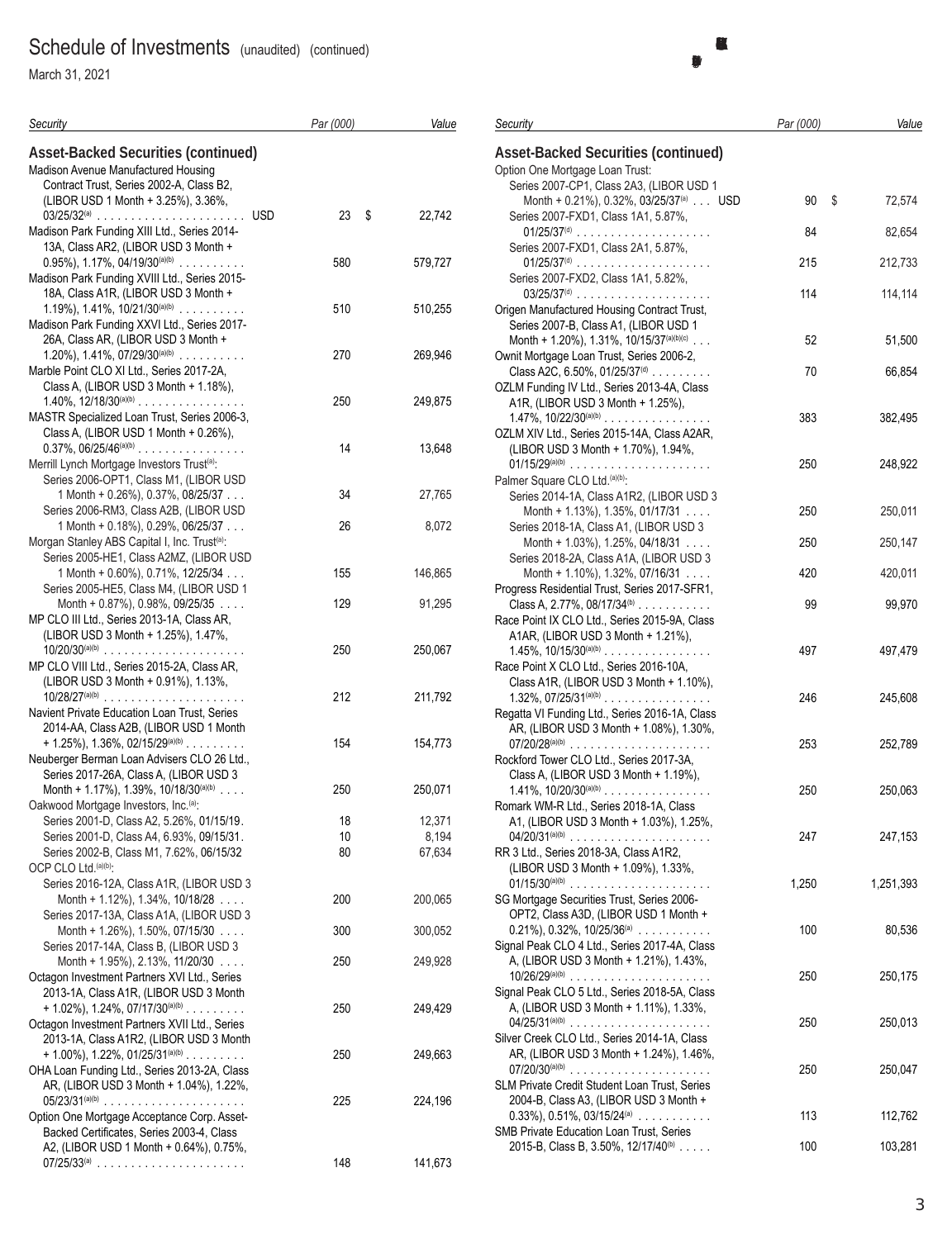# Schedule of Investments (unaudited) (continued)

March 31, 2021

| Security | Par (000) | Value |
|---|---|---|
| **Asset-Backed Securities (continued)** | | |
| Madison Avenue Manufactured Housing Contract Trust, Series 2002-A, Class B2, (LIBOR USD 1 Month + 3.25%), 3.36%, 03/25/32[(a)] USD | 23 | $ 22,742 |
| Madison Park Funding XIII Ltd., Series 2014-13A, Class AR2, (LIBOR USD 3 Month + 0.95%), 1.17%, 04/19/30[(a)(b)] | 580 | 579,727 |
| Madison Park Funding XVIII Ltd., Series 2015-18A, Class A1R, (LIBOR USD 3 Month + 1.19%), 1.41%, 10/21/30[(a)(b)] | 510 | 510,255 |
| Madison Park Funding XXVI Ltd., Series 2017-26A, Class AR, (LIBOR USD 3 Month + 1.20%), 1.41%, 07/29/30[(a)(b)] | 270 | 269,946 |
| Marble Point CLO XI Ltd., Series 2017-2A, Class A, (LIBOR USD 3 Month + 1.18%), 1.40%, 12/18/30[(a)(b)] | 250 | 249,875 |
| MASTR Specialized Loan Trust, Series 2006-3, Class A, (LIBOR USD 1 Month + 0.26%), 0.37%, 06/25/46[(a)(b)] | 14 | 13,648 |
| Merrill Lynch Mortgage Investors Trust[(a)]: | | |
| Series 2006-OPT1, Class M1, (LIBOR USD 1 Month + 0.26%), 0.37%, 08/25/37 | 34 | 27,765 |
| Series 2006-RM3, Class A2B, (LIBOR USD 1 Month + 0.18%), 0.29%, 06/25/37 | 26 | 8,072 |
| Morgan Stanley ABS Capital I, Inc. Trust[(a)]: | | |
| Series 2005-HE1, Class A2MZ, (LIBOR USD 1 Month + 0.60%), 0.71%, 12/25/34 | 155 | 146,865 |
| Series 2005-HE5, Class M4, (LIBOR USD 1 Month + 0.87%), 0.98%, 09/25/35 | 129 | 91,295 |
| MP CLO III Ltd., Series 2013-1A, Class AR, (LIBOR USD 3 Month + 1.25%), 1.47%, 10/20/30[(a)(b)] | 250 | 250,067 |
| MP CLO VIII Ltd., Series 2015-2A, Class AR, (LIBOR USD 3 Month + 0.91%), 1.13%, 10/28/27[(a)(b)] | 212 | 211,792 |
| Navient Private Education Loan Trust, Series 2014-AA, Class A2B, (LIBOR USD 1 Month + 1.25%), 1.36%, 02/15/29[(a)(b)] | 154 | 154,773 |
| Neuberger Berman Loan Advisers CLO 26 Ltd., Series 2017-26A, Class A, (LIBOR USD 3 Month + 1.17%), 1.39%, 10/18/30[(a)(b)] | 250 | 250,071 |
| Oakwood Mortgage Investors, Inc.[(a)]: | | |
| Series 2001-D, Class A2, 5.26%, 01/15/19 | 18 | 12,371 |
| Series 2001-D, Class A4, 6.93%, 09/15/31 | 10 | 8,194 |
| Series 2002-B, Class M1, 7.62%, 06/15/32 | 80 | 67,634 |
| OCP CLO Ltd.[(a)(b)]: | | |
| Series 2016-12A, Class A1R, (LIBOR USD 3 Month + 1.12%), 1.34%, 10/18/28 | 200 | 200,065 |
| Series 2017-13A, Class A1A, (LIBOR USD 3 Month + 1.26%), 1.50%, 07/15/30 | 300 | 300,052 |
| Series 2017-14A, Class B, (LIBOR USD 3 Month + 1.95%), 2.13%, 11/20/30 | 250 | 249,928 |
| Octagon Investment Partners XVI Ltd., Series 2013-1A, Class A1R, (LIBOR USD 3 Month + 1.02%), 1.24%, 07/17/30[(a)(b)] | 250 | 249,429 |
| Octagon Investment Partners XVII Ltd., Series 2013-1A, Class A1R2, (LIBOR USD 3 Month + 1.00%), 1.22%, 01/25/31[(a)(b)] | 250 | 249,663 |
| OHA Loan Funding Ltd., Series 2013-2A, Class AR, (LIBOR USD 3 Month + 1.04%), 1.22%, 05/23/31[(a)(b)] | 225 | 224,196 |
| Option One Mortgage Acceptance Corp. Asset-Backed Certificates, Series 2003-4, Class A2, (LIBOR USD 1 Month + 0.64%), 0.75%, 07/25/33[(a)] | 148 | 141,673 |
| Option One Mortgage Loan Trust: | | |
| Series 2007-CP1, Class 2A3, (LIBOR USD 1 Month + 0.21%), 0.32%, 03/25/37[(a)] USD | 90 | $ 72,574 |
| Series 2007-FXD1, Class 1A1, 5.87%, 01/25/37[(d)] | 84 | 82,654 |
| Series 2007-FXD1, Class 2A1, 5.87%, 01/25/37[(d)] | 215 | 212,733 |
| Series 2007-FXD2, Class 1A1, 5.82%, 03/25/37[(d)] | 114 | 114,114 |
| Origen Manufactured Housing Contract Trust, Series 2007-B, Class A1, (LIBOR USD 1 Month + 1.20%), 1.31%, 10/15/37[(a)(b)(c)] | 52 | 51,500 |
| Ownit Mortgage Loan Trust, Series 2006-2, Class A2C, 6.50%, 01/25/37[(d)] | 70 | 66,854 |
| OZLM Funding IV Ltd., Series 2013-4A, Class A1R, (LIBOR USD 3 Month + 1.25%), 1.47%, 10/22/30[(a)(b)] | 383 | 382,495 |
| OZLM XIV Ltd., Series 2015-14A, Class A2AR, (LIBOR USD 3 Month + 1.70%), 1.94%, 01/15/29[(a)(b)] | 250 | 248,922 |
| Palmer Square CLO Ltd.[(a)(b)]: | | |
| Series 2014-1A, Class A1R2, (LIBOR USD 3 Month + 1.13%), 1.35%, 01/17/31 | 250 | 250,011 |
| Series 2018-1A, Class A1, (LIBOR USD 3 Month + 1.03%), 1.25%, 04/18/31 | 250 | 250,147 |
| Series 2018-2A, Class A1A, (LIBOR USD 3 Month + 1.10%), 1.32%, 07/16/31 | 420 | 420,011 |
| Progress Residential Trust, Series 2017-SFR1, Class A, 2.77%, 08/17/34[(b)] | 99 | 99,970 |
| Race Point IX CLO Ltd., Series 2015-9A, Class A1AR, (LIBOR USD 3 Month + 1.21%), 1.45%, 10/15/30[(a)(b)] | 497 | 497,479 |
| Race Point X CLO Ltd., Series 2016-10A, Class A1R, (LIBOR USD 3 Month + 1.10%), 1.32%, 07/25/31[(a)(b)] | 246 | 245,608 |
| Regatta VI Funding Ltd., Series 2016-1A, Class AR, (LIBOR USD 3 Month + 1.08%), 1.30%, 07/20/28[(a)(b)] | 253 | 252,789 |
| Rockford Tower CLO Ltd., Series 2017-3A, Class A, (LIBOR USD 3 Month + 1.19%), 1.41%, 10/20/30[(a)(b)] | 250 | 250,063 |
| Romark WM-R Ltd., Series 2018-1A, Class A1, (LIBOR USD 3 Month + 1.03%), 1.25%, 04/20/31[(a)(b)] | 247 | 247,153 |
| RR 3 Ltd., Series 2018-3A, Class A1R2, (LIBOR USD 3 Month + 1.09%), 1.33%, 01/15/30[(a)(b)] | 1,250 | 1,251,393 |
| SG Mortgage Securities Trust, Series 2006-OPT2, Class A3D, (LIBOR USD 1 Month + 0.21%), 0.32%, 10/25/36[(a)] | 100 | 80,536 |
| Signal Peak CLO 4 Ltd., Series 2017-4A, Class A, (LIBOR USD 3 Month + 1.21%), 1.43%, 10/26/29[(a)(b)] | 250 | 250,175 |
| Signal Peak CLO 5 Ltd., Series 2018-5A, Class A, (LIBOR USD 3 Month + 1.11%), 1.33%, 04/25/31[(a)(b)] | 250 | 250,013 |
| Silver Creek CLO Ltd., Series 2014-1A, Class AR, (LIBOR USD 3 Month + 1.24%), 1.46%, 07/20/30[(a)(b)] | 250 | 250,047 |
| SLM Private Credit Student Loan Trust, Series 2004-B, Class A3, (LIBOR USD 3 Month + 0.33%), 0.51%, 03/15/24[(a)] | 113 | 112,762 |
| SMB Private Education Loan Trust, Series 2015-B, Class B, 3.50%, 12/17/40[(b)] | 100 | 103,281 |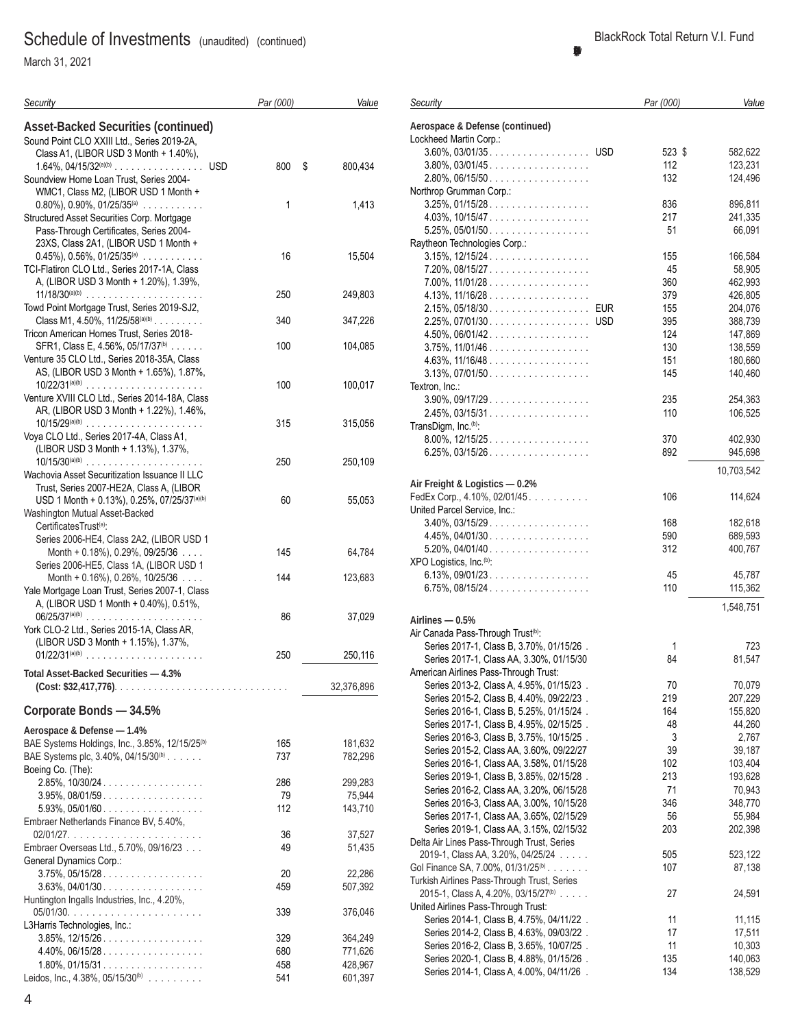# Schedule of Investments (unaudited) (continued)

March 31, 2021

BlackRock Total Return V.I. Fund

| Security | | Par (000) | Value |
|---|---|---|---|
| **Asset-Backed Securities (continued)** | | | |
| Sound Point CLO XXIII Ltd., Series 2019-2A, Class A1, (LIBOR USD 3 Month + 1.40%), 1.64%, 04/15/32(a)(b) | USD | 800 | $ 800,434 |
| Soundview Home Loan Trust, Series 2004-WMC1, Class M2, (LIBOR USD 1 Month + 0.80%), 0.90%, 01/25/35(a) | | 1 | 1,413 |
| Structured Asset Securities Corp. Mortgage Pass-Through Certificates, Series 2004-23XS, Class 2A1, (LIBOR USD 1 Month + 0.45%), 0.56%, 01/25/35(a) | | 16 | 15,504 |
| TCI-Flatiron CLO Ltd., Series 2017-1A, Class A, (LIBOR USD 3 Month + 1.20%), 1.39%, 11/18/30(a)(b) | | 250 | 249,803 |
| Towd Point Mortgage Trust, Series 2019-SJ2, Class M1, 4.50%, 11/25/58(a)(b) | | 340 | 347,226 |
| Tricon American Homes Trust, Series 2018-SFR1, Class E, 4.56%, 05/17/37(b) | | 100 | 104,085 |
| Venture 35 CLO Ltd., Series 2018-35A, Class AS, (LIBOR USD 3 Month + 1.65%), 1.87%, 10/22/31(a)(b) | | 100 | 100,017 |
| Venture XVIII CLO Ltd., Series 2014-18A, Class AR, (LIBOR USD 3 Month + 1.22%), 1.46%, 10/15/29(a)(b) | | 315 | 315,056 |
| Voya CLO Ltd., Series 2017-4A, Class A1, (LIBOR USD 3 Month + 1.13%), 1.37%, 10/15/30(a)(b) | | 250 | 250,109 |
| Wachovia Asset Securitization Issuance II LLC Trust, Series 2007-HE2A, Class A, (LIBOR USD 1 Month + 0.13%), 0.25%, 07/25/37(a)(b) | | 60 | 55,053 |
| Washington Mutual Asset-Backed CertificatesTrust(a): | | | |
| Series 2006-HE4, Class 2A2, (LIBOR USD 1 Month + 0.18%), 0.29%, 09/25/36 | | 145 | 64,784 |
| Series 2006-HE5, Class 1A, (LIBOR USD 1 Month + 0.16%), 0.26%, 10/25/36 | | 144 | 123,683 |
| Yale Mortgage Loan Trust, Series 2007-1, Class A, (LIBOR USD 1 Month + 0.40%), 0.51%, 06/25/37(a)(b) | | 86 | 37,029 |
| York CLO-2 Ltd., Series 2015-1A, Class AR, (LIBOR USD 3 Month + 1.15%), 1.37%, 01/22/31(a)(b) | | 250 | 250,116 |
| **Total Asset-Backed Securities — 4.3% (Cost: $32,417,776)** | | | 32,376,896 |
| **Corporate Bonds — 34.5%** | | | |
| **Aerospace & Defense — 1.4%** | | | |
| BAE Systems Holdings, Inc., 3.85%, 12/15/25(b) | | 165 | 181,632 |
| BAE Systems plc, 3.40%, 04/15/30(b) | | 737 | 782,296 |
| Boeing Co. (The): | | | |
| 2.85%, 10/30/24 | | 286 | 299,283 |
| 3.95%, 08/01/59 | | 79 | 75,944 |
| 5.93%, 05/01/60 | | 112 | 143,710 |
| Embraer Netherlands Finance BV, 5.40%, 02/01/27 | | 36 | 37,527 |
| Embraer Overseas Ltd., 5.70%, 09/16/23 | | 49 | 51,435 |
| General Dynamics Corp.: | | | |
| 3.75%, 05/15/28 | | 20 | 22,286 |
| 3.63%, 04/01/30 | | 459 | 507,392 |
| Huntington Ingalls Industries, Inc., 4.20%, 05/01/30 | | 339 | 376,046 |
| L3Harris Technologies, Inc.: | | | |
| 3.85%, 12/15/26 | | 329 | 364,249 |
| 4.40%, 06/15/28 | | 680 | 771,626 |
| 1.80%, 01/15/31 | | 458 | 428,967 |
| Leidos, Inc., 4.38%, 05/15/30(b) | | 541 | 601,397 |
| **Aerospace & Defense (continued)** | | | |
| Lockheed Martin Corp.: | | | |
| 3.60%, 03/01/35 | USD | 523 | $ 582,622 |
| 3.80%, 03/01/45 | | 112 | 123,231 |
| 2.80%, 06/15/50 | | 132 | 124,496 |
| Northrop Grumman Corp.: | | | |
| 3.25%, 01/15/28 | | 836 | 896,811 |
| 4.03%, 10/15/47 | | 217 | 241,335 |
| 5.25%, 05/01/50 | | 51 | 66,091 |
| Raytheon Technologies Corp.: | | | |
| 3.15%, 12/15/24 | | 155 | 166,584 |
| 7.20%, 08/15/27 | | 45 | 58,905 |
| 7.00%, 11/01/28 | | 360 | 462,993 |
| 4.13%, 11/16/28 | | 379 | 426,805 |
| 2.15%, 05/18/30 | EUR | 155 | 204,076 |
| 2.25%, 07/01/30 | USD | 395 | 388,739 |
| 4.50%, 06/01/42 | | 124 | 147,869 |
| 3.75%, 11/01/46 | | 130 | 138,559 |
| 4.63%, 11/16/48 | | 151 | 180,660 |
| 3.13%, 07/01/50 | | 145 | 140,460 |
| Textron, Inc.: | | | |
| 3.90%, 09/17/29 | | 235 | 254,363 |
| 2.45%, 03/15/31 | | 110 | 106,525 |
| TransDigm, Inc.(b): | | | |
| 8.00%, 12/15/25 | | 370 | 402,930 |
| 6.25%, 03/15/26 | | 892 | 945,698 |
| | | | 10,703,542 |
| **Air Freight & Logistics — 0.2%** | | | |
| FedEx Corp., 4.10%, 02/01/45 | | 106 | 114,624 |
| United Parcel Service, Inc.: | | | |
| 3.40%, 03/15/29 | | 168 | 182,618 |
| 4.45%, 04/01/30 | | 590 | 689,593 |
| 5.20%, 04/01/40 | | 312 | 400,767 |
| XPO Logistics, Inc.(b): | | | |
| 6.13%, 09/01/23 | | 45 | 45,787 |
| 6.75%, 08/15/24 | | 110 | 115,362 |
| | | | 1,548,751 |
| **Airlines — 0.5%** | | | |
| Air Canada Pass-Through Trust(b): | | | |
| Series 2017-1, Class B, 3.70%, 01/15/26 | | 1 | 723 |
| Series 2017-1, Class AA, 3.30%, 01/15/30 | | 84 | 81,547 |
| American Airlines Pass-Through Trust: | | | |
| Series 2013-2, Class A, 4.95%, 01/15/23 | | 70 | 70,079 |
| Series 2015-2, Class B, 4.40%, 09/22/23 | | 219 | 207,229 |
| Series 2016-1, Class B, 5.25%, 01/15/24 | | 164 | 155,820 |
| Series 2017-1, Class B, 4.95%, 02/15/25 | | 48 | 44,260 |
| Series 2016-3, Class B, 3.75%, 10/15/25 | | 3 | 2,767 |
| Series 2015-2, Class AA, 3.60%, 09/22/27 | | 39 | 39,187 |
| Series 2016-1, Class AA, 3.58%, 01/15/28 | | 102 | 103,404 |
| Series 2019-1, Class B, 3.85%, 02/15/28 | | 213 | 193,628 |
| Series 2016-2, Class AA, 3.20%, 06/15/28 | | 71 | 70,943 |
| Series 2016-3, Class AA, 3.00%, 10/15/28 | | 346 | 348,770 |
| Series 2017-1, Class AA, 3.65%, 02/15/29 | | 56 | 55,984 |
| Series 2019-1, Class AA, 3.15%, 02/15/32 | | 203 | 202,398 |
| Delta Air Lines Pass-Through Trust, Series 2019-1, Class AA, 3.20%, 04/25/24 | | 505 | 523,122 |
| Gol Finance SA, 7.00%, 01/31/25(b) | | 107 | 87,138 |
| Turkish Airlines Pass-Through Trust, Series 2015-1, Class A, 4.20%, 03/15/27(b) | | 27 | 24,591 |
| United Airlines Pass-Through Trust: | | | |
| Series 2014-1, Class B, 4.75%, 04/11/22 | | 11 | 11,115 |
| Series 2014-2, Class B, 4.63%, 09/03/22 | | 17 | 17,511 |
| Series 2016-2, Class B, 3.65%, 10/07/25 | | 11 | 10,303 |
| Series 2020-1, Class B, 4.88%, 01/15/26 | | 135 | 140,063 |
| Series 2014-1, Class A, 4.00%, 04/11/26 | | 134 | 138,529 |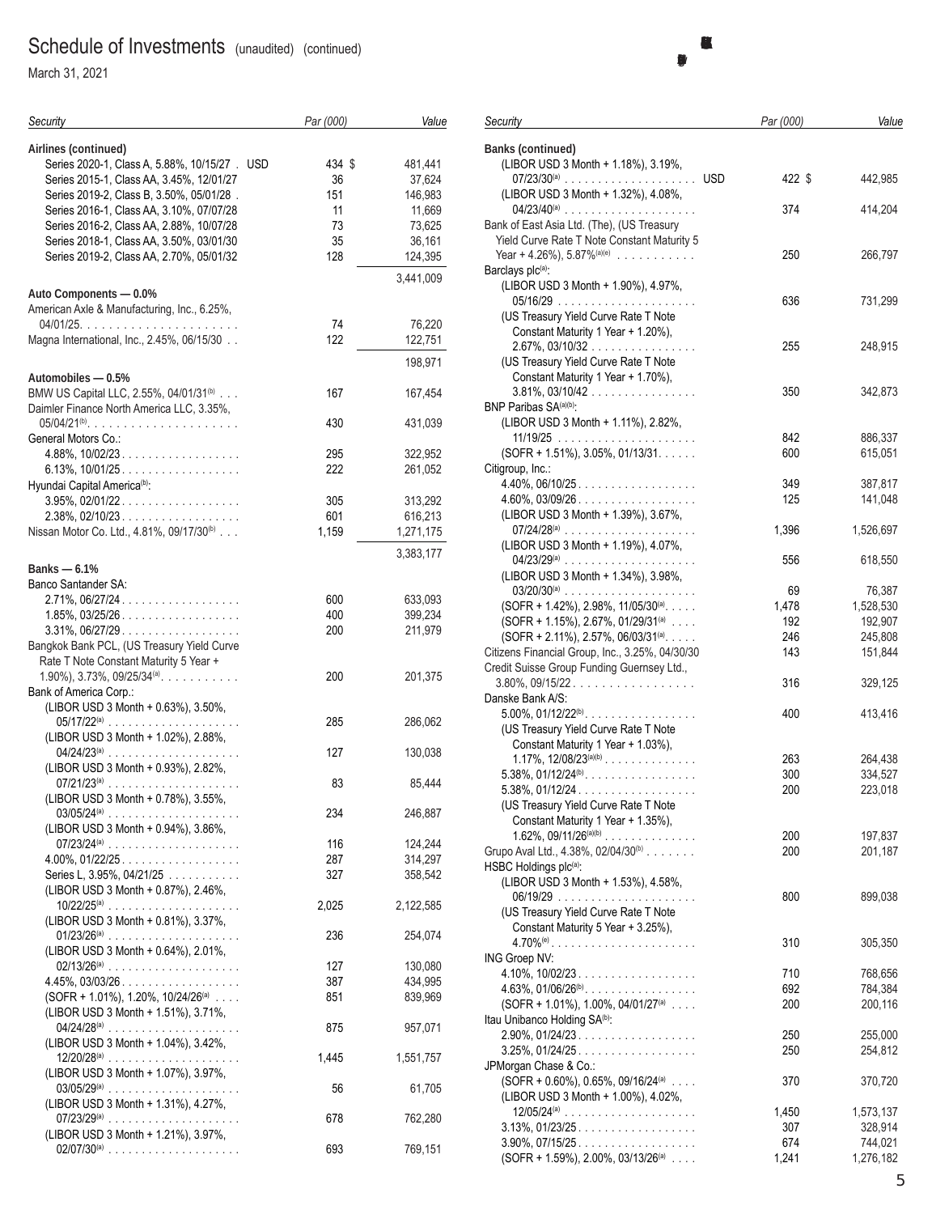# Schedule of Investments (unaudited) (continued)

March 31, 2021

| Security | Par (000) | Value |
|---|---|---|
| **Airlines (continued)** | | |
| Series 2020-1, Class A, 5.88%, 10/15/27 . USD | 434 | $ 481,441 |
| Series 2015-1, Class AA, 3.45%, 12/01/27 | 36 | 37,624 |
| Series 2019-2, Class B, 3.50%, 05/01/28 | 151 | 146,983 |
| Series 2016-1, Class AA, 3.10%, 07/07/28 | 11 | 11,669 |
| Series 2016-2, Class AA, 2.88%, 10/07/28 | 73 | 73,625 |
| Series 2018-1, Class AA, 3.50%, 03/01/30 | 35 | 36,161 |
| Series 2019-2, Class AA, 2.70%, 05/01/32 | 128 | 124,395 |
| | | 3,441,009 |
| **Auto Components — 0.0%** | | |
| American Axle & Manufacturing, Inc., 6.25%, 04/01/25 | 74 | 76,220 |
| Magna International, Inc., 2.45%, 06/15/30 | 122 | 122,751 |
| | | 198,971 |
| **Automobiles — 0.5%** | | |
| BMW US Capital LLC, 2.55%, 04/01/31[(b)] | 167 | 167,454 |
| Daimler Finance North America LLC, 3.35%, 05/04/21[(b)] | 430 | 431,039 |
| General Motors Co.: | | |
| 4.88%, 10/02/23 | 295 | 322,952 |
| 6.13%, 10/01/25 | 222 | 261,052 |
| Hyundai Capital America[(b)]: | | |
| 3.95%, 02/01/22 | 305 | 313,292 |
| 2.38%, 02/10/23 | 601 | 616,213 |
| Nissan Motor Co. Ltd., 4.81%, 09/17/30[(b)] | 1,159 | 1,271,175 |
| | | 3,383,177 |
| **Banks — 6.1%** | | |
| Banco Santander SA: | | |
| 2.71%, 06/27/24 | 600 | 633,093 |
| 1.85%, 03/25/26 | 400 | 399,234 |
| 3.31%, 06/27/29 | 200 | 211,979 |
| Bangkok Bank PCL, (US Treasury Yield Curve Rate T Note Constant Maturity 5 Year + 1.90%), 3.73%, 09/25/34[(a)] | 200 | 201,375 |
| Bank of America Corp.: | | |
| (LIBOR USD 3 Month + 0.63%), 3.50%, 05/17/22[(a)] | 285 | 286,062 |
| (LIBOR USD 3 Month + 1.02%), 2.88%, 04/24/23[(a)] | 127 | 130,038 |
| (LIBOR USD 3 Month + 0.93%), 2.82%, 07/21/23[(a)] | 83 | 85,444 |
| (LIBOR USD 3 Month + 0.78%), 3.55%, 03/05/24[(a)] | 234 | 246,887 |
| (LIBOR USD 3 Month + 0.94%), 3.86%, 07/23/24[(a)] | 116 | 124,244 |
| 4.00%, 01/22/25 | 287 | 314,297 |
| Series L, 3.95%, 04/21/25 | 327 | 358,542 |
| (LIBOR USD 3 Month + 0.87%), 2.46%, 10/22/25[(a)] | 2,025 | 2,122,585 |
| (LIBOR USD 3 Month + 0.81%), 3.37%, 01/23/26[(a)] | 236 | 254,074 |
| (LIBOR USD 3 Month + 0.64%), 2.01%, 02/13/26[(a)] | 127 | 130,080 |
| 4.45%, 03/03/26 | 387 | 434,995 |
| (SOFR + 1.01%), 1.20%, 10/24/26[(a)] | 851 | 839,969 |
| (LIBOR USD 3 Month + 1.51%), 3.71%, 04/24/28[(a)] | 875 | 957,071 |
| (LIBOR USD 3 Month + 1.04%), 3.42%, 12/20/28[(a)] | 1,445 | 1,551,757 |
| (LIBOR USD 3 Month + 1.07%), 3.97%, 03/05/29[(a)] | 56 | 61,705 |
| (LIBOR USD 3 Month + 1.31%), 4.27%, 07/23/29[(a)] | 678 | 762,280 |
| (LIBOR USD 3 Month + 1.21%), 3.97%, 02/07/30[(a)] | 693 | 769,151 |
| **Banks (continued)** | | |
| (LIBOR USD 3 Month + 1.18%), 3.19%, 07/23/30[(a)] USD | 422 | $ 442,985 |
| (LIBOR USD 3 Month + 1.32%), 4.08%, 04/23/40[(a)] | 374 | 414,204 |
| Bank of East Asia Ltd. (The), (US Treasury Yield Curve Rate T Note Constant Maturity 5 Year + 4.26%), 5.87%[(a)(e)] | 250 | 266,797 |
| Barclays plc[(a)]: | | |
| (LIBOR USD 3 Month + 1.90%), 4.97%, 05/16/29 | 636 | 731,299 |
| (US Treasury Yield Curve Rate T Note Constant Maturity 1 Year + 1.20%), 2.67%, 03/10/32 | 255 | 248,915 |
| (US Treasury Yield Curve Rate T Note Constant Maturity 1 Year + 1.70%), 3.81%, 03/10/42 | 350 | 342,873 |
| BNP Paribas SA[(a)(b)]: | | |
| (LIBOR USD 3 Month + 1.11%), 2.82%, 11/19/25 | 842 | 886,337 |
| (SOFR + 1.51%), 3.05%, 01/13/31 | 600 | 615,051 |
| Citigroup, Inc.: | | |
| 4.40%, 06/10/25 | 349 | 387,817 |
| 4.60%, 03/09/26 | 125 | 141,048 |
| (LIBOR USD 3 Month + 1.39%), 3.67%, 07/24/28[(a)] | 1,396 | 1,526,697 |
| (LIBOR USD 3 Month + 1.19%), 4.07%, 04/23/29[(a)] | 556 | 618,550 |
| (LIBOR USD 3 Month + 1.34%), 3.98%, 03/20/30[(a)] | 69 | 76,387 |
| (SOFR + 1.42%), 2.98%, 11/05/30[(a)] | 1,478 | 1,528,530 |
| (SOFR + 1.15%), 2.67%, 01/29/31[(a)] | 192 | 192,907 |
| (SOFR + 2.11%), 2.57%, 06/03/31[(a)] | 246 | 245,808 |
| Citizens Financial Group, Inc., 3.25%, 04/30/30 | 143 | 151,844 |
| Credit Suisse Group Funding Guernsey Ltd., 3.80%, 09/15/22 | 316 | 329,125 |
| Danske Bank A/S: | | |
| 5.00%, 01/12/22[(b)] | 400 | 413,416 |
| (US Treasury Yield Curve Rate T Note Constant Maturity 1 Year + 1.03%), 1.17%, 12/08/23[(a)(b)] | 263 | 264,438 |
| 5.38%, 01/12/24[(b)] | 300 | 334,527 |
| 5.38%, 01/12/24 | 200 | 223,018 |
| (US Treasury Yield Curve Rate T Note Constant Maturity 1 Year + 1.35%), 1.62%, 09/11/26[(a)(b)] | 200 | 197,837 |
| Grupo Aval Ltd., 4.38%, 02/04/30[(b)] | 200 | 201,187 |
| HSBC Holdings plc[(a)]: | | |
| (LIBOR USD 3 Month + 1.53%), 4.58%, 06/19/29 | 800 | 899,038 |
| (US Treasury Yield Curve Rate T Note Constant Maturity 5 Year + 3.25%), 4.70%[(e)] | 310 | 305,350 |
| ING Groep NV: | | |
| 4.10%, 10/02/23 | 710 | 768,656 |
| 4.63%, 01/06/26[(b)] | 692 | 784,384 |
| (SOFR + 1.01%), 1.00%, 04/01/27[(a)] | 200 | 200,116 |
| Itau Unibanco Holding SA[(b)]: | | |
| 2.90%, 01/24/23 | 250 | 255,000 |
| 3.25%, 01/24/25 | 250 | 254,812 |
| JPMorgan Chase & Co.: | | |
| (SOFR + 0.60%), 0.65%, 09/16/24[(a)] | 370 | 370,720 |
| (LIBOR USD 3 Month + 1.00%), 4.02%, 12/05/24[(a)] | 1,450 | 1,573,137 |
| 3.13%, 01/23/25 | 307 | 328,914 |
| 3.90%, 07/15/25 | 674 | 744,021 |
| (SOFR + 1.59%), 2.00%, 03/13/26[(a)] | 1,241 | 1,276,182 |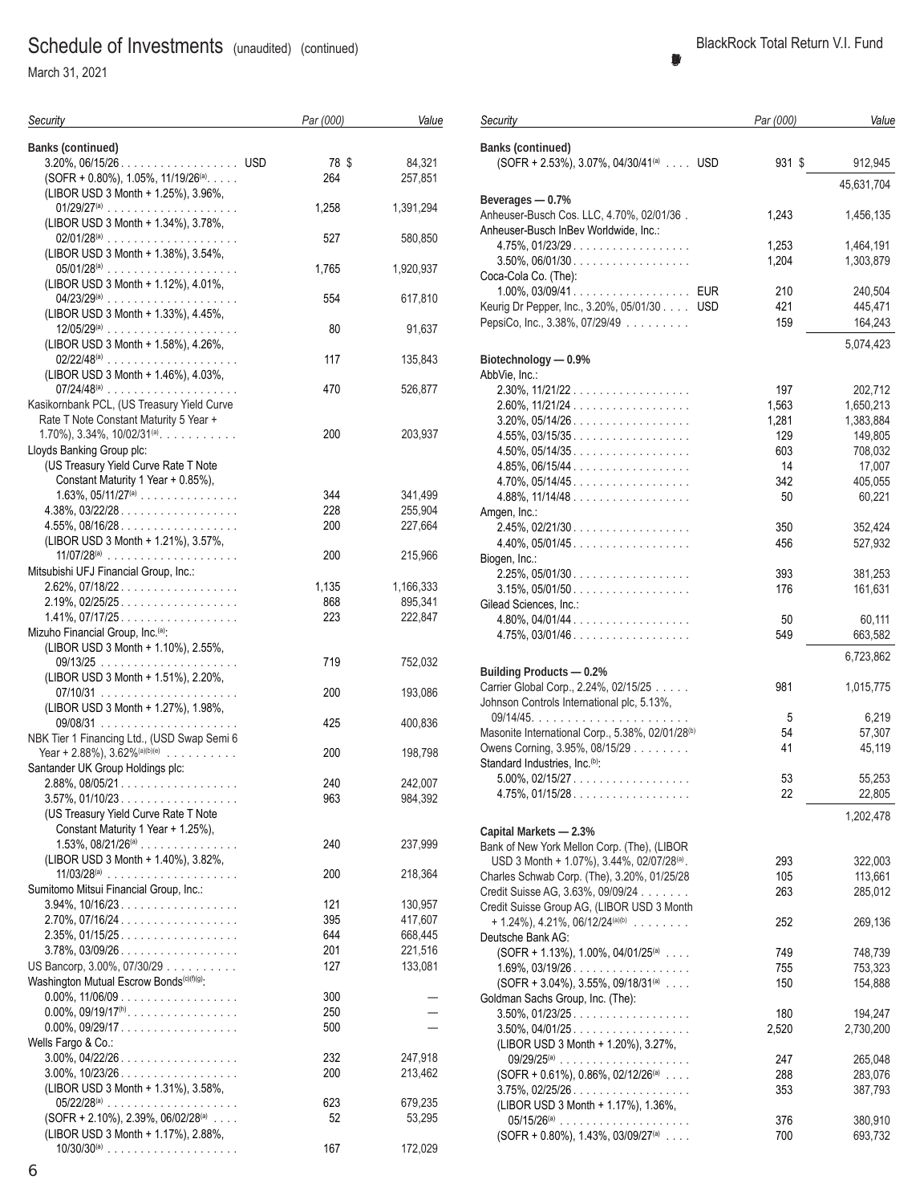# Schedule of Investments (unaudited) (continued)

March 31, 2021

BlackRock Total Return V.I. Fund

| Security | | Par (000) | Value |
|---|---|---|---|
| **Banks (continued)** | | | |
| 3.20%, 06/15/26 | USD | 78 | $ 84,321 |
| (SOFR + 0.80%), 1.05%, 11/19/26[(a)] | | 264 | 257,851 |
| (LIBOR USD 3 Month + 1.25%), 3.96%, 01/29/27[(a)] | | 1,258 | 1,391,294 |
| (LIBOR USD 3 Month + 1.34%), 3.78%, 02/01/28[(a)] | | 527 | 580,850 |
| (LIBOR USD 3 Month + 1.38%), 3.54%, 05/01/28[(a)] | | 1,765 | 1,920,937 |
| (LIBOR USD 3 Month + 1.12%), 4.01%, 04/23/29[(a)] | | 554 | 617,810 |
| (LIBOR USD 3 Month + 1.33%), 4.45%, 12/05/29[(a)] | | 80 | 91,637 |
| (LIBOR USD 3 Month + 1.58%), 4.26%, 02/22/48[(a)] | | 117 | 135,843 |
| (LIBOR USD 3 Month + 1.46%), 4.03%, 07/24/48[(a)] | | 470 | 526,877 |
| Kasikornbank PCL, (US Treasury Yield Curve Rate T Note Constant Maturity 5 Year + 1.70%), 3.34%, 10/02/31[(a)] | | 200 | 203,937 |
| Lloyds Banking Group plc: | | | |
| (US Treasury Yield Curve Rate T Note Constant Maturity 1 Year + 0.85%), 1.63%, 05/11/27[(a)] | | 344 | 341,499 |
| 4.38%, 03/22/28 | | 228 | 255,904 |
| 4.55%, 08/16/28 | | 200 | 227,664 |
| (LIBOR USD 3 Month + 1.21%), 3.57%, 11/07/28[(a)] | | 200 | 215,966 |
| Mitsubishi UFJ Financial Group, Inc.: | | | |
| 2.62%, 07/18/22 | | 1,135 | 1,166,333 |
| 2.19%, 02/25/25 | | 868 | 895,341 |
| 1.41%, 07/17/25 | | 223 | 222,847 |
| Mizuho Financial Group, Inc.[(a)]: | | | |
| (LIBOR USD 3 Month + 1.10%), 2.55%, 09/13/25 | | 719 | 752,032 |
| (LIBOR USD 3 Month + 1.51%), 2.20%, 07/10/31 | | 200 | 193,086 |
| (LIBOR USD 3 Month + 1.27%), 1.98%, 09/08/31 | | 425 | 400,836 |
| NBK Tier 1 Financing Ltd., (USD Swap Semi 6 Year + 2.88%), 3.62%[(a)(b)(e)] | | 200 | 198,798 |
| Santander UK Group Holdings plc: | | | |
| 2.88%, 08/05/21 | | 240 | 242,007 |
| 3.57%, 01/10/23 | | 963 | 984,392 |
| (US Treasury Yield Curve Rate T Note Constant Maturity 1 Year + 1.25%), 1.53%, 08/21/26[(a)] | | 240 | 237,999 |
| (LIBOR USD 3 Month + 1.40%), 3.82%, 11/03/28[(a)] | | 200 | 218,364 |
| Sumitomo Mitsui Financial Group, Inc.: | | | |
| 3.94%, 10/16/23 | | 121 | 130,957 |
| 2.70%, 07/16/24 | | 395 | 417,607 |
| 2.35%, 01/15/25 | | 644 | 668,445 |
| 3.78%, 03/09/26 | | 201 | 221,516 |
| US Bancorp, 3.00%, 07/30/29 | | 127 | 133,081 |
| Washington Mutual Escrow Bonds[(c)(f)(g)]: | | | |
| 0.00%, 11/06/09 | | 300 | — |
| 0.00%, 09/19/17[(h)] | | 250 | — |
| 0.00%, 09/29/17 | | 500 | — |
| Wells Fargo & Co.: | | | |
| 3.00%, 04/22/26 | | 232 | 247,918 |
| 3.00%, 10/23/26 | | 200 | 213,462 |
| (LIBOR USD 3 Month + 1.31%), 3.58%, 05/22/28[(a)] | | 623 | 679,235 |
| (SOFR + 2.10%), 2.39%, 06/02/28[(a)] | | 52 | 53,295 |
| (LIBOR USD 3 Month + 1.17%), 2.88%, 10/30/30[(a)] | | 167 | 172,029 |
| (SOFR + 2.53%), 3.07%, 04/30/41[(a)] | USD | 931 | $ 912,945 |
| | | | 45,631,704 |
| **Beverages — 0.7%** | | | |
| Anheuser-Busch Cos. LLC, 4.70%, 02/01/36 | | 1,243 | 1,456,135 |
| Anheuser-Busch InBev Worldwide, Inc.: | | | |
| 4.75%, 01/23/29 | | 1,253 | 1,464,191 |
| 3.50%, 06/01/30 | | 1,204 | 1,303,879 |
| Coca-Cola Co. (The): | | | |
| 1.00%, 03/09/41 | EUR | 210 | 240,504 |
| Keurig Dr Pepper, Inc., 3.20%, 05/01/30 | USD | 421 | 445,471 |
| PepsiCo, Inc., 3.38%, 07/29/49 | | 159 | 164,243 |
| | | | 5,074,423 |
| **Biotechnology — 0.9%** | | | |
| AbbVie, Inc.: | | | |
| 2.30%, 11/21/22 | | 197 | 202,712 |
| 2.60%, 11/21/24 | | 1,563 | 1,650,213 |
| 3.20%, 05/14/26 | | 1,281 | 1,383,884 |
| 4.55%, 03/15/35 | | 129 | 149,805 |
| 4.50%, 05/14/35 | | 603 | 708,032 |
| 4.85%, 06/15/44 | | 14 | 17,007 |
| 4.70%, 05/14/45 | | 342 | 405,055 |
| 4.88%, 11/14/48 | | 50 | 60,221 |
| Amgen, Inc.: | | | |
| 2.45%, 02/21/30 | | 350 | 352,424 |
| 4.40%, 05/01/45 | | 456 | 527,932 |
| Biogen, Inc.: | | | |
| 2.25%, 05/01/30 | | 393 | 381,253 |
| 3.15%, 05/01/50 | | 176 | 161,631 |
| Gilead Sciences, Inc.: | | | |
| 4.80%, 04/01/44 | | 50 | 60,111 |
| 4.75%, 03/01/46 | | 549 | 663,582 |
| | | | 6,723,862 |
| **Building Products — 0.2%** | | | |
| Carrier Global Corp., 2.24%, 02/15/25 | | 981 | 1,015,775 |
| Johnson Controls International plc, 5.13%, 09/14/45 | | 5 | 6,219 |
| Masonite International Corp., 5.38%, 02/01/28[(b)] | | 54 | 57,307 |
| Owens Corning, 3.95%, 08/15/29 | | 41 | 45,119 |
| Standard Industries, Inc.[(b)]: | | | |
| 5.00%, 02/15/27 | | 53 | 55,253 |
| 4.75%, 01/15/28 | | 22 | 22,805 |
| | | | 1,202,478 |
| **Capital Markets — 2.3%** | | | |
| Bank of New York Mellon Corp. (The), (LIBOR USD 3 Month + 1.07%), 3.44%, 02/07/28[(a)] | | 293 | 322,003 |
| Charles Schwab Corp. (The), 3.20%, 01/25/28 | | 105 | 113,661 |
| Credit Suisse AG, 3.63%, 09/09/24 | | 263 | 285,012 |
| Credit Suisse Group AG, (LIBOR USD 3 Month + 1.24%), 4.21%, 06/12/24[(a)(b)] | | 252 | 269,136 |
| Deutsche Bank AG: | | | |
| (SOFR + 1.13%), 1.00%, 04/01/25[(a)] | | 749 | 748,739 |
| 1.69%, 03/19/26 | | 755 | 753,323 |
| (SOFR + 3.04%), 3.55%, 09/18/31[(a)] | | 150 | 154,888 |
| Goldman Sachs Group, Inc. (The): | | | |
| 3.50%, 01/23/25 | | 180 | 194,247 |
| 3.50%, 04/01/25 | | 2,520 | 2,730,200 |
| (LIBOR USD 3 Month + 1.20%), 3.27%, 09/29/25[(a)] | | 247 | 265,048 |
| (SOFR + 0.61%), 0.86%, 02/12/26[(a)] | | 288 | 283,076 |
| 3.75%, 02/25/26 | | 353 | 387,793 |
| (LIBOR USD 3 Month + 1.17%), 1.36%, 05/15/26[(a)] | | 376 | 380,910 |
| (SOFR + 0.80%), 1.43%, 03/09/27[(a)] | | 700 | 693,732 |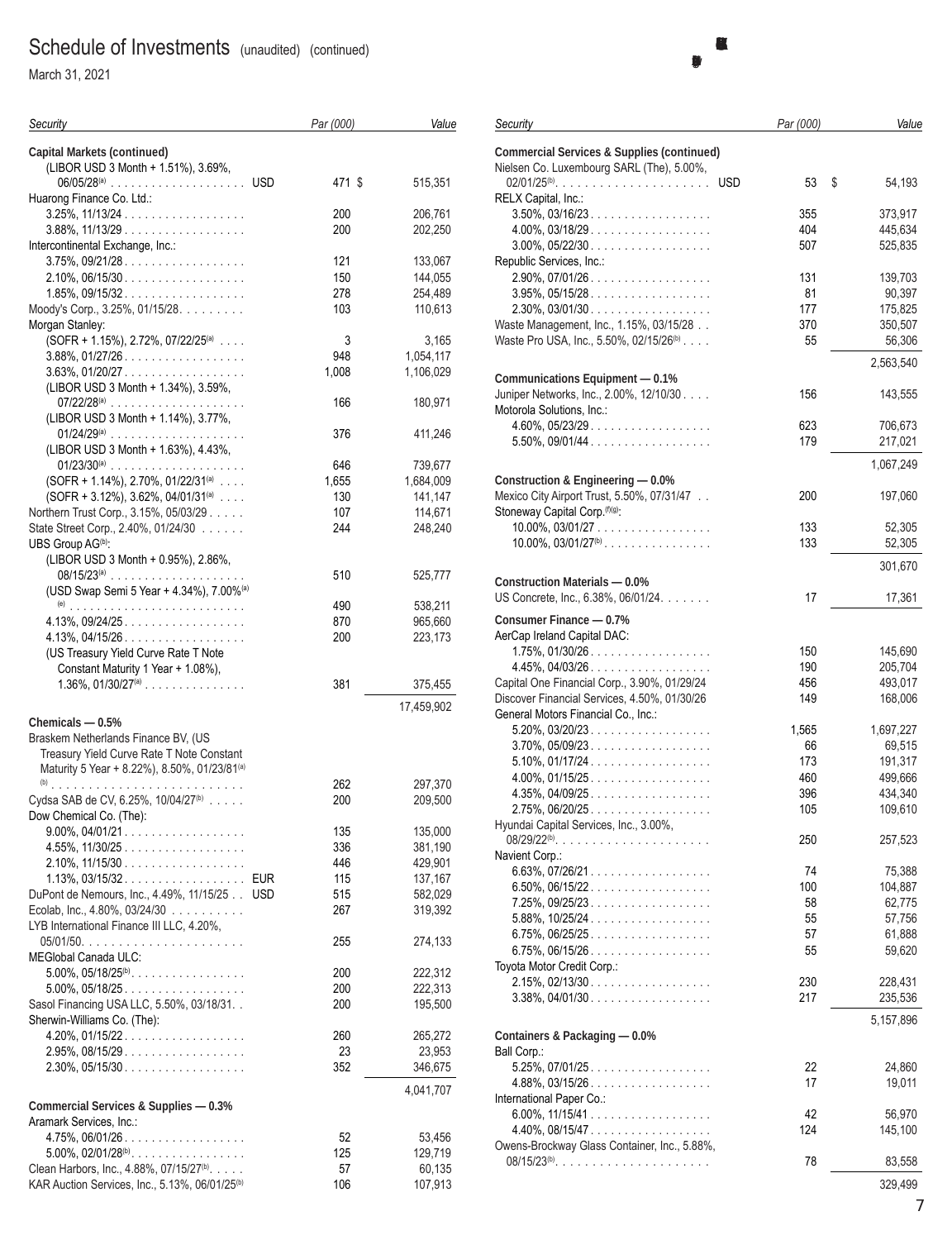## Schedule of Investments (unaudited) (continued)

March 31, 2021

| Security | | Par (000) | Value |
|---|---|---|---|
| **Capital Markets (continued)** | | | |
| (LIBOR USD 3 Month + 1.51%), 3.69%, 06/05/28[(a)] | USD | 471 | $ 515,351 |
| Huarong Finance Co. Ltd.: | | | |
| 3.25%, 11/13/24 | | 200 | 206,761 |
| 3.88%, 11/13/29 | | 200 | 202,250 |
| Intercontinental Exchange, Inc.: | | | |
| 3.75%, 09/21/28 | | 121 | 133,067 |
| 2.10%, 06/15/30 | | 150 | 144,055 |
| 1.85%, 09/15/32 | | 278 | 254,489 |
| Moody's Corp., 3.25%, 01/15/28 | | 103 | 110,613 |
| Morgan Stanley: | | | |
| (SOFR + 1.15%), 2.72%, 07/22/25[(a)] | | 3 | 3,165 |
| 3.88%, 01/27/26 | | 948 | 1,054,117 |
| 3.63%, 01/20/27 | | 1,008 | 1,106,029 |
| (LIBOR USD 3 Month + 1.34%), 3.59%, 07/22/28[(a)] | | 166 | 180,971 |
| (LIBOR USD 3 Month + 1.14%), 3.77%, 01/24/29[(a)] | | 376 | 411,246 |
| (LIBOR USD 3 Month + 1.63%), 4.43%, 01/23/30[(a)] | | 646 | 739,677 |
| (SOFR + 1.14%), 2.70%, 01/22/31[(a)] | | 1,655 | 1,684,009 |
| (SOFR + 3.12%), 3.62%, 04/01/31[(a)] | | 130 | 141,147 |
| Northern Trust Corp., 3.15%, 05/03/29 | | 107 | 114,671 |
| State Street Corp., 2.40%, 01/24/30 | | 244 | 248,240 |
| UBS Group AG[(b)]: | | | |
| (LIBOR USD 3 Month + 0.95%), 2.86%, 08/15/23[(a)] | | 510 | 525,777 |
| (USD Swap Semi 5 Year + 4.34%), 7.00%[(a)(e)] | | 490 | 538,211 |
| 4.13%, 09/24/25 | | 870 | 965,660 |
| 4.13%, 04/15/26 | | 200 | 223,173 |
| (US Treasury Yield Curve Rate T Note Constant Maturity 1 Year + 1.08%), 1.36%, 01/30/27[(a)] | | 381 | 375,455 |
| | | | 17,459,902 |
| **Chemicals — 0.5%** | | | |
| Braskem Netherlands Finance BV, (US Treasury Yield Curve Rate T Note Constant Maturity 5 Year + 8.22%), 8.50%, 01/23/81[(a)(b)] | | 262 | 297,370 |
| Cydsa SAB de CV, 6.25%, 10/04/27[(b)] | | 200 | 209,500 |
| Dow Chemical Co. (The): | | | |
| 9.00%, 04/01/21 | | 135 | 135,000 |
| 4.55%, 11/30/25 | | 336 | 381,190 |
| 2.10%, 11/15/30 | | 446 | 429,901 |
| 1.13%, 03/15/32 | EUR | 115 | 137,167 |
| DuPont de Nemours, Inc., 4.49%, 11/15/25 | USD | 515 | 582,029 |
| Ecolab, Inc., 4.80%, 03/24/30 | | 267 | 319,392 |
| LYB International Finance III LLC, 4.20%, 05/01/50 | | 255 | 274,133 |
| MEGlobal Canada ULC: | | | |
| 5.00%, 05/18/25[(b)] | | 200 | 222,312 |
| 5.00%, 05/18/25 | | 200 | 222,313 |
| Sasol Financing USA LLC, 5.50%, 03/18/31 | | 200 | 195,500 |
| Sherwin-Williams Co. (The): | | | |
| 4.20%, 01/15/22 | | 260 | 265,272 |
| 2.95%, 08/15/29 | | 23 | 23,953 |
| 2.30%, 05/15/30 | | 352 | 346,675 |
| | | | 4,041,707 |
| **Commercial Services & Supplies — 0.3%** | | | |
| Aramark Services, Inc.: | | | |
| 4.75%, 06/01/26 | | 52 | 53,456 |
| 5.00%, 02/01/28[(b)] | | 125 | 129,719 |
| Clean Harbors, Inc., 4.88%, 07/15/27[(b)] | | 57 | 60,135 |
| KAR Auction Services, Inc., 5.13%, 06/01/25[(b)] | | 106 | 107,913 |

| Security | | Par (000) | Value |
|---|---|---|---|
| **Commercial Services & Supplies (continued)** | | | |
| Nielsen Co. Luxembourg SARL (The), 5.00%, 02/01/25[(b)] | USD | 53 | $ 54,193 |
| RELX Capital, Inc.: | | | |
| 3.50%, 03/16/23 | | 355 | 373,917 |
| 4.00%, 03/18/29 | | 404 | 445,634 |
| 3.00%, 05/22/30 | | 507 | 525,835 |
| Republic Services, Inc.: | | | |
| 2.90%, 07/01/26 | | 131 | 139,703 |
| 3.95%, 05/15/28 | | 81 | 90,397 |
| 2.30%, 03/01/30 | | 177 | 175,825 |
| Waste Management, Inc., 1.15%, 03/15/28 | | 370 | 350,507 |
| Waste Pro USA, Inc., 5.50%, 02/15/26[(b)] | | 55 | 56,306 |
| | | | 2,563,540 |
| **Communications Equipment — 0.1%** | | | |
| Juniper Networks, Inc., 2.00%, 12/10/30 | | 156 | 143,555 |
| Motorola Solutions, Inc.: | | | |
| 4.60%, 05/23/29 | | 623 | 706,673 |
| 5.50%, 09/01/44 | | 179 | 217,021 |
| | | | 1,067,249 |
| **Construction & Engineering — 0.0%** | | | |
| Mexico City Airport Trust, 5.50%, 07/31/47 | | 200 | 197,060 |
| Stoneway Capital Corp.[(f)(g)]: | | | |
| 10.00%, 03/01/27 | | 133 | 52,305 |
| 10.00%, 03/01/27[(b)] | | 133 | 52,305 |
| | | | 301,670 |
| **Construction Materials — 0.0%** | | | |
| US Concrete, Inc., 6.38%, 06/01/24 | | 17 | 17,361 |
| **Consumer Finance — 0.7%** | | | |
| AerCap Ireland Capital DAC: | | | |
| 1.75%, 01/30/26 | | 150 | 145,690 |
| 4.45%, 04/03/26 | | 190 | 205,704 |
| Capital One Financial Corp., 3.90%, 01/29/24 | | 456 | 493,017 |
| Discover Financial Services, 4.50%, 01/30/26 | | 149 | 168,006 |
| General Motors Financial Co., Inc.: | | | |
| 5.20%, 03/20/23 | | 1,565 | 1,697,227 |
| 3.70%, 05/09/23 | | 66 | 69,515 |
| 5.10%, 01/17/24 | | 173 | 191,317 |
| 4.00%, 01/15/25 | | 460 | 499,666 |
| 4.35%, 04/09/25 | | 396 | 434,340 |
| 2.75%, 06/20/25 | | 105 | 109,610 |
| Hyundai Capital Services, Inc., 3.00%, 08/29/22[(b)] | | 250 | 257,523 |
| Navient Corp.: | | | |
| 6.63%, 07/26/21 | | 74 | 75,388 |
| 6.50%, 06/15/22 | | 100 | 104,887 |
| 7.25%, 09/25/23 | | 58 | 62,775 |
| 5.88%, 10/25/24 | | 55 | 57,756 |
| 6.75%, 06/25/25 | | 57 | 61,888 |
| 6.75%, 06/15/26 | | 55 | 59,620 |
| Toyota Motor Credit Corp.: | | | |
| 2.15%, 02/13/30 | | 230 | 228,431 |
| 3.38%, 04/01/30 | | 217 | 235,536 |
| | | | 5,157,896 |
| **Containers & Packaging — 0.0%** | | | |
| Ball Corp.: | | | |
| 5.25%, 07/01/25 | | 22 | 24,860 |
| 4.88%, 03/15/26 | | 17 | 19,011 |
| International Paper Co.: | | | |
| 6.00%, 11/15/41 | | 42 | 56,970 |
| 4.40%, 08/15/47 | | 124 | 145,100 |
| Owens-Brockway Glass Container, Inc., 5.88%, 08/15/23[(b)] | | 78 | 83,558 |
| | | | 329,499 |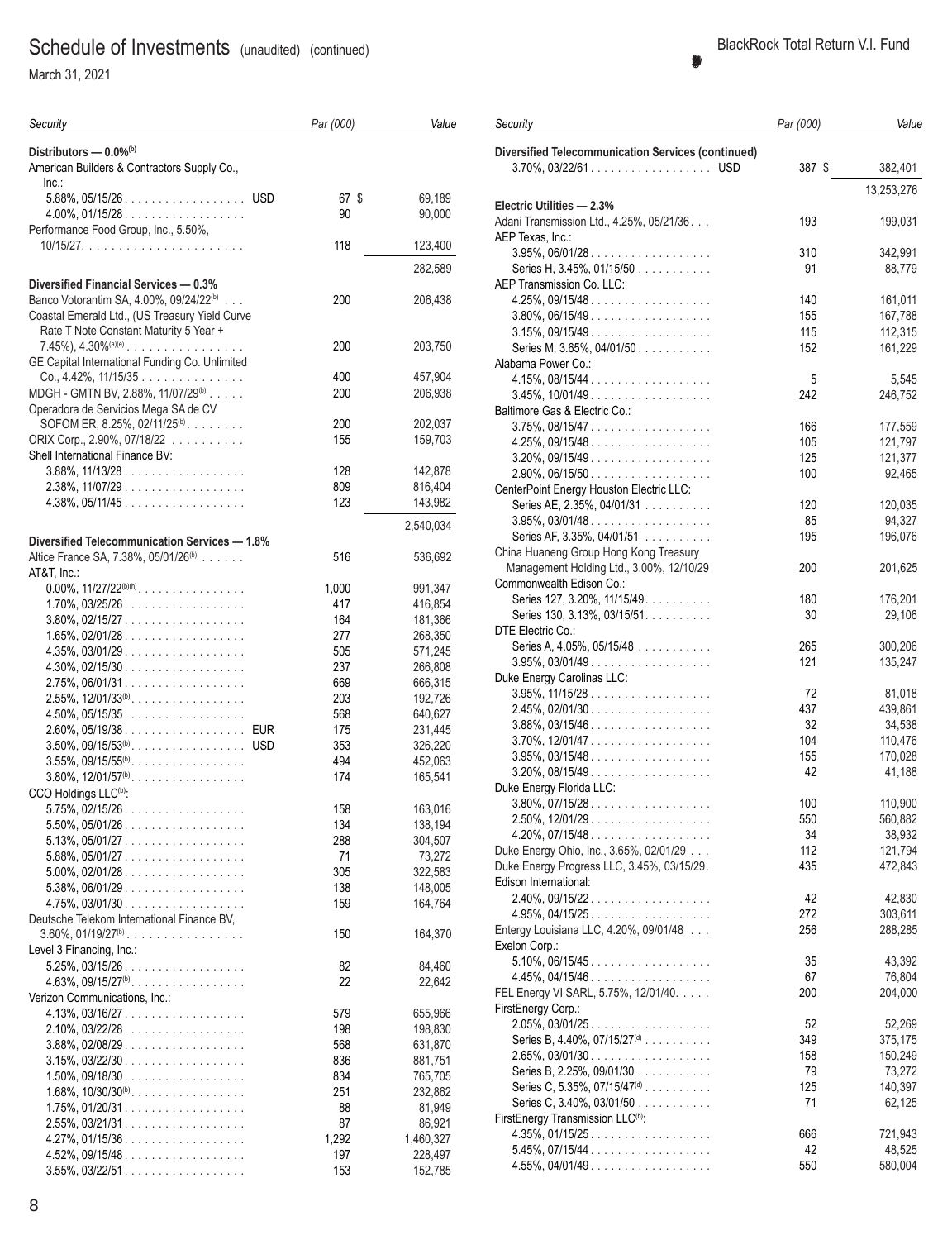# Schedule of Investments (unaudited) (continued)

March 31, 2021

BlackRock Total Return V.I. Fund

| Security | | Par (000) | Value |
|---|---|---|---|
| **Distributors — 0.0%[b]** | | | |
| American Builders & Contractors Supply Co., Inc.: | | | |
| 5.88%, 05/15/26 | USD | 67 | $ 69,189 |
| 4.00%, 01/15/28 | | 90 | 90,000 |
| Performance Food Group, Inc., 5.50%, 10/15/27 | | 118 | 123,400 |
| | | | 282,589 |
| **Diversified Financial Services — 0.3%** | | | |
| Banco Votorantim SA, 4.00%, 09/24/22[b] | | 200 | 206,438 |
| Coastal Emerald Ltd., (US Treasury Yield Curve Rate T Note Constant Maturity 5 Year + 7.45%), 4.30%[a](e) | | 200 | 203,750 |
| GE Capital International Funding Co. Unlimited Co., 4.42%, 11/15/35 | | 400 | 457,904 |
| MDGH - GMTN BV, 2.88%, 11/07/29[b] | | 200 | 206,938 |
| Operadora de Servicios Mega SA de CV SOFOM ER, 8.25%, 02/11/25[b] | | 200 | 202,037 |
| ORIX Corp., 2.90%, 07/18/22 | | 155 | 159,703 |
| Shell International Finance BV: | | | |
| 3.88%, 11/13/28 | | 128 | 142,878 |
| 2.38%, 11/07/29 | | 809 | 816,404 |
| 4.38%, 05/11/45 | | 123 | 143,982 |
| | | | 2,540,034 |
| **Diversified Telecommunication Services — 1.8%** | | | |
| Altice France SA, 7.38%, 05/01/26[b] | | 516 | 536,692 |
| AT&T, Inc.: | | | |
| 0.00%, 11/27/22[b](h) | | 1,000 | 991,347 |
| 1.70%, 03/25/26 | | 417 | 416,854 |
| 3.80%, 02/15/27 | | 164 | 181,366 |
| 1.65%, 02/01/28 | | 277 | 268,350 |
| 4.35%, 03/01/29 | | 505 | 571,245 |
| 4.30%, 02/15/30 | | 237 | 266,808 |
| 2.75%, 06/01/31 | | 669 | 666,315 |
| 2.55%, 12/01/33[b] | | 203 | 192,726 |
| 4.50%, 05/15/35 | | 568 | 640,627 |
| 2.60%, 05/19/38 | EUR | 175 | 231,445 |
| 3.50%, 09/15/53[b] | USD | 353 | 326,220 |
| 3.55%, 09/15/55[b] | | 494 | 452,063 |
| 3.80%, 12/01/57[b] | | 174 | 165,541 |
| CCO Holdings LLC[b]: | | | |
| 5.75%, 02/15/26 | | 158 | 163,016 |
| 5.50%, 05/01/26 | | 134 | 138,194 |
| 5.13%, 05/01/27 | | 288 | 304,507 |
| 5.88%, 05/01/27 | | 71 | 73,272 |
| 5.00%, 02/01/28 | | 305 | 322,583 |
| 5.38%, 06/01/29 | | 138 | 148,005 |
| 4.75%, 03/01/30 | | 159 | 164,764 |
| Deutsche Telekom International Finance BV, 3.60%, 01/19/27[b] | | 150 | 164,370 |
| Level 3 Financing, Inc.: | | | |
| 5.25%, 03/15/26 | | 82 | 84,460 |
| 4.63%, 09/15/27[b] | | 22 | 22,642 |
| Verizon Communications, Inc.: | | | |
| 4.13%, 03/16/27 | | 579 | 655,966 |
| 2.10%, 03/22/28 | | 198 | 198,830 |
| 3.88%, 02/08/29 | | 568 | 631,870 |
| 3.15%, 03/22/30 | | 836 | 881,751 |
| 1.50%, 09/18/30 | | 834 | 765,705 |
| 1.68%, 10/30/30[b] | | 251 | 232,862 |
| 1.75%, 01/20/31 | | 88 | 81,949 |
| 2.55%, 03/21/31 | | 87 | 86,921 |
| 4.27%, 01/15/36 | | 1,292 | 1,460,327 |
| 4.52%, 09/15/48 | | 197 | 228,497 |
| 3.55%, 03/22/51 | | 153 | 152,785 |
| **Diversified Telecommunication Services (continued)** | | | |
| 3.70%, 03/22/61 | USD | 387 | $ 382,401 |
| | | | 13,253,276 |
| **Electric Utilities — 2.3%** | | | |
| Adani Transmission Ltd., 4.25%, 05/21/36 | | 193 | 199,031 |
| AEP Texas, Inc.: | | | |
| 3.95%, 06/01/28 | | 310 | 342,991 |
| Series H, 3.45%, 01/15/50 | | 91 | 88,779 |
| AEP Transmission Co. LLC: | | | |
| 4.25%, 09/15/48 | | 140 | 161,011 |
| 3.80%, 06/15/49 | | 155 | 167,788 |
| 3.15%, 09/15/49 | | 115 | 112,315 |
| Series M, 3.65%, 04/01/50 | | 152 | 161,229 |
| Alabama Power Co.: | | | |
| 4.15%, 08/15/44 | | 5 | 5,545 |
| 3.45%, 10/01/49 | | 242 | 246,752 |
| Baltimore Gas & Electric Co.: | | | |
| 3.75%, 08/15/47 | | 166 | 177,559 |
| 4.25%, 09/15/48 | | 105 | 121,797 |
| 3.20%, 09/15/49 | | 125 | 121,377 |
| 2.90%, 06/15/50 | | 100 | 92,465 |
| CenterPoint Energy Houston Electric LLC: | | | |
| Series AE, 2.35%, 04/01/31 | | 120 | 120,035 |
| 3.95%, 03/01/48 | | 85 | 94,327 |
| Series AF, 3.35%, 04/01/51 | | 195 | 196,076 |
| China Huaneng Group Hong Kong Treasury Management Holding Ltd., 3.00%, 12/10/29 | | 200 | 201,625 |
| Commonwealth Edison Co.: | | | |
| Series 127, 3.20%, 11/15/49 | | 180 | 176,201 |
| Series 130, 3.13%, 03/15/51 | | 30 | 29,106 |
| DTE Electric Co.: | | | |
| Series A, 4.05%, 05/15/48 | | 265 | 300,206 |
| 3.95%, 03/01/49 | | 121 | 135,247 |
| Duke Energy Carolinas LLC: | | | |
| 3.95%, 11/15/28 | | 72 | 81,018 |
| 2.45%, 02/01/30 | | 437 | 439,861 |
| 3.88%, 03/15/46 | | 32 | 34,538 |
| 3.70%, 12/01/47 | | 104 | 110,476 |
| 3.95%, 03/15/48 | | 155 | 170,028 |
| 3.20%, 08/15/49 | | 42 | 41,188 |
| Duke Energy Florida LLC: | | | |
| 3.80%, 07/15/28 | | 100 | 110,900 |
| 2.50%, 12/01/29 | | 550 | 560,882 |
| 4.20%, 07/15/48 | | 34 | 38,932 |
| Duke Energy Ohio, Inc., 3.65%, 02/01/29 | | 112 | 121,794 |
| Duke Energy Progress LLC, 3.45%, 03/15/29 | | 435 | 472,843 |
| Edison International: | | | |
| 2.40%, 09/15/22 | | 42 | 42,830 |
| 4.95%, 04/15/25 | | 272 | 303,611 |
| Entergy Louisiana LLC, 4.20%, 09/01/48 | | 256 | 288,285 |
| Exelon Corp.: | | | |
| 5.10%, 06/15/45 | | 35 | 43,392 |
| 4.45%, 04/15/46 | | 67 | 76,804 |
| FEL Energy VI SARL, 5.75%, 12/01/40 | | 200 | 204,000 |
| FirstEnergy Corp.: | | | |
| 2.05%, 03/01/25 | | 52 | 52,269 |
| Series B, 4.40%, 07/15/27[d] | | 349 | 375,175 |
| 2.65%, 03/01/30 | | 158 | 150,249 |
| Series B, 2.25%, 09/01/30 | | 79 | 73,272 |
| Series C, 5.35%, 07/15/47[d] | | 125 | 140,397 |
| Series C, 3.40%, 03/01/50 | | 71 | 62,125 |
| FirstEnergy Transmission LLC[b]: | | | |
| 4.35%, 01/15/25 | | 666 | 721,943 |
| 5.45%, 07/15/44 | | 42 | 48,525 |
| 4.55%, 04/01/49 | | 550 | 580,004 |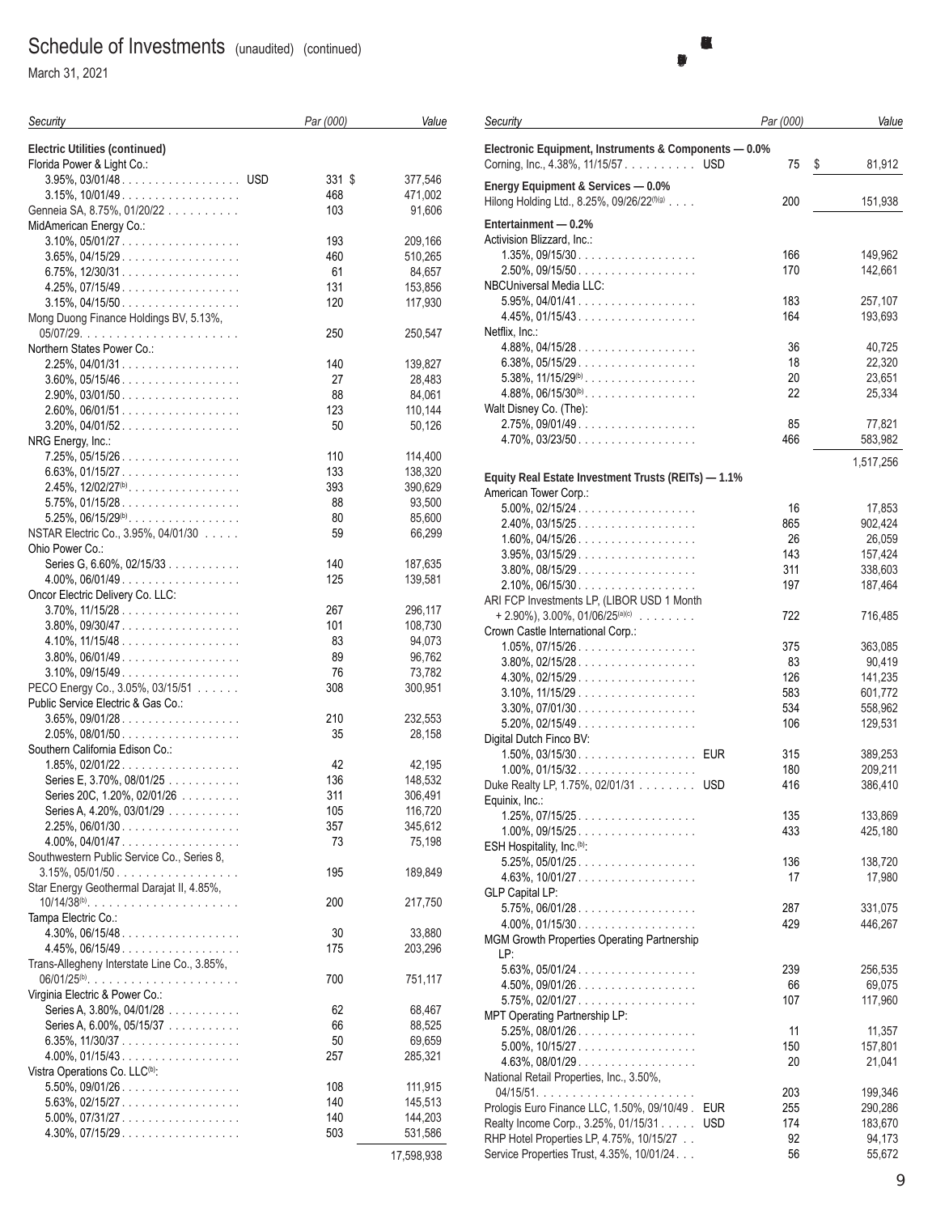# Schedule of Investments (unaudited) (continued)

March 31, 2021

| Security | | Par (000) | Value |
|---|---|---|---|
| **Electric Utilities (continued)** | | | |
| Florida Power & Light Co.: | | | |
| 3.95%, 03/01/48 | USD | 331 | $ 377,546 |
| 3.15%, 10/01/49 | | 468 | 471,002 |
| Genneia SA, 8.75%, 01/20/22 | | 103 | 91,606 |
| MidAmerican Energy Co.: | | | |
| 3.10%, 05/01/27 | | 193 | 209,166 |
| 3.65%, 04/15/29 | | 460 | 510,265 |
| 6.75%, 12/30/31 | | 61 | 84,657 |
| 4.25%, 07/15/49 | | 131 | 153,856 |
| 3.15%, 04/15/50 | | 120 | 117,930 |
| Mong Duong Finance Holdings BV, 5.13%, 05/07/29 | | 250 | 250,547 |
| Northern States Power Co.: | | | |
| 2.25%, 04/01/31 | | 140 | 139,827 |
| 3.60%, 05/15/46 | | 27 | 28,483 |
| 2.90%, 03/01/50 | | 88 | 84,061 |
| 2.60%, 06/01/51 | | 123 | 110,144 |
| 3.20%, 04/01/52 | | 50 | 50,126 |
| NRG Energy, Inc.: | | | |
| 7.25%, 05/15/26 | | 110 | 114,400 |
| 6.63%, 01/15/27 | | 133 | 138,320 |
| 2.45%, 12/02/27[(b)] | | 393 | 390,629 |
| 5.75%, 01/15/28 | | 88 | 93,500 |
| 5.25%, 06/15/29[(b)] | | 80 | 85,600 |
| NSTAR Electric Co., 3.95%, 04/01/30 | | 59 | 66,299 |
| Ohio Power Co.: | | | |
| Series G, 6.60%, 02/15/33 | | 140 | 187,635 |
| 4.00%, 06/01/49 | | 125 | 139,581 |
| Oncor Electric Delivery Co. LLC: | | | |
| 3.70%, 11/15/28 | | 267 | 296,117 |
| 3.80%, 09/30/47 | | 101 | 108,730 |
| 4.10%, 11/15/48 | | 83 | 94,073 |
| 3.80%, 06/01/49 | | 89 | 96,762 |
| 3.10%, 09/15/49 | | 76 | 73,782 |
| PECO Energy Co., 3.05%, 03/15/51 | | 308 | 300,951 |
| Public Service Electric & Gas Co.: | | | |
| 3.65%, 09/01/28 | | 210 | 232,553 |
| 2.05%, 08/01/50 | | 35 | 28,158 |
| Southern California Edison Co.: | | | |
| 1.85%, 02/01/22 | | 42 | 42,195 |
| Series E, 3.70%, 08/01/25 | | 136 | 148,532 |
| Series 20C, 1.20%, 02/01/26 | | 311 | 306,491 |
| Series A, 4.20%, 03/01/29 | | 105 | 116,720 |
| 2.25%, 06/01/30 | | 357 | 345,612 |
| 4.00%, 04/01/47 | | 73 | 75,198 |
| Southwestern Public Service Co., Series 8, 3.15%, 05/01/50 | | 195 | 189,849 |
| Star Energy Geothermal Darajat II, 4.85%, 10/14/38[(b)] | | 200 | 217,750 |
| Tampa Electric Co.: | | | |
| 4.30%, 06/15/48 | | 30 | 33,880 |
| 4.45%, 06/15/49 | | 175 | 203,296 |
| Trans-Allegheny Interstate Line Co., 3.85%, 06/01/25[(b)] | | 700 | 751,117 |
| Virginia Electric & Power Co.: | | | |
| Series A, 3.80%, 04/01/28 | | 62 | 68,467 |
| Series A, 6.00%, 05/15/37 | | 66 | 88,525 |
| 6.35%, 11/30/37 | | 50 | 69,659 |
| 4.00%, 01/15/43 | | 257 | 285,321 |
| Vistra Operations Co. LLC[(b)]: | | | |
| 5.50%, 09/01/26 | | 108 | 111,915 |
| 5.63%, 02/15/27 | | 140 | 145,513 |
| 5.00%, 07/31/27 | | 140 | 144,203 |
| 4.30%, 07/15/29 | | 503 | 531,586 |
| | | | 17,598,938 |
| **Electronic Equipment, Instruments & Components — 0.0%** | | | |
| Corning, Inc., 4.38%, 11/15/57 | USD | 75 | $ 81,912 |
| **Energy Equipment & Services — 0.0%** | | | |
| Hilong Holding Ltd., 8.25%, 09/26/22[(f)(g)] | | 200 | 151,938 |
| **Entertainment — 0.2%** | | | |
| Activision Blizzard, Inc.: | | | |
| 1.35%, 09/15/30 | | 166 | 149,962 |
| 2.50%, 09/15/50 | | 170 | 142,661 |
| NBCUniversal Media LLC: | | | |
| 5.95%, 04/01/41 | | 183 | 257,107 |
| 4.45%, 01/15/43 | | 164 | 193,693 |
| Netflix, Inc.: | | | |
| 4.88%, 04/15/28 | | 36 | 40,725 |
| 6.38%, 05/15/29 | | 18 | 22,320 |
| 5.38%, 11/15/29[(b)] | | 20 | 23,651 |
| 4.88%, 06/15/30[(b)] | | 22 | 25,334 |
| Walt Disney Co. (The): | | | |
| 2.75%, 09/01/49 | | 85 | 77,821 |
| 4.70%, 03/23/50 | | 466 | 583,982 |
| | | | 1,517,256 |
| **Equity Real Estate Investment Trusts (REITs) — 1.1%** | | | |
| American Tower Corp.: | | | |
| 5.00%, 02/15/24 | | 16 | 17,853 |
| 2.40%, 03/15/25 | | 865 | 902,424 |
| 1.60%, 04/15/26 | | 26 | 26,059 |
| 3.95%, 03/15/29 | | 143 | 157,424 |
| 3.80%, 08/15/29 | | 311 | 338,603 |
| 2.10%, 06/15/30 | | 197 | 187,464 |
| ARI FCP Investments LP, (LIBOR USD 1 Month + 2.90%), 3.00%, 01/06/25[(a)(c)] | | 722 | 716,485 |
| Crown Castle International Corp.: | | | |
| 1.05%, 07/15/26 | | 375 | 363,085 |
| 3.80%, 02/15/28 | | 83 | 90,419 |
| 4.30%, 02/15/29 | | 126 | 141,235 |
| 3.10%, 11/15/29 | | 583 | 601,772 |
| 3.30%, 07/01/30 | | 534 | 558,962 |
| 5.20%, 02/15/49 | | 106 | 129,531 |
| Digital Dutch Finco BV: | | | |
| 1.50%, 03/15/30 | EUR | 315 | 389,253 |
| 1.00%, 01/15/32 | | 180 | 209,211 |
| Duke Realty LP, 1.75%, 02/01/31 | USD | 416 | 386,410 |
| Equinix, Inc.: | | | |
| 1.25%, 07/15/25 | | 135 | 133,869 |
| 1.00%, 09/15/25 | | 433 | 425,180 |
| ESH Hospitality, Inc.[(b)]: | | | |
| 5.25%, 05/01/25 | | 136 | 138,720 |
| 4.63%, 10/01/27 | | 17 | 17,980 |
| GLP Capital LP: | | | |
| 5.75%, 06/01/28 | | 287 | 331,075 |
| 4.00%, 01/15/30 | | 429 | 446,267 |
| MGM Growth Properties Operating Partnership LP: | | | |
| 5.63%, 05/01/24 | | 239 | 256,535 |
| 4.50%, 09/01/26 | | 66 | 69,075 |
| 5.75%, 02/01/27 | | 107 | 117,960 |
| MPT Operating Partnership LP: | | | |
| 5.25%, 08/01/26 | | 11 | 11,357 |
| 5.00%, 10/15/27 | | 150 | 157,801 |
| 4.63%, 08/01/29 | | 20 | 21,041 |
| National Retail Properties, Inc., 3.50%, 04/15/51 | | 203 | 199,346 |
| Prologis Euro Finance LLC, 1.50%, 09/10/49 | EUR | 255 | 290,286 |
| Realty Income Corp., 3.25%, 01/15/31 | USD | 174 | 183,670 |
| RHP Hotel Properties LP, 4.75%, 10/15/27 | | 92 | 94,173 |
| Service Properties Trust, 4.35%, 10/01/24 | | 56 | 55,672 |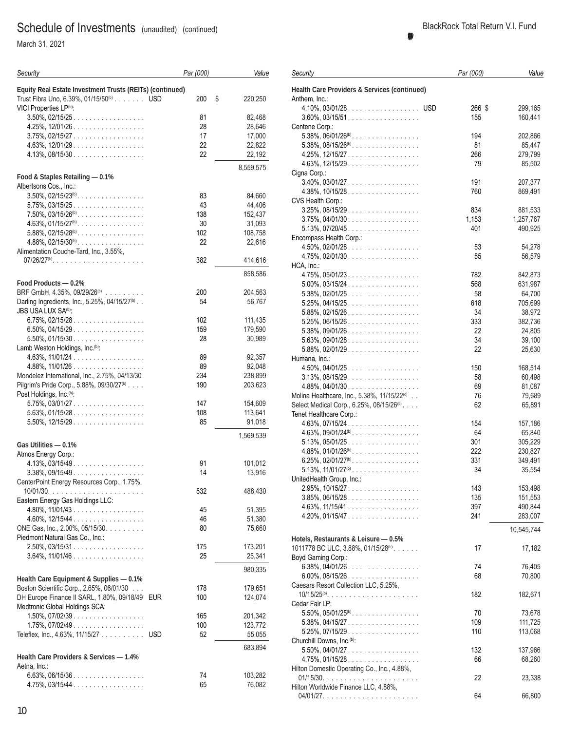# Schedule of Investments (unaudited) (continued)

March 31, 2021

BlackRock Total Return V.I. Fund

| Security | | Par (000) | Value |
|---|---|---|---|
| **Equity Real Estate Investment Trusts (REITs) (continued)** | | | |
| Trust Fibra Uno, 6.39%, 01/15/50[(b)] | USD | 200 | $ 220,250 |
| VICI Properties LP[(b)]: | | | |
| 3.50%, 02/15/25 | | 81 | 82,468 |
| 4.25%, 12/01/26 | | 28 | 28,646 |
| 3.75%, 02/15/27 | | 17 | 17,000 |
| 4.63%, 12/01/29 | | 22 | 22,822 |
| 4.13%, 08/15/30 | | 22 | 22,192 |
| | | | 8,559,575 |
| **Food & Staples Retailing — 0.1%** | | | |
| Albertsons Cos., Inc.: | | | |
| 3.50%, 02/15/23[(b)] | | 83 | 84,660 |
| 5.75%, 03/15/25 | | 43 | 44,406 |
| 7.50%, 03/15/26[(b)] | | 138 | 152,437 |
| 4.63%, 01/15/27[(b)] | | 30 | 31,093 |
| 5.88%, 02/15/28[(b)] | | 102 | 108,758 |
| 4.88%, 02/15/30[(b)] | | 22 | 22,616 |
| Alimentation Couche-Tard, Inc., 3.55%, 07/26/27[(b)] | | 382 | 414,616 |
| | | | 858,586 |
| **Food Products — 0.2%** | | | |
| BRF GmbH, 4.35%, 09/29/26[(b)] | | 200 | 204,563 |
| Darling Ingredients, Inc., 5.25%, 04/15/27[(b)] | | 54 | 56,767 |
| JBS USA LUX SA[(b)]: | | | |
| 6.75%, 02/15/28 | | 102 | 111,435 |
| 6.50%, 04/15/29 | | 159 | 179,590 |
| 5.50%, 01/15/30 | | 28 | 30,989 |
| Lamb Weston Holdings, Inc.[(b)]: | | | |
| 4.63%, 11/01/24 | | 89 | 92,357 |
| 4.88%, 11/01/26 | | 89 | 92,048 |
| Mondelez International, Inc., 2.75%, 04/13/30 | | 234 | 238,899 |
| Pilgrim's Pride Corp., 5.88%, 09/30/27[(b)] | | 190 | 203,623 |
| Post Holdings, Inc.[(b)]: | | | |
| 5.75%, 03/01/27 | | 147 | 154,609 |
| 5.63%, 01/15/28 | | 108 | 113,641 |
| 5.50%, 12/15/29 | | 85 | 91,018 |
| | | | 1,569,539 |
| **Gas Utilities — 0.1%** | | | |
| Atmos Energy Corp.: | | | |
| 4.13%, 03/15/49 | | 91 | 101,012 |
| 3.38%, 09/15/49 | | 14 | 13,916 |
| CenterPoint Energy Resources Corp., 1.75%, 10/01/30 | | 532 | 488,430 |
| Eastern Energy Gas Holdings LLC: | | | |
| 4.80%, 11/01/43 | | 45 | 51,395 |
| 4.60%, 12/15/44 | | 46 | 51,380 |
| ONE Gas, Inc., 2.00%, 05/15/30 | | 80 | 75,660 |
| Piedmont Natural Gas Co., Inc.: | | | |
| 2.50%, 03/15/31 | | 175 | 173,201 |
| 3.64%, 11/01/46 | | 25 | 25,341 |
| | | | 980,335 |
| **Health Care Equipment & Supplies — 0.1%** | | | |
| Boston Scientific Corp., 2.65%, 06/01/30 | | 178 | 179,651 |
| DH Europe Finance II SARL, 1.80%, 09/18/49 | EUR | 100 | 124,074 |
| Medtronic Global Holdings SCA: | | | |
| 1.50%, 07/02/39 | | 165 | 201,342 |
| 1.75%, 07/02/49 | | 100 | 123,772 |
| Teleflex, Inc., 4.63%, 11/15/27 | USD | 52 | 55,055 |
| | | | 683,894 |
| **Health Care Providers & Services — 1.4%** | | | |
| Aetna, Inc.: | | | |
| 6.63%, 06/15/36 | | 74 | 103,282 |
| 4.75%, 03/15/44 | | 65 | 76,082 |
| **Health Care Providers & Services (continued)** | | | |
| Anthem, Inc.: | | | |
| 4.10%, 03/01/28 | USD | 266 | $ 299,165 |
| 3.60%, 03/15/51 | | 155 | 160,441 |
| Centene Corp.: | | | |
| 5.38%, 06/01/26[(b)] | | 194 | 202,866 |
| 5.38%, 08/15/26[(b)] | | 81 | 85,447 |
| 4.25%, 12/15/27 | | 266 | 279,799 |
| 4.63%, 12/15/29 | | 79 | 85,502 |
| Cigna Corp.: | | | |
| 3.40%, 03/01/27 | | 191 | 207,377 |
| 4.38%, 10/15/28 | | 760 | 869,491 |
| CVS Health Corp.: | | | |
| 3.25%, 08/15/29 | | 834 | 881,533 |
| 3.75%, 04/01/30 | | 1,153 | 1,257,767 |
| 5.13%, 07/20/45 | | 401 | 490,925 |
| Encompass Health Corp.: | | | |
| 4.50%, 02/01/28 | | 53 | 54,278 |
| 4.75%, 02/01/30 | | 55 | 56,579 |
| HCA, Inc.: | | | |
| 4.75%, 05/01/23 | | 782 | 842,873 |
| 5.00%, 03/15/24 | | 568 | 631,987 |
| 5.38%, 02/01/25 | | 58 | 64,700 |
| 5.25%, 04/15/25 | | 618 | 705,699 |
| 5.88%, 02/15/26 | | 34 | 38,972 |
| 5.25%, 06/15/26 | | 333 | 382,736 |
| 5.38%, 09/01/26 | | 22 | 24,805 |
| 5.63%, 09/01/28 | | 34 | 39,100 |
| 5.88%, 02/01/29 | | 22 | 25,630 |
| Humana, Inc.: | | | |
| 4.50%, 04/01/25 | | 150 | 168,514 |
| 3.13%, 08/15/29 | | 58 | 60,498 |
| 4.88%, 04/01/30 | | 69 | 81,087 |
| Molina Healthcare, Inc., 5.38%, 11/15/22[(d)] | | 76 | 79,689 |
| Select Medical Corp., 6.25%, 08/15/26[(b)] | | 62 | 65,891 |
| Tenet Healthcare Corp.: | | | |
| 4.63%, 07/15/24 | | 154 | 157,186 |
| 4.63%, 09/01/24[(b)] | | 64 | 65,840 |
| 5.13%, 05/01/25 | | 301 | 305,229 |
| 4.88%, 01/01/26[(b)] | | 222 | 230,827 |
| 6.25%, 02/01/27[(b)] | | 331 | 349,491 |
| 5.13%, 11/01/27[(b)] | | 34 | 35,554 |
| UnitedHealth Group, Inc.: | | | |
| 2.95%, 10/15/27 | | 143 | 153,498 |
| 3.85%, 06/15/28 | | 135 | 151,553 |
| 4.63%, 11/15/41 | | 397 | 490,844 |
| 4.20%, 01/15/47 | | 241 | 283,007 |
| | | | 10,545,744 |
| **Hotels, Restaurants & Leisure — 0.5%** | | | |
| 1011778 BC ULC, 3.88%, 01/15/28[(b)] | | 17 | 17,182 |
| Boyd Gaming Corp.: | | | |
| 6.38%, 04/01/26 | | 74 | 76,405 |
| 6.00%, 08/15/26 | | 68 | 70,800 |
| Caesars Resort Collection LLC, 5.25%, 10/15/25[(b)] | | 182 | 182,671 |
| Cedar Fair LP: | | | |
| 5.50%, 05/01/25[(b)] | | 70 | 73,678 |
| 5.38%, 04/15/27 | | 109 | 111,725 |
| 5.25%, 07/15/29 | | 110 | 113,068 |
| Churchill Downs, Inc.[(b)]: | | | |
| 5.50%, 04/01/27 | | 132 | 137,966 |
| 4.75%, 01/15/28 | | 66 | 68,260 |
| Hilton Domestic Operating Co., Inc., 4.88%, 01/15/30 | | 22 | 23,338 |
| Hilton Worldwide Finance LLC, 4.88%, 04/01/27 | | 64 | 66,800 |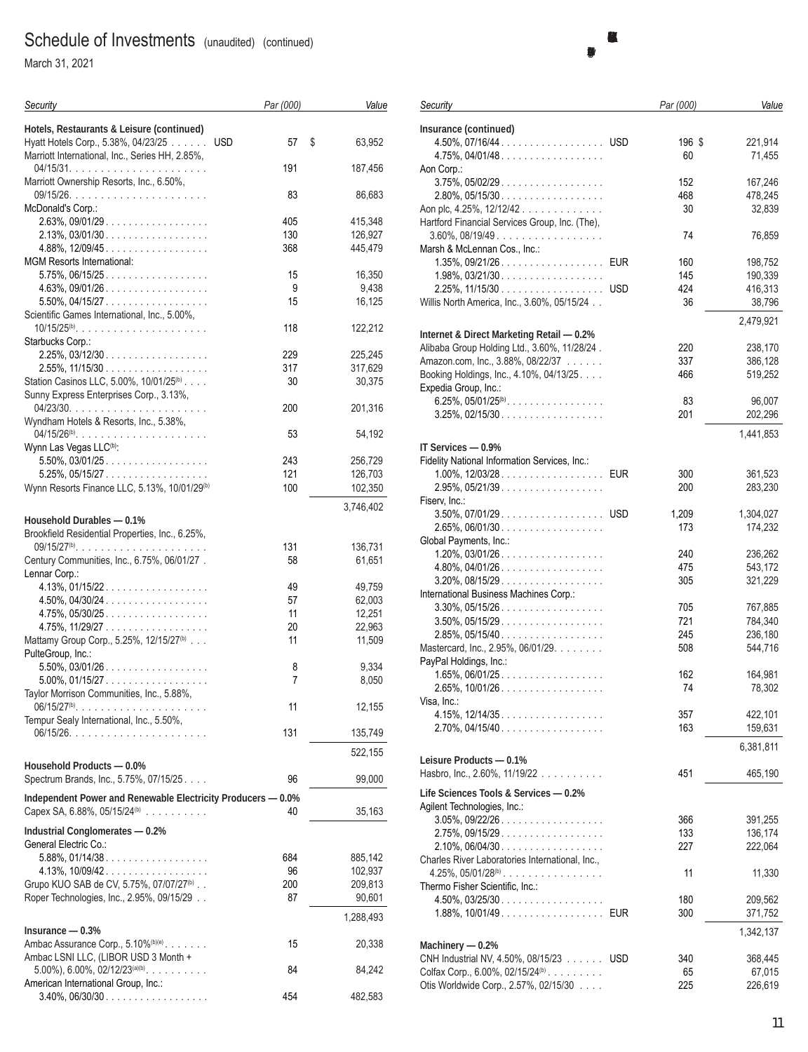# Schedule of Investments (unaudited) (continued)

March 31, 2021

| Security | | Par (000) | Value |
|---|---|---|---|
| **Hotels, Restaurants & Leisure (continued)** | | | |
| Hyatt Hotels Corp., 5.38%, 04/23/25 | USD | 57 | $ 63,952 |
| Marriott International, Inc., Series HH, 2.85%, 04/15/31 | | 191 | 187,456 |
| Marriott Ownership Resorts, Inc., 6.50%, 09/15/26 | | 83 | 86,683 |
| McDonald's Corp.: | | | |
| 2.63%, 09/01/29 | | 405 | 415,348 |
| 2.13%, 03/01/30 | | 130 | 126,927 |
| 4.88%, 12/09/45 | | 368 | 445,479 |
| MGM Resorts International: | | | |
| 5.75%, 06/15/25 | | 15 | 16,350 |
| 4.63%, 09/01/26 | | 9 | 9,438 |
| 5.50%, 04/15/27 | | 15 | 16,125 |
| Scientific Games International, Inc., 5.00%, 10/15/25[(b)] | | 118 | 122,212 |
| Starbucks Corp.: | | | |
| 2.25%, 03/12/30 | | 229 | 225,245 |
| 2.55%, 11/15/30 | | 317 | 317,629 |
| Station Casinos LLC, 5.00%, 10/01/25[(b)] | | 30 | 30,375 |
| Sunny Express Enterprises Corp., 3.13%, 04/23/30 | | 200 | 201,316 |
| Wyndham Hotels & Resorts, Inc., 5.38%, 04/15/26[(b)] | | 53 | 54,192 |
| Wynn Las Vegas LLC[(b)]: | | | |
| 5.50%, 03/01/25 | | 243 | 256,729 |
| 5.25%, 05/15/27 | | 121 | 126,703 |
| Wynn Resorts Finance LLC, 5.13%, 10/01/29[(b)] | | 100 | 102,350 |
| | | | 3,746,402 |
| **Household Durables — 0.1%** | | | |
| Brookfield Residential Properties, Inc., 6.25%, 09/15/27[(b)] | | 131 | 136,731 |
| Century Communities, Inc., 6.75%, 06/01/27 | | 58 | 61,651 |
| Lennar Corp.: | | | |
| 4.13%, 01/15/22 | | 49 | 49,759 |
| 4.50%, 04/30/24 | | 57 | 62,003 |
| 4.75%, 05/30/25 | | 11 | 12,251 |
| 4.75%, 11/29/27 | | 20 | 22,963 |
| Mattamy Group Corp., 5.25%, 12/15/27[(b)] | | 11 | 11,509 |
| PulteGroup, Inc.: | | | |
| 5.50%, 03/01/26 | | 8 | 9,334 |
| 5.00%, 01/15/27 | | 7 | 8,050 |
| Taylor Morrison Communities, Inc., 5.88%, 06/15/27[(b)] | | 11 | 12,155 |
| Tempur Sealy International, Inc., 5.50%, 06/15/26 | | 131 | 135,749 |
| | | | 522,155 |
| **Household Products — 0.0%** | | | |
| Spectrum Brands, Inc., 5.75%, 07/15/25 | | 96 | 99,000 |
| **Independent Power and Renewable Electricity Producers — 0.0%** | | | |
| Capex SA, 6.88%, 05/15/24[(b)] | | 40 | 35,163 |
| **Industrial Conglomerates — 0.2%** | | | |
| General Electric Co.: | | | |
| 5.88%, 01/14/38 | | 684 | 885,142 |
| 4.13%, 10/09/42 | | 96 | 102,937 |
| Grupo KUO SAB de CV, 5.75%, 07/07/27[(b)] | | 200 | 209,813 |
| Roper Technologies, Inc., 2.95%, 09/15/29 | | 87 | 90,601 |
| | | | 1,288,493 |
| **Insurance — 0.3%** | | | |
| Ambac Assurance Corp., 5.10%[(b)(e)] | | 15 | 20,338 |
| Ambac LSNI LLC, (LIBOR USD 3 Month + 5.00%), 6.00%, 02/12/23[(a)(b)] | | 84 | 84,242 |
| American International Group, Inc.: | | | |
| 3.40%, 06/30/30 | | 454 | 482,583 |
| 4.50%, 07/16/44 | USD | 196 | $ 221,914 |
| 4.75%, 04/01/48 | | 60 | 71,455 |
| Aon Corp.: | | | |
| 3.75%, 05/02/29 | | 152 | 167,246 |
| 2.80%, 05/15/30 | | 468 | 478,245 |
| Aon plc, 4.25%, 12/12/42 | | 30 | 32,839 |
| Hartford Financial Services Group, Inc. (The), 3.60%, 08/19/49 | | 74 | 76,859 |
| Marsh & McLennan Cos., Inc.: | | | |
| 1.35%, 09/21/26 | EUR | 160 | 198,752 |
| 1.98%, 03/21/30 | | 145 | 190,339 |
| 2.25%, 11/15/30 | USD | 424 | 416,313 |
| Willis North America, Inc., 3.60%, 05/15/24 | | 36 | 38,796 |
| | | | 2,479,921 |
| **Internet & Direct Marketing Retail — 0.2%** | | | |
| Alibaba Group Holding Ltd., 3.60%, 11/28/24 | | 220 | 238,170 |
| Amazon.com, Inc., 3.88%, 08/22/37 | | 337 | 386,128 |
| Booking Holdings, Inc., 4.10%, 04/13/25 | | 466 | 519,252 |
| Expedia Group, Inc.: | | | |
| 6.25%, 05/01/25[(b)] | | 83 | 96,007 |
| 3.25%, 02/15/30 | | 201 | 202,296 |
| | | | 1,441,853 |
| **IT Services — 0.9%** | | | |
| Fidelity National Information Services, Inc.: | | | |
| 1.00%, 12/03/28 | EUR | 300 | 361,523 |
| 2.95%, 05/21/39 | | 200 | 283,230 |
| Fiserv, Inc.: | | | |
| 3.50%, 07/01/29 | USD | 1,209 | 1,304,027 |
| 2.65%, 06/01/30 | | 173 | 174,232 |
| Global Payments, Inc.: | | | |
| 1.20%, 03/01/26 | | 240 | 236,262 |
| 4.80%, 04/01/26 | | 475 | 543,172 |
| 3.20%, 08/15/29 | | 305 | 321,229 |
| International Business Machines Corp.: | | | |
| 3.30%, 05/15/26 | | 705 | 767,885 |
| 3.50%, 05/15/29 | | 721 | 784,340 |
| 2.85%, 05/15/40 | | 245 | 236,180 |
| Mastercard, Inc., 2.95%, 06/01/29 | | 508 | 544,716 |
| PayPal Holdings, Inc.: | | | |
| 1.65%, 06/01/25 | | 162 | 164,981 |
| 2.65%, 10/01/26 | | 74 | 78,302 |
| Visa, Inc.: | | | |
| 4.15%, 12/14/35 | | 357 | 422,101 |
| 2.70%, 04/15/40 | | 163 | 159,631 |
| | | | 6,381,811 |
| **Leisure Products — 0.1%** | | | |
| Hasbro, Inc., 2.60%, 11/19/22 | | 451 | 465,190 |
| **Life Sciences Tools & Services — 0.2%** | | | |
| Agilent Technologies, Inc.: | | | |
| 3.05%, 09/22/26 | | 366 | 391,255 |
| 2.75%, 09/15/29 | | 133 | 136,174 |
| 2.10%, 06/04/30 | | 227 | 222,064 |
| Charles River Laboratories International, Inc., 4.25%, 05/01/28[(b)] | | 11 | 11,330 |
| Thermo Fisher Scientific, Inc.: | | | |
| 4.50%, 03/25/30 | | 180 | 209,562 |
| 1.88%, 10/01/49 | EUR | 300 | 371,752 |
| | | | 1,342,137 |
| **Machinery — 0.2%** | | | |
| CNH Industrial NV, 4.50%, 08/15/23 | USD | 340 | 368,445 |
| Colfax Corp., 6.00%, 02/15/24[(b)] | | 65 | 67,015 |
| Otis Worldwide Corp., 2.57%, 02/15/30 | | 225 | 226,619 |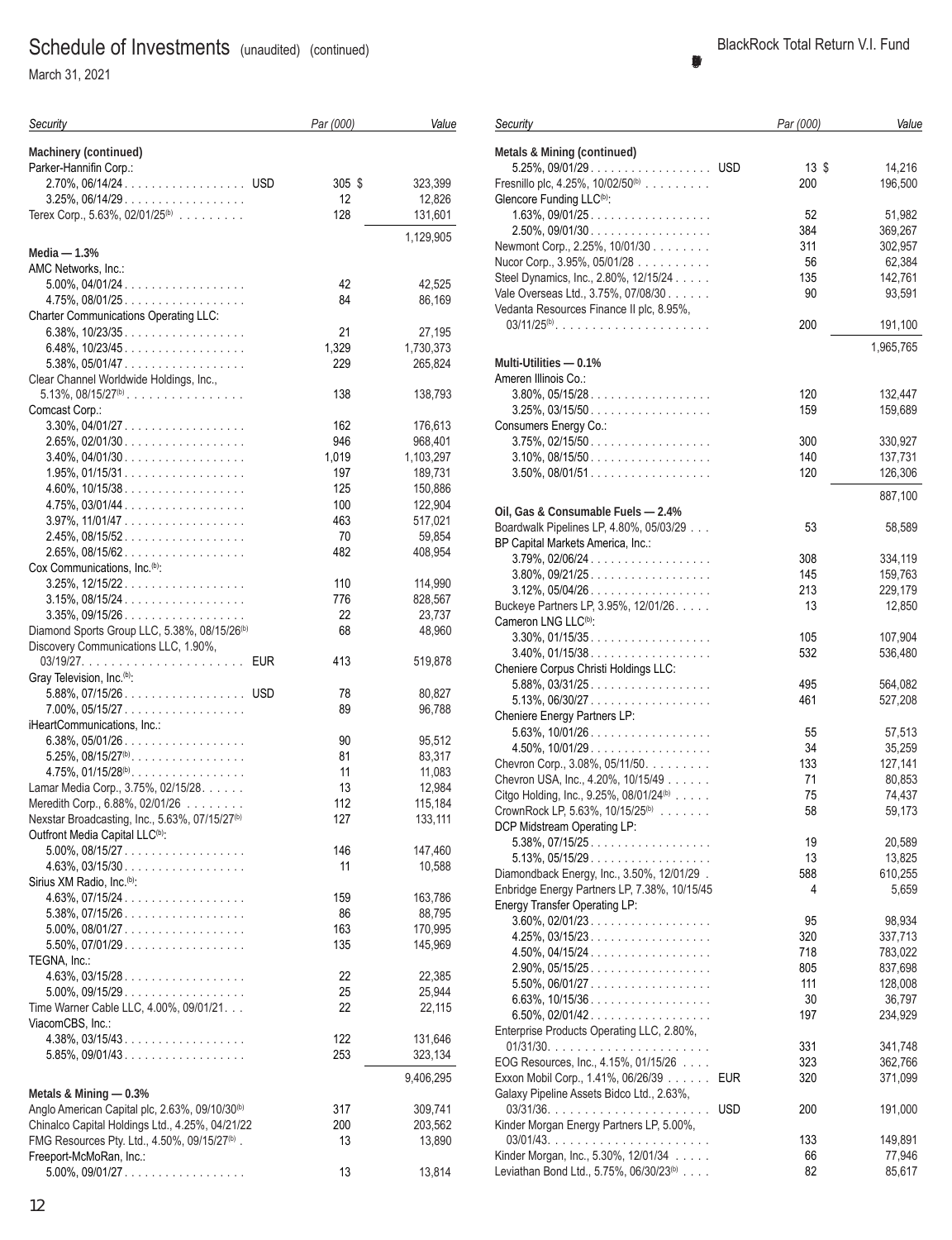# Schedule of Investments (unaudited) (continued)

March 31, 2021

| Security | | Par (000) | Value |
|---|---|---|---|
| **Machinery (continued)** | | | |
| Parker-Hannifin Corp.: | | | |
| 2.70%, 06/14/24 | USD | 305 | $ 323,399 |
| 3.25%, 06/14/29 | | 12 | 12,826 |
| Terex Corp., 5.63%, 02/01/25[(b)] | | 128 | 131,601 |
| | | | 1,129,905 |
| **Media — 1.3%** | | | |
| AMC Networks, Inc.: | | | |
| 5.00%, 04/01/24 | | 42 | 42,525 |
| 4.75%, 08/01/25 | | 84 | 86,169 |
| Charter Communications Operating LLC: | | | |
| 6.38%, 10/23/35 | | 21 | 27,195 |
| 6.48%, 10/23/45 | | 1,329 | 1,730,373 |
| 5.38%, 05/01/47 | | 229 | 265,824 |
| Clear Channel Worldwide Holdings, Inc., 5.13%, 08/15/27[(b)] | | 138 | 138,793 |
| Comcast Corp.: | | | |
| 3.30%, 04/01/27 | | 162 | 176,613 |
| 2.65%, 02/01/30 | | 946 | 968,401 |
| 3.40%, 04/01/30 | | 1,019 | 1,103,297 |
| 1.95%, 01/15/31 | | 197 | 189,731 |
| 4.60%, 10/15/38 | | 125 | 150,886 |
| 4.75%, 03/01/44 | | 100 | 122,904 |
| 3.97%, 11/01/47 | | 463 | 517,021 |
| 2.45%, 08/15/52 | | 70 | 59,854 |
| 2.65%, 08/15/62 | | 482 | 408,954 |
| Cox Communications, Inc.[(b)]: | | | |
| 3.25%, 12/15/22 | | 110 | 114,990 |
| 3.15%, 08/15/24 | | 776 | 828,567 |
| 3.35%, 09/15/26 | | 22 | 23,737 |
| Diamond Sports Group LLC, 5.38%, 08/15/26[(b)] | | 68 | 48,960 |
| Discovery Communications LLC, 1.90%, 03/19/27 | EUR | 413 | 519,878 |
| Gray Television, Inc.[(b)]: | | | |
| 5.88%, 07/15/26 | USD | 78 | 80,827 |
| 7.00%, 05/15/27 | | 89 | 96,788 |
| iHeartCommunications, Inc.: | | | |
| 6.38%, 05/01/26 | | 90 | 95,512 |
| 5.25%, 08/15/27[(b)] | | 81 | 83,317 |
| 4.75%, 01/15/28[(b)] | | 11 | 11,083 |
| Lamar Media Corp., 3.75%, 02/15/28 | | 13 | 12,984 |
| Meredith Corp., 6.88%, 02/01/26 | | 112 | 115,184 |
| Nexstar Broadcasting, Inc., 5.63%, 07/15/27[(b)] | | 127 | 133,111 |
| Outfront Media Capital LLC[(b)]: | | | |
| 5.00%, 08/15/27 | | 146 | 147,460 |
| 4.63%, 03/15/30 | | 11 | 10,588 |
| Sirius XM Radio, Inc.[(b)]: | | | |
| 4.63%, 07/15/24 | | 159 | 163,786 |
| 5.38%, 07/15/26 | | 86 | 88,795 |
| 5.00%, 08/01/27 | | 163 | 170,995 |
| 5.50%, 07/01/29 | | 135 | 145,969 |
| TEGNA, Inc.: | | | |
| 4.63%, 03/15/28 | | 22 | 22,385 |
| 5.00%, 09/15/29 | | 25 | 25,944 |
| Time Warner Cable LLC, 4.00%, 09/01/21 | | 22 | 22,115 |
| ViacomCBS, Inc.: | | | |
| 4.38%, 03/15/43 | | 122 | 131,646 |
| 5.85%, 09/01/43 | | 253 | 323,134 |
| | | | 9,406,295 |
| **Metals & Mining — 0.3%** | | | |
| Anglo American Capital plc, 2.63%, 09/10/30[(b)] | | 317 | 309,741 |
| Chinalco Capital Holdings Ltd., 4.25%, 04/21/22 | | 200 | 203,562 |
| FMG Resources Pty. Ltd., 4.50%, 09/15/27[(b)] | | 13 | 13,890 |
| Freeport-McMoRan, Inc.: | | | |
| 5.00%, 09/01/27 | | 13 | 13,814 |
| **Metals & Mining (continued)** | | | |
| 5.25%, 09/01/29 | USD | 13 | $ 14,216 |
| Fresnillo plc, 4.25%, 10/02/50[(b)] | | 200 | 196,500 |
| Glencore Funding LLC[(b)]: | | | |
| 1.63%, 09/01/25 | | 52 | 51,982 |
| 2.50%, 09/01/30 | | 384 | 369,267 |
| Newmont Corp., 2.25%, 10/01/30 | | 311 | 302,957 |
| Nucor Corp., 3.95%, 05/01/28 | | 56 | 62,384 |
| Steel Dynamics, Inc., 2.80%, 12/15/24 | | 135 | 142,761 |
| Vale Overseas Ltd., 3.75%, 07/08/30 | | 90 | 93,591 |
| Vedanta Resources Finance II plc, 8.95%, 03/11/25[(b)] | | 200 | 191,100 |
| | | | 1,965,765 |
| **Multi-Utilities — 0.1%** | | | |
| Ameren Illinois Co.: | | | |
| 3.80%, 05/15/28 | | 120 | 132,447 |
| 3.25%, 03/15/50 | | 159 | 159,689 |
| Consumers Energy Co.: | | | |
| 3.75%, 02/15/50 | | 300 | 330,927 |
| 3.10%, 08/15/50 | | 140 | 137,731 |
| 3.50%, 08/01/51 | | 120 | 126,306 |
| | | | 887,100 |
| **Oil, Gas & Consumable Fuels — 2.4%** | | | |
| Boardwalk Pipelines LP, 4.80%, 05/03/29 | | 53 | 58,589 |
| BP Capital Markets America, Inc.: | | | |
| 3.79%, 02/06/24 | | 308 | 334,119 |
| 3.80%, 09/21/25 | | 145 | 159,763 |
| 3.12%, 05/04/26 | | 213 | 229,179 |
| Buckeye Partners LP, 3.95%, 12/01/26 | | 13 | 12,850 |
| Cameron LNG LLC[(b)]: | | | |
| 3.30%, 01/15/35 | | 105 | 107,904 |
| 3.40%, 01/15/38 | | 532 | 536,480 |
| Cheniere Corpus Christi Holdings LLC: | | | |
| 5.88%, 03/31/25 | | 495 | 564,082 |
| 5.13%, 06/30/27 | | 461 | 527,208 |
| Cheniere Energy Partners LP: | | | |
| 5.63%, 10/01/26 | | 55 | 57,513 |
| 4.50%, 10/01/29 | | 34 | 35,259 |
| Chevron Corp., 3.08%, 05/11/50 | | 133 | 127,141 |
| Chevron USA, Inc., 4.20%, 10/15/49 | | 71 | 80,853 |
| Citgo Holding, Inc., 9.25%, 08/01/24[(b)] | | 75 | 74,437 |
| CrownRock LP, 5.63%, 10/15/25[(b)] | | 58 | 59,173 |
| DCP Midstream Operating LP: | | | |
| 5.38%, 07/15/25 | | 19 | 20,589 |
| 5.13%, 05/15/29 | | 13 | 13,825 |
| Diamondback Energy, Inc., 3.50%, 12/01/29 | | 588 | 610,255 |
| Enbridge Energy Partners LP, 7.38%, 10/15/45 | | 4 | 5,659 |
| Energy Transfer Operating LP: | | | |
| 3.60%, 02/01/23 | | 95 | 98,934 |
| 4.25%, 03/15/23 | | 320 | 337,713 |
| 4.50%, 04/15/24 | | 718 | 783,022 |
| 2.90%, 05/15/25 | | 805 | 837,698 |
| 5.50%, 06/01/27 | | 111 | 128,008 |
| 6.63%, 10/15/36 | | 30 | 36,797 |
| 6.50%, 02/01/42 | | 197 | 234,929 |
| Enterprise Products Operating LLC, 2.80%, 01/31/30 | | 331 | 341,748 |
| EOG Resources, Inc., 4.15%, 01/15/26 | | 323 | 362,766 |
| Exxon Mobil Corp., 1.41%, 06/26/39 | EUR | 320 | 371,099 |
| Galaxy Pipeline Assets Bidco Ltd., 2.63%, 03/31/36 | USD | 200 | 191,000 |
| Kinder Morgan Energy Partners LP, 5.00%, 03/01/43 | | 133 | 149,891 |
| Kinder Morgan, Inc., 5.30%, 12/01/34 | | 66 | 77,946 |
| Leviathan Bond Ltd., 5.75%, 06/30/23[(b)] | | 82 | 85,617 |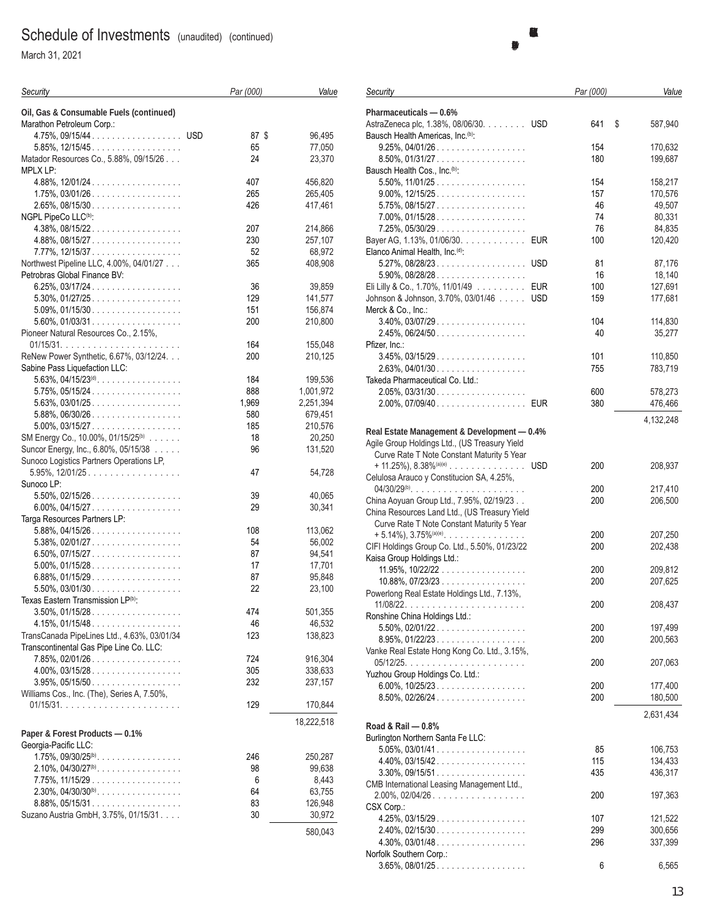# Schedule of Investments (unaudited) (continued)

March 31, 2021

| Security | | Par (000) | Value |
|---|---|---|---|
| **Oil, Gas & Consumable Fuels (continued)** | | | |
| Marathon Petroleum Corp.: | | | |
| 4.75%, 09/15/44 | USD | 87 | $ 96,495 |
| 5.85%, 12/15/45 | | 65 | 77,050 |
| Matador Resources Co., 5.88%, 09/15/26 | | 24 | 23,370 |
| MPLX LP: | | | |
| 4.88%, 12/01/24 | | 407 | 456,820 |
| 1.75%, 03/01/26 | | 265 | 265,405 |
| 2.65%, 08/15/30 | | 426 | 417,461 |
| NGPL PipeCo LLC[b]: | | | |
| 4.38%, 08/15/22 | | 207 | 214,866 |
| 4.88%, 08/15/27 | | 230 | 257,107 |
| 7.77%, 12/15/37 | | 52 | 68,972 |
| Northwest Pipeline LLC, 4.00%, 04/01/27 | | 365 | 408,908 |
| Petrobras Global Finance BV: | | | |
| 6.25%, 03/17/24 | | 36 | 39,859 |
| 5.30%, 01/27/25 | | 129 | 141,577 |
| 5.09%, 01/15/30 | | 151 | 156,874 |
| 5.60%, 01/03/31 | | 200 | 210,800 |
| Pioneer Natural Resources Co., 2.15%, 01/15/31 | | 164 | 155,048 |
| ReNew Power Synthetic, 6.67%, 03/12/24 | | 200 | 210,125 |
| Sabine Pass Liquefaction LLC: | | | |
| 5.63%, 04/15/23[d] | | 184 | 199,536 |
| 5.75%, 05/15/24 | | 888 | 1,001,972 |
| 5.63%, 03/01/25 | | 1,969 | 2,251,394 |
| 5.88%, 06/30/26 | | 580 | 679,451 |
| 5.00%, 03/15/27 | | 185 | 210,576 |
| SM Energy Co., 10.00%, 01/15/25[b] | | 18 | 20,250 |
| Suncor Energy, Inc., 6.80%, 05/15/38 | | 96 | 131,520 |
| Sunoco Logistics Partners Operations LP, 5.95%, 12/01/25 | | 47 | 54,728 |
| Sunoco LP: | | | |
| 5.50%, 02/15/26 | | 39 | 40,065 |
| 6.00%, 04/15/27 | | 29 | 30,341 |
| Targa Resources Partners LP: | | | |
| 5.88%, 04/15/26 | | 108 | 113,062 |
| 5.38%, 02/01/27 | | 54 | 56,002 |
| 6.50%, 07/15/27 | | 87 | 94,541 |
| 5.00%, 01/15/28 | | 17 | 17,701 |
| 6.88%, 01/15/29 | | 87 | 95,848 |
| 5.50%, 03/01/30 | | 22 | 23,100 |
| Texas Eastern Transmission LP[b]: | | | |
| 3.50%, 01/15/28 | | 474 | 501,355 |
| 4.15%, 01/15/48 | | 46 | 46,532 |
| TransCanada PipeLines Ltd., 4.63%, 03/01/34 | | 123 | 138,823 |
| Transcontinental Gas Pipe Line Co. LLC: | | | |
| 7.85%, 02/01/26 | | 724 | 916,304 |
| 4.00%, 03/15/28 | | 305 | 338,633 |
| 3.95%, 05/15/50 | | 232 | 237,157 |
| Williams Cos., Inc. (The), Series A, 7.50%, 01/15/31 | | 129 | 170,844 |
| | | | 18,222,518 |
| **Paper & Forest Products — 0.1%** | | | |
| Georgia-Pacific LLC: | | | |
| 1.75%, 09/30/25[b] | | 246 | 250,287 |
| 2.10%, 04/30/27[b] | | 98 | 99,638 |
| 7.75%, 11/15/29 | | 6 | 8,443 |
| 2.30%, 04/30/30[b] | | 64 | 63,755 |
| 8.88%, 05/15/31 | | 83 | 126,948 |
| Suzano Austria GmbH, 3.75%, 01/15/31 | | 30 | 30,972 |
| | | | 580,043 |
| **Pharmaceuticals — 0.6%** | | | |
| AstraZeneca plc, 1.38%, 08/06/30 | USD | 641 | $ 587,940 |
| Bausch Health Americas, Inc.[b]: | | | |
| 9.25%, 04/01/26 | | 154 | 170,632 |
| 8.50%, 01/31/27 | | 180 | 199,687 |
| Bausch Health Cos., Inc.[b]: | | | |
| 5.50%, 11/01/25 | | 154 | 158,217 |
| 9.00%, 12/15/25 | | 157 | 170,576 |
| 5.75%, 08/15/27 | | 46 | 49,507 |
| 7.00%, 01/15/28 | | 74 | 80,331 |
| 7.25%, 05/30/29 | | 76 | 84,835 |
| Bayer AG, 1.13%, 01/06/30 | EUR | 100 | 120,420 |
| Elanco Animal Health, Inc.[d]: | | | |
| 5.27%, 08/28/23 | USD | 81 | 87,176 |
| 5.90%, 08/28/28 | | 16 | 18,140 |
| Eli Lilly & Co., 1.70%, 11/01/49 | EUR | 100 | 127,691 |
| Johnson & Johnson, 3.70%, 03/01/46 | USD | 159 | 177,681 |
| Merck & Co., Inc.: | | | |
| 3.40%, 03/07/29 | | 104 | 114,830 |
| 2.45%, 06/24/50 | | 40 | 35,277 |
| Pfizer, Inc.: | | | |
| 3.45%, 03/15/29 | | 101 | 110,850 |
| 2.63%, 04/01/30 | | 755 | 783,719 |
| Takeda Pharmaceutical Co. Ltd.: | | | |
| 2.05%, 03/31/30 | | 600 | 578,273 |
| 2.00%, 07/09/40 | EUR | 380 | 476,466 |
| | | | 4,132,248 |
| **Real Estate Management & Development — 0.4%** | | | |
| Agile Group Holdings Ltd., (US Treasury Yield Curve Rate T Note Constant Maturity 5 Year + 11.25%), 8.38%[a][e] | USD | 200 | 208,937 |
| Celulosa Arauco y Constitucion SA, 4.25%, 04/30/29[b] | | 200 | 217,410 |
| China Aoyuan Group Ltd., 7.95%, 02/19/23 | | 200 | 206,500 |
| China Resources Land Ltd., (US Treasury Yield Curve Rate T Note Constant Maturity 5 Year + 5.14%), 3.75%[a][e] | | 200 | 207,250 |
| CIFI Holdings Group Co. Ltd., 5.50%, 01/23/22 | | 200 | 202,438 |
| Kaisa Group Holdings Ltd.: | | | |
| 11.95%, 10/22/22 | | 200 | 209,812 |
| 10.88%, 07/23/23 | | 200 | 207,625 |
| Powerlong Real Estate Holdings Ltd., 7.13%, 11/08/22 | | 200 | 208,437 |
| Ronshine China Holdings Ltd.: | | | |
| 5.50%, 02/01/22 | | 200 | 197,499 |
| 8.95%, 01/22/23 | | 200 | 200,563 |
| Vanke Real Estate Hong Kong Co. Ltd., 3.15%, 05/12/25 | | 200 | 207,063 |
| Yuzhou Group Holdings Co. Ltd.: | | | |
| 6.00%, 10/25/23 | | 200 | 177,400 |
| 8.50%, 02/26/24 | | 200 | 180,500 |
| | | | 2,631,434 |
| **Road & Rail — 0.8%** | | | |
| Burlington Northern Santa Fe LLC: | | | |
| 5.05%, 03/01/41 | | 85 | 106,753 |
| 4.40%, 03/15/42 | | 115 | 134,433 |
| 3.30%, 09/15/51 | | 435 | 436,317 |
| CMB International Leasing Management Ltd., 2.00%, 02/04/26 | | 200 | 197,363 |
| CSX Corp.: | | | |
| 4.25%, 03/15/29 | | 107 | 121,522 |
| 2.40%, 02/15/30 | | 299 | 300,656 |
| 4.30%, 03/01/48 | | 296 | 337,399 |
| Norfolk Southern Corp.: | | | |
| 3.65%, 08/01/25 | | 6 | 6,565 |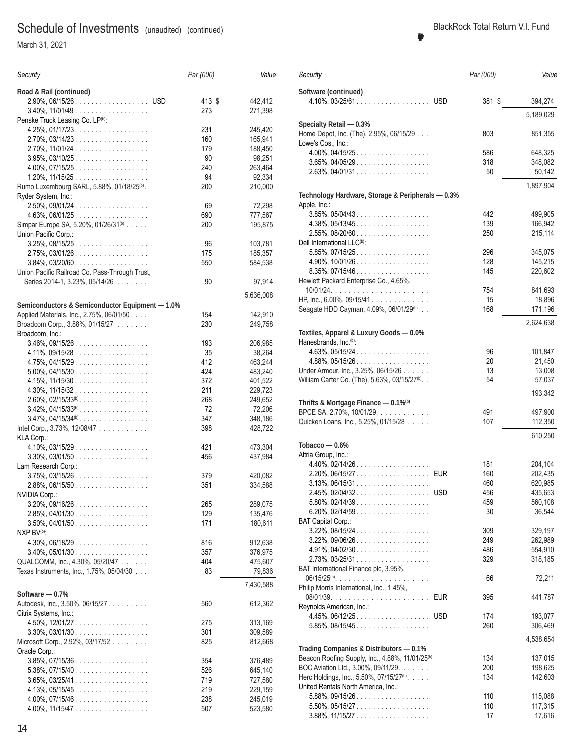# Schedule of Investments (unaudited) (continued)

March 31, 2021

BlackRock Total Return V.I. Fund

| Security | | Par (000) | Value |
|---|---|---|---|
| **Road & Rail (continued)** | | | |
| 2.90%, 06/15/26 | USD | 413 | $ 442,412 |
| 3.40%, 11/01/49 | | 273 | 271,398 |
| Penske Truck Leasing Co. LP[(b)]: | | | |
| 4.25%, 01/17/23 | | 231 | 245,420 |
| 2.70%, 03/14/23 | | 160 | 165,941 |
| 2.70%, 11/01/24 | | 179 | 188,450 |
| 3.95%, 03/10/25 | | 90 | 98,251 |
| 4.00%, 07/15/25 | | 240 | 263,464 |
| 1.20%, 11/15/25 | | 94 | 92,334 |
| Rumo Luxembourg SARL, 5.88%, 01/18/25[(b)] | | 200 | 210,000 |
| Ryder System, Inc.: | | | |
| 2.50%, 09/01/24 | | 69 | 72,298 |
| 4.63%, 06/01/25 | | 690 | 777,567 |
| Simpar Europe SA, 5.20%, 01/26/31[(b)] | | 200 | 195,875 |
| Union Pacific Corp.: | | | |
| 3.25%, 08/15/25 | | 96 | 103,781 |
| 2.75%, 03/01/26 | | 175 | 185,357 |
| 3.84%, 03/20/60 | | 550 | 584,538 |
| Union Pacific Railroad Co. Pass-Through Trust, Series 2014-1, 3.23%, 05/14/26 | | 90 | 97,914 |
| | | | 5,636,008 |
| **Semiconductors & Semiconductor Equipment — 1.0%** | | | |
| Applied Materials, Inc., 2.75%, 06/01/50 | | 154 | 142,910 |
| Broadcom Corp., 3.88%, 01/15/27 | | 230 | 249,758 |
| Broadcom, Inc.: | | | |
| 3.46%, 09/15/26 | | 193 | 206,985 |
| 4.11%, 09/15/28 | | 35 | 38,264 |
| 4.75%, 04/15/29 | | 412 | 463,244 |
| 5.00%, 04/15/30 | | 424 | 483,240 |
| 4.15%, 11/15/30 | | 372 | 401,522 |
| 4.30%, 11/15/32 | | 211 | 229,723 |
| 2.60%, 02/15/33[(b)] | | 268 | 249,652 |
| 3.42%, 04/15/33[(b)] | | 72 | 72,206 |
| 3.47%, 04/15/34[(b)] | | 347 | 348,186 |
| Intel Corp., 3.73%, 12/08/47 | | 398 | 428,722 |
| KLA Corp.: | | | |
| 4.10%, 03/15/29 | | 421 | 473,304 |
| 3.30%, 03/01/50 | | 456 | 437,984 |
| Lam Research Corp.: | | | |
| 3.75%, 03/15/26 | | 379 | 420,082 |
| 2.88%, 06/15/50 | | 351 | 334,588 |
| NVIDIA Corp.: | | | |
| 3.20%, 09/16/26 | | 265 | 289,075 |
| 2.85%, 04/01/30 | | 129 | 135,476 |
| 3.50%, 04/01/50 | | 171 | 180,611 |
| NXP BV[(b)]: | | | |
| 4.30%, 06/18/29 | | 816 | 912,638 |
| 3.40%, 05/01/30 | | 357 | 376,975 |
| QUALCOMM, Inc., 4.30%, 05/20/47 | | 404 | 475,607 |
| Texas Instruments, Inc., 1.75%, 05/04/30 | | 83 | 79,836 |
| | | | 7,430,588 |
| **Software — 0.7%** | | | |
| Autodesk, Inc., 3.50%, 06/15/27 | | 560 | 612,362 |
| Citrix Systems, Inc.: | | | |
| 4.50%, 12/01/27 | | 275 | 313,169 |
| 3.30%, 03/01/30 | | 301 | 309,589 |
| Microsoft Corp., 2.92%, 03/17/52 | | 825 | 812,668 |
| Oracle Corp.: | | | |
| 3.85%, 07/15/36 | | 354 | 376,489 |
| 5.38%, 07/15/40 | | 526 | 645,140 |
| 3.65%, 03/25/41 | | 719 | 727,580 |
| 4.13%, 05/15/45 | | 219 | 229,159 |
| 4.00%, 07/15/46 | | 238 | 245,019 |
| 4.00%, 11/15/47 | | 507 | 523,580 |
| **Software (continued)** | | | |
| 4.10%, 03/25/61 | USD | 381 | $ 394,274 |
| | | | 5,189,029 |
| **Specialty Retail — 0.3%** | | | |
| Home Depot, Inc. (The), 2.95%, 06/15/29 | | 803 | 851,355 |
| Lowe's Cos., Inc.: | | | |
| 4.00%, 04/15/25 | | 586 | 648,325 |
| 3.65%, 04/05/29 | | 318 | 348,082 |
| 2.63%, 04/01/31 | | 50 | 50,142 |
| | | | 1,897,904 |
| **Technology Hardware, Storage & Peripherals — 0.3%** | | | |
| Apple, Inc.: | | | |
| 3.85%, 05/04/43 | | 442 | 499,905 |
| 4.38%, 05/13/45 | | 139 | 166,942 |
| 2.55%, 08/20/60 | | 250 | 215,114 |
| Dell International LLC[(b)]: | | | |
| 5.85%, 07/15/25 | | 296 | 345,075 |
| 4.90%, 10/01/26 | | 128 | 145,215 |
| 8.35%, 07/15/46 | | 145 | 220,602 |
| Hewlett Packard Enterprise Co., 4.65%, 10/01/24 | | 754 | 841,693 |
| HP, Inc., 6.00%, 09/15/41 | | 15 | 18,896 |
| Seagate HDD Cayman, 4.09%, 06/01/29[(b)] | | 168 | 171,196 |
| | | | 2,624,638 |
| **Textiles, Apparel & Luxury Goods — 0.0%** | | | |
| Hanesbrands, Inc.[(b)]: | | | |
| 4.63%, 05/15/24 | | 96 | 101,847 |
| 4.88%, 05/15/26 | | 20 | 21,450 |
| Under Armour, Inc., 3.25%, 06/15/26 | | 13 | 13,008 |
| William Carter Co. (The), 5.63%, 03/15/27[(b)] | | 54 | 57,037 |
| | | | 193,342 |
| **Thrifts & Mortgage Finance — 0.1%[(b)]** | | | |
| BPCE SA, 2.70%, 10/01/29 | | 491 | 497,900 |
| Quicken Loans, Inc., 5.25%, 01/15/28 | | 107 | 112,350 |
| | | | 610,250 |
| **Tobacco — 0.6%** | | | |
| Altria Group, Inc.: | | | |
| 4.40%, 02/14/26 | | 181 | 204,104 |
| 2.20%, 06/15/27 | EUR | 160 | 202,435 |
| 3.13%, 06/15/31 | | 460 | 620,985 |
| 2.45%, 02/04/32 | USD | 456 | 435,653 |
| 5.80%, 02/14/39 | | 459 | 560,108 |
| 6.20%, 02/14/59 | | 30 | 36,544 |
| BAT Capital Corp.: | | | |
| 3.22%, 08/15/24 | | 309 | 329,197 |
| 3.22%, 09/06/26 | | 249 | 262,989 |
| 4.91%, 04/02/30 | | 486 | 554,910 |
| 2.73%, 03/25/31 | | 329 | 318,185 |
| BAT International Finance plc, 3.95%, 06/15/25[(b)] | | 66 | 72,211 |
| Philip Morris International, Inc., 1.45%, 08/01/39 | EUR | 395 | 441,787 |
| Reynolds American, Inc.: | | | |
| 4.45%, 06/12/25 | USD | 174 | 193,077 |
| 5.85%, 08/15/45 | | 260 | 306,469 |
| | | | 4,538,654 |
| **Trading Companies & Distributors — 0.1%** | | | |
| Beacon Roofing Supply, Inc., 4.88%, 11/01/25[(b)] | | 134 | 137,015 |
| BOC Aviation Ltd., 3.00%, 09/11/29 | | 200 | 198,625 |
| Herc Holdings, Inc., 5.50%, 07/15/27[(b)] | | 134 | 142,603 |
| United Rentals North America, Inc.: | | | |
| 5.88%, 09/15/26 | | 110 | 115,088 |
| 5.50%, 05/15/27 | | 110 | 117,315 |
| 3.88%, 11/15/27 | | 17 | 17,616 |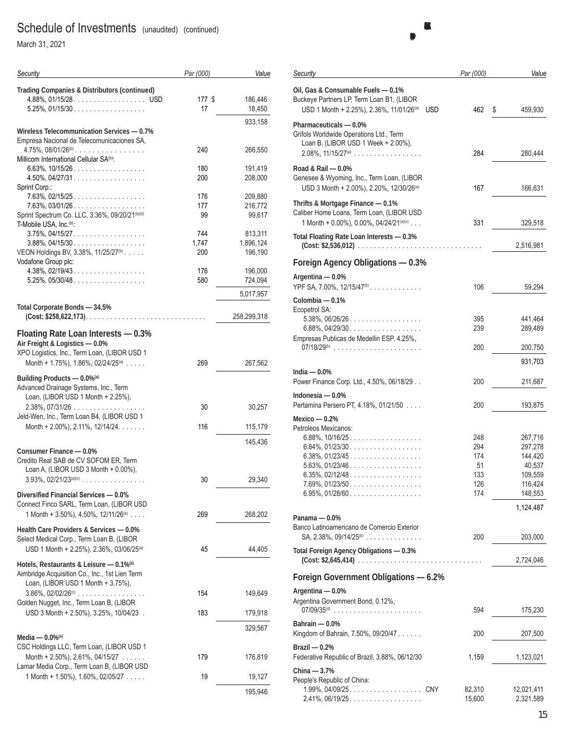# Schedule of Investments (unaudited) (continued)

March 31, 2021

| Security | | Par (000) | Value |
|---|---|---|---|
| **Trading Companies & Distributors (continued)** | | | |
| 4.88%, 01/15/28 | USD | 177 | $ 186,446 |
| 5.25%, 01/15/30 | | 17 | 18,450 |
| | | | 933,158 |
| **Wireless Telecommunication Services — 0.7%** | | | |
| Empresa Nacional de Telecomunicaciones SA, 4.75%, 08/01/26[b] | | 240 | 266,550 |
| Millicom International Cellular SA[b]: | | | |
| 6.63%, 10/15/26 | | 180 | 191,419 |
| 4.50%, 04/27/31 | | 200 | 208,000 |
| Sprint Corp.: | | | |
| 7.63%, 02/15/25 | | 176 | 209,880 |
| 7.63%, 03/01/26 | | 177 | 216,772 |
| Sprint Spectrum Co. LLC, 3.36%, 09/20/21[b][d] | | 99 | 99,617 |
| T-Mobile USA, Inc.[b]: | | | |
| 3.75%, 04/15/27 | | 744 | 813,311 |
| 3.88%, 04/15/30 | | 1,747 | 1,896,124 |
| VEON Holdings BV, 3.38%, 11/25/27[b] | | 200 | 196,190 |
| Vodafone Group plc: | | | |
| 4.38%, 02/19/43 | | 176 | 196,000 |
| 5.25%, 05/30/48 | | 580 | 724,094 |
| | | | 5,017,957 |
| **Total Corporate Bonds — 34.5%** **(Cost: $258,622,173)** | | | 258,299,318 |

## Floating Rate Loan Interests — 0.3%

| Security | | Par (000) | Value |
|---|---|---|---|
| **Air Freight & Logistics — 0.0%** | | | |
| XPO Logistics, Inc., Term Loan, (LIBOR USD 1 Month + 1.75%), 1.86%, 02/24/25[a] | | 269 | 267,562 |
| **Building Products — 0.0%[a]** | | | |
| Advanced Drainage Systems, Inc., Term Loan, (LIBOR USD 1 Month + 2.25%), 2.38%, 07/31/26 | | 30 | 30,257 |
| Jeld-Wen, Inc., Term Loan B4, (LIBOR USD 1 Month + 2.00%), 2.11%, 12/14/24 | | 116 | 115,179 |
| | | | 145,436 |
| **Consumer Finance — 0.0%** | | | |
| Credito Real SAB de CV SOFOM ER, Term Loan A, (LIBOR USD 3 Month + 0.00%), 3.93%, 02/21/23[a][c] | | 30 | 29,340 |
| **Diversified Financial Services — 0.0%** | | | |
| Connect Finco SARL, Term Loan, (LIBOR USD 1 Month + 3.50%), 4.50%, 12/11/26[a] | | 269 | 268,202 |
| **Health Care Providers & Services — 0.0%** | | | |
| Select Medical Corp., Term Loan B, (LIBOR USD 1 Month + 2.25%), 2.36%, 03/06/25[a] | | 45 | 44,405 |
| **Hotels, Restaurants & Leisure — 0.1%[a]** | | | |
| Aimbridge Acquisition Co., Inc., 1st Lien Term Loan, (LIBOR USD 1 Month + 3.75%), 3.86%, 02/02/26[c] | | 154 | 149,649 |
| Golden Nugget, Inc., Term Loan B, (LIBOR USD 3 Month + 2.50%), 3.25%, 10/04/23 | | 183 | 179,918 |
| | | | 329,567 |
| **Media — 0.0%[a]** | | | |
| CSC Holdings LLC, Term Loan, (LIBOR USD 1 Month + 2.50%), 2.61%, 04/15/27 | | 179 | 176,819 |
| Lamar Media Corp., Term Loan B, (LIBOR USD 1 Month + 1.50%), 1.60%, 02/05/27 | | 19 | 19,127 |
| | | | 195,946 |
| **Oil, Gas & Consumable Fuels — 0.1%** | | | |
| Buckeye Partners LP, Term Loan B1, (LIBOR USD 1 Month + 2.25%), 2.36%, 11/01/26[a] | USD | 462 | $ 459,930 |
| **Pharmaceuticals — 0.0%** | | | |
| Grifols Worldwide Operations Ltd., Term Loan B, (LIBOR USD 1 Week + 2.00%), 2.08%, 11/15/27[a] | | 284 | 280,444 |
| **Road & Rail — 0.0%** | | | |
| Genesee & Wyoming, Inc., Term Loan, (LIBOR USD 3 Month + 2.00%), 2.20%, 12/30/26[a] | | 167 | 166,631 |
| **Thrifts & Mortgage Finance — 0.1%** | | | |
| Caliber Home Loans, Term Loan, (LIBOR USD 1 Month + 0.00%), 0.00%, 04/24/21[a][c] | | 331 | 329,518 |
| **Total Floating Rate Loan Interests — 0.3%** **(Cost: $2,536,012)** | | | 2,516,981 |

## Foreign Agency Obligations — 0.3%

| Security | | Par (000) | Value |
|---|---|---|---|
| **Argentina — 0.0%** | | | |
| YPF SA, 7.00%, 12/15/47[b] | | 106 | 59,294 |
| **Colombia — 0.1%** | | | |
| Ecopetrol SA: | | | |
| 5.38%, 06/26/26 | | 395 | 441,464 |
| 6.88%, 04/29/30 | | 239 | 289,489 |
| Empresas Publicas de Medellin ESP, 4.25%, 07/18/29[b] | | 200 | 200,750 |
| | | | 931,703 |
| **India — 0.0%** | | | |
| Power Finance Corp. Ltd., 4.50%, 06/18/29 | | 200 | 211,687 |
| **Indonesia — 0.0%** | | | |
| Pertamina Persero PT, 4.18%, 01/21/50 | | 200 | 193,875 |
| **Mexico — 0.2%** | | | |
| Petroleos Mexicanos: | | | |
| 6.88%, 10/16/25 | | 248 | 267,716 |
| 6.84%, 01/23/30 | | 294 | 297,278 |
| 6.38%, 01/23/45 | | 174 | 144,420 |
| 5.63%, 01/23/46 | | 51 | 40,537 |
| 6.35%, 02/12/48 | | 133 | 109,559 |
| 7.69%, 01/23/50 | | 126 | 116,424 |
| 6.95%, 01/28/60 | | 174 | 148,553 |
| | | | 1,124,487 |
| **Panama — 0.0%** | | | |
| Banco Latinoamericano de Comercio Exterior SA, 2.38%, 09/14/25[b] | | 200 | 203,000 |
| **Total Foreign Agency Obligations — 0.3%** **(Cost: $2,645,414)** | | | 2,724,046 |

## Foreign Government Obligations — 6.2%

| Security | | Par (000) | Value |
|---|---|---|---|
| **Argentina — 0.0%** | | | |
| Argentina Government Bond, 0.12%, 07/09/35[d] | | 594 | 175,230 |
| **Bahrain — 0.0%** | | | |
| Kingdom of Bahrain, 7.50%, 09/20/47 | | 200 | 207,500 |
| **Brazil — 0.2%** | | | |
| Federative Republic of Brazil, 3.88%, 06/12/30 | | 1,159 | 1,123,021 |
| **China — 3.7%** | | | |
| People's Republic of China: | | | |
| 1.99%, 04/09/25 | CNY | 82,310 | 12,021,411 |
| 2.41%, 06/19/25 | | 15,600 | 2,321,589 |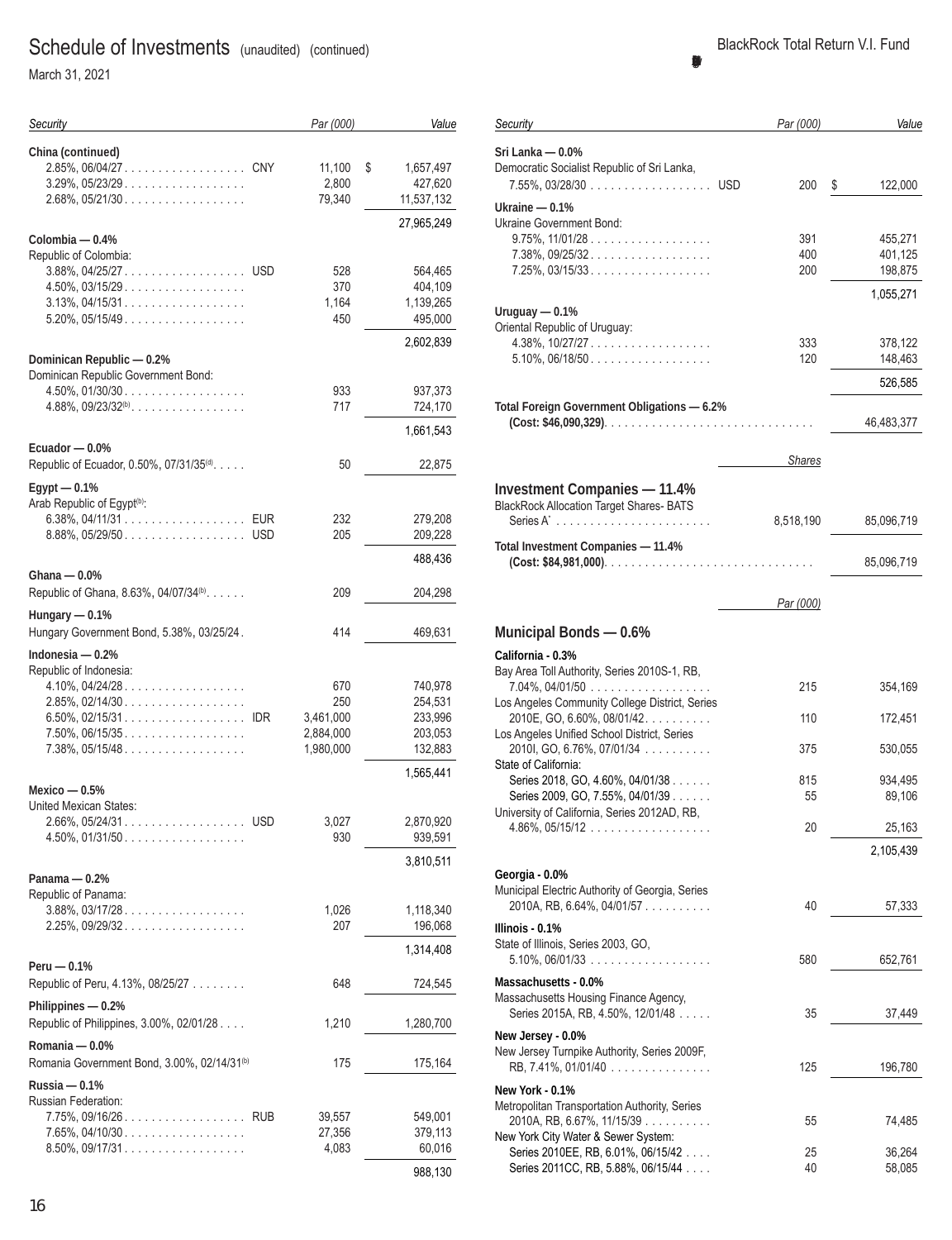# Schedule of Investments (unaudited) (continued)

March 31, 2021

BlackRock Total Return V.I. Fund

| Security | | Par (000) | Value |
|---|---|---|---|
| **China (continued)** | | | |
| 2.85%, 06/04/27 | CNY | 11,100 | $ 1,657,497 |
| 3.29%, 05/23/29 | | 2,800 | 427,620 |
| 2.68%, 05/21/30 | | 79,340 | 11,537,132 |
| | | | 27,965,249 |
| **Colombia — 0.4%** | | | |
| Republic of Colombia: | | | |
| 3.88%, 04/25/27 | USD | 528 | 564,465 |
| 4.50%, 03/15/29 | | 370 | 404,109 |
| 3.13%, 04/15/31 | | 1,164 | 1,139,265 |
| 5.20%, 05/15/49 | | 450 | 495,000 |
| | | | 2,602,839 |
| **Dominican Republic — 0.2%** | | | |
| Dominican Republic Government Bond: | | | |
| 4.50%, 01/30/30 | | 933 | 937,373 |
| 4.88%, 09/23/32[(b)] | | 717 | 724,170 |
| | | | 1,661,543 |
| **Ecuador — 0.0%** | | | |
| Republic of Ecuador, 0.50%, 07/31/35[(d)] | | 50 | 22,875 |
| **Egypt — 0.1%** | | | |
| Arab Republic of Egypt[(b)]: | | | |
| 6.38%, 04/11/31 | EUR | 232 | 279,208 |
| 8.88%, 05/29/50 | USD | 205 | 209,228 |
| | | | 488,436 |
| **Ghana — 0.0%** | | | |
| Republic of Ghana, 8.63%, 04/07/34[(b)] | | 209 | 204,298 |
| **Hungary — 0.1%** | | | |
| Hungary Government Bond, 5.38%, 03/25/24 | | 414 | 469,631 |
| **Indonesia — 0.2%** | | | |
| Republic of Indonesia: | | | |
| 4.10%, 04/24/28 | | 670 | 740,978 |
| 2.85%, 02/14/30 | | 250 | 254,531 |
| 6.50%, 02/15/31 | IDR | 3,461,000 | 233,996 |
| 7.50%, 06/15/35 | | 2,884,000 | 203,053 |
| 7.38%, 05/15/48 | | 1,980,000 | 132,883 |
| | | | 1,565,441 |
| **Mexico — 0.5%** | | | |
| United Mexican States: | | | |
| 2.66%, 05/24/31 | USD | 3,027 | 2,870,920 |
| 4.50%, 01/31/50 | | 930 | 939,591 |
| | | | 3,810,511 |
| **Panama — 0.2%** | | | |
| Republic of Panama: | | | |
| 3.88%, 03/17/28 | | 1,026 | 1,118,340 |
| 2.25%, 09/29/32 | | 207 | 196,068 |
| | | | 1,314,408 |
| **Peru — 0.1%** | | | |
| Republic of Peru, 4.13%, 08/25/27 | | 648 | 724,545 |
| **Philippines — 0.2%** | | | |
| Republic of Philippines, 3.00%, 02/01/28 | | 1,210 | 1,280,700 |
| **Romania — 0.0%** | | | |
| Romania Government Bond, 3.00%, 02/14/31[(b)] | | 175 | 175,164 |
| **Russia — 0.1%** | | | |
| Russian Federation: | | | |
| 7.75%, 09/16/26 | RUB | 39,557 | 549,001 |
| 7.65%, 04/10/30 | | 27,356 | 379,113 |
| 8.50%, 09/17/31 | | 4,083 | 60,016 |
| | | | 988,130 |
| **Sri Lanka — 0.0%** | | | |
| Democratic Socialist Republic of Sri Lanka, 7.55%, 03/28/30 | USD | 200 | $ 122,000 |
| **Ukraine — 0.1%** | | | |
| Ukraine Government Bond: | | | |
| 9.75%, 11/01/28 | | 391 | 455,271 |
| 7.38%, 09/25/32 | | 400 | 401,125 |
| 7.25%, 03/15/33 | | 200 | 198,875 |
| | | | 1,055,271 |
| **Uruguay — 0.1%** | | | |
| Oriental Republic of Uruguay: | | | |
| 4.38%, 10/27/27 | | 333 | 378,122 |
| 5.10%, 06/18/50 | | 120 | 148,463 |
| | | | 526,585 |
| **Total Foreign Government Obligations — 6.2%** **(Cost: $46,090,329)** | | | 46,483,377 |

| Security | Shares | Value |
|---|---|---|
| **Investment Companies — 11.4%** | | |
| BlackRock Allocation Target Shares- BATS Series A[(i)] | 8,518,190 | 85,096,719 |
| **Total Investment Companies — 11.4%** **(Cost: $84,981,000)** | | 85,096,719 |

| Security | Par (000) | Value |
|---|---|---|
| **Municipal Bonds — 0.6%** | | |
| **California - 0.3%** | | |
| Bay Area Toll Authority, Series 2010S-1, RB, 7.04%, 04/01/50 | 215 | 354,169 |
| Los Angeles Community College District, Series 2010E, GO, 6.60%, 08/01/42 | 110 | 172,451 |
| Los Angeles Unified School District, Series 2010I, GO, 6.76%, 07/01/34 | 375 | 530,055 |
| State of California: | | |
| Series 2018, GO, 4.60%, 04/01/38 | 815 | 934,495 |
| Series 2009, GO, 7.55%, 04/01/39 | 55 | 89,106 |
| University of California, Series 2012AD, RB, 4.86%, 05/15/12 | 20 | 25,163 |
| | | 2,105,439 |
| **Georgia - 0.0%** | | |
| Municipal Electric Authority of Georgia, Series 2010A, RB, 6.64%, 04/01/57 | 40 | 57,333 |
| **Illinois - 0.1%** | | |
| State of Illinois, Series 2003, GO, 5.10%, 06/01/33 | 580 | 652,761 |
| **Massachusetts - 0.0%** | | |
| Massachusetts Housing Finance Agency, Series 2015A, RB, 4.50%, 12/01/48 | 35 | 37,449 |
| **New Jersey - 0.0%** | | |
| New Jersey Turnpike Authority, Series 2009F, RB, 7.41%, 01/01/40 | 125 | 196,780 |
| **New York - 0.1%** | | |
| Metropolitan Transportation Authority, Series 2010A, RB, 6.67%, 11/15/39 | 55 | 74,485 |
| New York City Water & Sewer System: | | |
| Series 2010EE, RB, 6.01%, 06/15/42 | 25 | 36,264 |
| Series 2011CC, RB, 5.88%, 06/15/44 | 40 | 58,085 |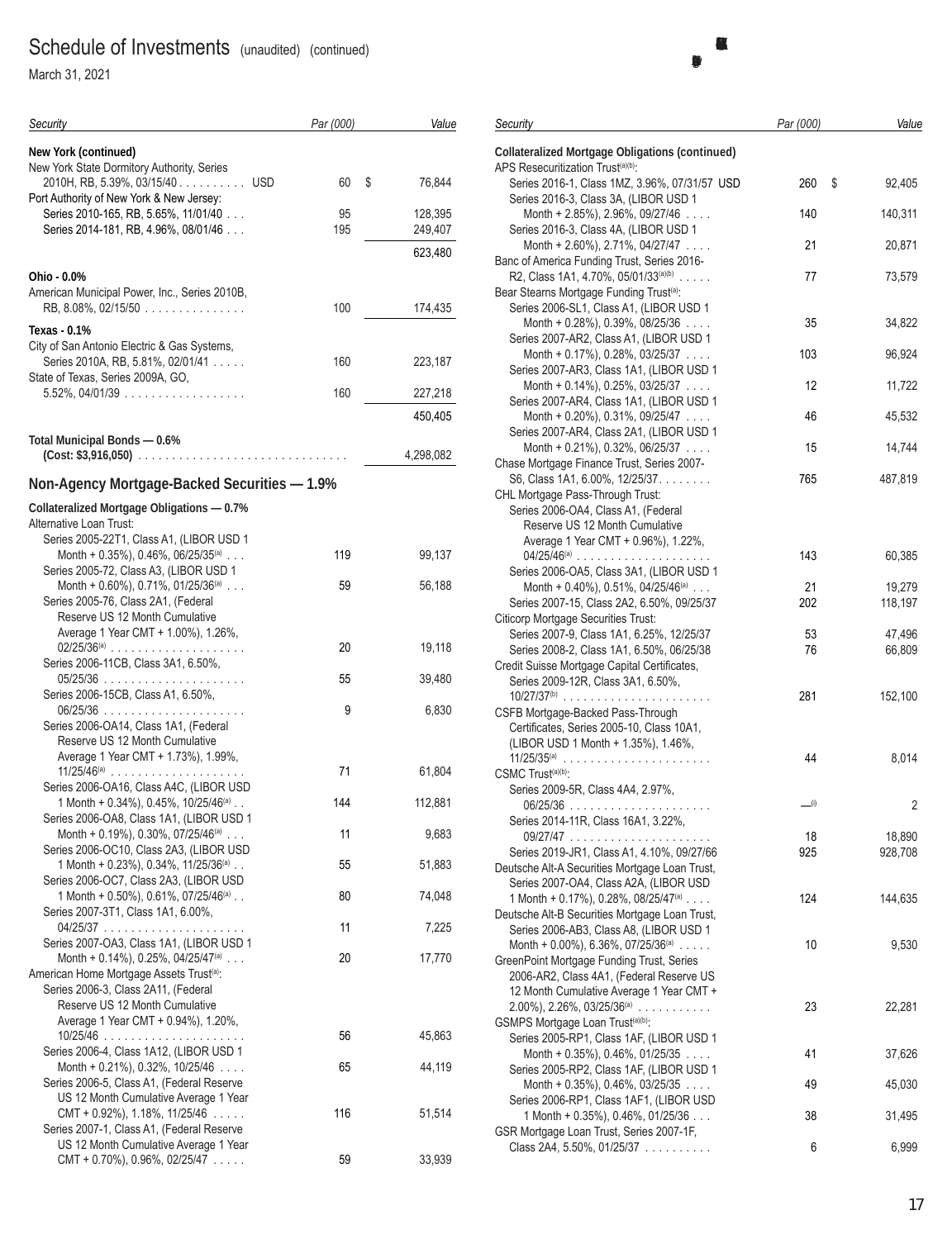# Schedule of Investments (unaudited) (continued)

March 31, 2021

| Security | Par (000) | Value |
|---|---|---|
| **New York (continued)** | | |
| New York State Dormitory Authority, Series 2010H, RB, 5.39%, 03/15/40 . . . . . . . . . . USD | 60 | $ 76,844 |
| Port Authority of New York & New Jersey: | | |
| Series 2010-165, RB, 5.65%, 11/01/40 . . . | 95 | 128,395 |
| Series 2014-181, RB, 4.96%, 08/01/46 . . . | 195 | 249,407 |
| | | 623,480 |
| **Ohio - 0.0%** | | |
| American Municipal Power, Inc., Series 2010B, RB, 8.08%, 02/15/50 . . . . . . . . . . . . . . . | 100 | 174,435 |
| **Texas - 0.1%** | | |
| City of San Antonio Electric & Gas Systems, Series 2010A, RB, 5.81%, 02/01/41 . . . . . | 160 | 223,187 |
| State of Texas, Series 2009A, GO, 5.52%, 04/01/39 . . . . . . . . . . . . . . . . . . | 160 | 227,218 |
| | | 450,405 |
| **Total Municipal Bonds — 0.6%** **(Cost: $3,916,050)** . . . . . . . . . . . . . . . . . . . . . . . . . . . . . | | 4,298,082 |

## Non-Agency Mortgage-Backed Securities — 1.9%

| Security | Par (000) | Value |
|---|---|---|
| **Collateralized Mortgage Obligations — 0.7%** | | |
| Alternative Loan Trust: | | |
| Series 2005-22T1, Class A1, (LIBOR USD 1 Month + 0.35%), 0.46%, 06/25/35[(a)] . . . | 119 | 99,137 |
| Series 2005-72, Class A3, (LIBOR USD 1 Month + 0.60%), 0.71%, 01/25/36[(a)] . . . | 59 | 56,188 |
| Series 2005-76, Class 2A1, (Federal Reserve US 12 Month Cumulative Average 1 Year CMT + 1.00%), 1.26%, 02/25/36[(a)] . . . . . . . . . . . . . . . . . . . | 20 | 19,118 |
| Series 2006-11CB, Class 3A1, 6.50%, 05/25/36 . . . . . . . . . . . . . . . . . . . . . | 55 | 39,480 |
| Series 2006-15CB, Class A1, 6.50%, 06/25/36 . . . . . . . . . . . . . . . . . . . . . | 9 | 6,830 |
| Series 2006-OA14, Class 1A1, (Federal Reserve US 12 Month Cumulative Average 1 Year CMT + 1.73%), 1.99%, 11/25/46[(a)] . . . . . . . . . . . . . . . . . . . | 71 | 61,804 |
| Series 2006-OA16, Class A4C, (LIBOR USD 1 Month + 0.34%), 0.45%, 10/25/46[(a)] . . | 144 | 112,881 |
| Series 2006-OA8, Class 1A1, (LIBOR USD 1 Month + 0.19%), 0.30%, 07/25/46[(a)] . . . | 11 | 9,683 |
| Series 2006-OC10, Class 2A3, (LIBOR USD 1 Month + 0.23%), 0.34%, 11/25/36[(a)] . . | 55 | 51,883 |
| Series 2006-OC7, Class 2A3, (LIBOR USD 1 Month + 0.50%), 0.61%, 07/25/46[(a)] . . | 80 | 74,048 |
| Series 2007-3T1, Class 1A1, 6.00%, 04/25/37 . . . . . . . . . . . . . . . . . . . . . | 11 | 7,225 |
| Series 2007-OA3, Class 1A1, (LIBOR USD 1 Month + 0.14%), 0.25%, 04/25/47[(a)] . . . | 20 | 17,770 |
| American Home Mortgage Assets Trust[(a)]: | | |
| Series 2006-3, Class 2A11, (Federal Reserve US 12 Month Cumulative Average 1 Year CMT + 0.94%), 1.20%, 10/25/46 . . . . . . . . . . . . . . . . . . . . . | 56 | 45,863 |
| Series 2006-4, Class 1A12, (LIBOR USD 1 Month + 0.21%), 0.32%, 10/25/46 . . . . | 65 | 44,119 |
| Series 2006-5, Class A1, (Federal Reserve US 12 Month Cumulative Average 1 Year CMT + 0.92%), 1.18%, 11/25/46 . . . . . | 116 | 51,514 |
| Series 2007-1, Class A1, (Federal Reserve US 12 Month Cumulative Average 1 Year CMT + 0.70%), 0.96%, 02/25/47 . . . . . | 59 | 33,939 |
| **Collateralized Mortgage Obligations (continued)** | | |
| APS Resecuritization Trust[(a)(b)]: | | |
| Series 2016-1, Class 1MZ, 3.96%, 07/31/57 USD | 260 | $ 92,405 |
| Series 2016-3, Class 3A, (LIBOR USD 1 Month + 2.85%), 2.96%, 09/27/46 . . . . | 140 | 140,311 |
| Series 2016-3, Class 4A, (LIBOR USD 1 Month + 2.60%), 2.71%, 04/27/47 . . . . | 21 | 20,871 |
| Banc of America Funding Trust, Series 2016-R2, Class 1A1, 4.70%, 05/01/33[(a)(b)] . . . . . | 77 | 73,579 |
| Bear Stearns Mortgage Funding Trust[(a)]: | | |
| Series 2006-SL1, Class A1, (LIBOR USD 1 Month + 0.28%), 0.39%, 08/25/36 . . . . | 35 | 34,822 |
| Series 2007-AR2, Class A1, (LIBOR USD 1 Month + 0.17%), 0.28%, 03/25/37 . . . . | 103 | 96,924 |
| Series 2007-AR3, Class 1A1, (LIBOR USD 1 Month + 0.14%), 0.25%, 03/25/37 . . . . | 12 | 11,722 |
| Series 2007-AR4, Class 1A1, (LIBOR USD 1 Month + 0.20%), 0.31%, 09/25/47 . . . . | 46 | 45,532 |
| Series 2007-AR4, Class 2A1, (LIBOR USD 1 Month + 0.21%), 0.32%, 06/25/37 . . . . | 15 | 14,744 |
| Chase Mortgage Finance Trust, Series 2007-S6, Class 1A1, 6.00%, 12/25/37. . . . . . . . | 765 | 487,819 |
| CHL Mortgage Pass-Through Trust: | | |
| Series 2006-OA4, Class A1, (Federal Reserve US 12 Month Cumulative Average 1 Year CMT + 0.96%), 1.22%, 04/25/46[(a)] . . . . . . . . . . . . . . . . . . . | 143 | 60,385 |
| Series 2006-OA5, Class 3A1, (LIBOR USD 1 Month + 0.40%), 0.51%, 04/25/46[(a)] . . . | 21 | 19,279 |
| Series 2007-15, Class 2A2, 6.50%, 09/25/37 | 202 | 118,197 |
| Citicorp Mortgage Securities Trust: | | |
| Series 2007-9, Class 1A1, 6.25%, 12/25/37 | 53 | 47,496 |
| Series 2008-2, Class 1A1, 6.50%, 06/25/38 | 76 | 66,809 |
| Credit Suisse Mortgage Capital Certificates, Series 2009-12R, Class 3A1, 6.50%, 10/27/37[(b)] . . . . . . . . . . . . . . . . . . . . . . | 281 | 152,100 |
| CSFB Mortgage-Backed Pass-Through Certificates, Series 2005-10, Class 10A1, (LIBOR USD 1 Month + 1.35%), 1.46%, 11/25/35[(a)] . . . . . . . . . . . . . . . . . . . . . . | 44 | 8,014 |
| CSMC Trust[(a)(b)]: | | |
| Series 2009-5R, Class 4A4, 2.97%, 06/25/36 . . . . . . . . . . . . . . . . . . . . . | —[(i)] | 2 |
| Series 2014-11R, Class 16A1, 3.22%, 09/27/47 . . . . . . . . . . . . . . . . . . . . . | 18 | 18,890 |
| Series 2019-JR1, Class A1, 4.10%, 09/27/66 | 925 | 928,708 |
| Deutsche Alt-A Securities Mortgage Loan Trust, Series 2007-OA4, Class A2A, (LIBOR USD 1 Month + 0.17%), 0.28%, 08/25/47[(a)] . . . . | 124 | 144,635 |
| Deutsche Alt-B Securities Mortgage Loan Trust, Series 2006-AB3, Class A8, (LIBOR USD 1 Month + 0.00%), 6.36%, 07/25/36[(a)] . . . . . | 10 | 9,530 |
| GreenPoint Mortgage Funding Trust, Series 2006-AR2, Class 4A1, (Federal Reserve US 12 Month Cumulative Average 1 Year CMT + 2.00%), 2.26%, 03/25/36[(a)] . . . . . . . . . . . | 23 | 22,281 |
| GSMPS Mortgage Loan Trust[(a)(b)]: | | |
| Series 2005-RP1, Class 1AF, (LIBOR USD 1 Month + 0.35%), 0.46%, 01/25/35 . . . . | 41 | 37,626 |
| Series 2005-RP2, Class 1AF, (LIBOR USD 1 Month + 0.35%), 0.46%, 03/25/35 . . . . | 49 | 45,030 |
| Series 2006-RP1, Class 1AF1, (LIBOR USD 1 Month + 0.35%), 0.46%, 01/25/36 . . . | 38 | 31,495 |
| GSR Mortgage Loan Trust, Series 2007-1F, Class 2A4, 5.50%, 01/25/37 . . . . . . . . . . | 6 | 6,999 |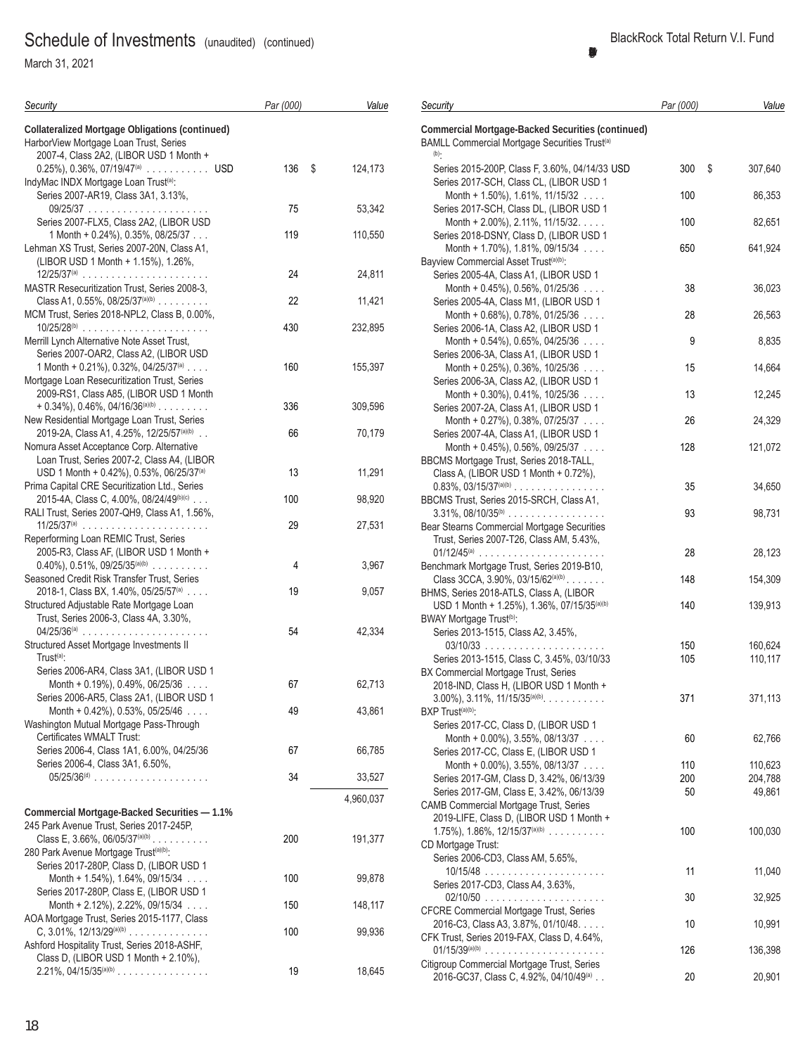Schedule of Investments (unaudited) (continued)

March 31, 2021

BlackRock Total Return V.I. Fund

| Security | Par (000) | Value |
|---|---|---|
| **Collateralized Mortgage Obligations (continued)** | | |
| HarborView Mortgage Loan Trust, Series 2007-4, Class 2A2, (LIBOR USD 1 Month + 0.25%), 0.36%, 07/19/47[(a)] | USD 136 | $ 124,173 |
| IndyMac INDX Mortgage Loan Trust[(a)]: | | |
| Series 2007-AR19, Class 3A1, 3.13%, 09/25/37 | 75 | 53,342 |
| Series 2007-FLX5, Class 2A2, (LIBOR USD 1 Month + 0.24%), 0.35%, 08/25/37 | 119 | 110,550 |
| Lehman XS Trust, Series 2007-20N, Class A1, (LIBOR USD 1 Month + 1.15%), 1.26%, 12/25/37[(a)] | 24 | 24,811 |
| MASTR Resecuritization Trust, Series 2008-3, Class A1, 0.55%, 08/25/37[(a)(b)] | 22 | 11,421 |
| MCM Trust, Series 2018-NPL2, Class B, 0.00%, 10/25/28[(b)] | 430 | 232,895 |
| Merrill Lynch Alternative Note Asset Trust, Series 2007-OAR2, Class A2, (LIBOR USD 1 Month + 0.21%), 0.32%, 04/25/37[(a)] | 160 | 155,397 |
| Mortgage Loan Resecuritization Trust, Series 2009-RS1, Class A85, (LIBOR USD 1 Month + 0.34%), 0.46%, 04/16/36[(a)(b)] | 336 | 309,596 |
| New Residential Mortgage Loan Trust, Series 2019-2A, Class A1, 4.25%, 12/25/57[(a)(b)] | 66 | 70,179 |
| Nomura Asset Acceptance Corp. Alternative Loan Trust, Series 2007-2, Class A4, (LIBOR USD 1 Month + 0.42%), 0.53%, 06/25/37[(a)] | 13 | 11,291 |
| Prima Capital CRE Securitization Ltd., Series 2015-4A, Class C, 4.00%, 08/24/49[(b)(c)] | 100 | 98,920 |
| RALI Trust, Series 2007-QH9, Class A1, 1.56%, 11/25/37[(a)] | 29 | 27,531 |
| Reperforming Loan REMIC Trust, Series 2005-R3, Class AF, (LIBOR USD 1 Month + 0.40%), 0.51%, 09/25/35[(a)(b)] | 4 | 3,967 |
| Seasoned Credit Risk Transfer Trust, Series 2018-1, Class BX, 1.40%, 05/25/57[(a)] | 19 | 9,057 |
| Structured Adjustable Rate Mortgage Loan Trust, Series 2006-3, Class 4A, 3.30%, 04/25/36[(a)] | 54 | 42,334 |
| Structured Asset Mortgage Investments II Trust[(a)]: | | |
| Series 2006-AR4, Class 3A1, (LIBOR USD 1 Month + 0.19%), 0.49%, 06/25/36 | 67 | 62,713 |
| Series 2006-AR5, Class 2A1, (LIBOR USD 1 Month + 0.42%), 0.53%, 05/25/46 | 49 | 43,861 |
| Washington Mutual Mortgage Pass-Through Certificates WMALT Trust: | | |
| Series 2006-4, Class 1A1, 6.00%, 04/25/36 | 67 | 66,785 |
| Series 2006-4, Class 3A1, 6.50%, 05/25/36[(d)] | 34 | 33,527 |
| | | 4,960,037 |
| **Commercial Mortgage-Backed Securities — 1.1%** | | |
| 245 Park Avenue Trust, Series 2017-245P, Class E, 3.66%, 06/05/37[(a)(b)] | 200 | 191,377 |
| 280 Park Avenue Mortgage Trust[(a)(b)]: | | |
| Series 2017-280P, Class D, (LIBOR USD 1 Month + 1.54%), 1.64%, 09/15/34 | 100 | 99,878 |
| Series 2017-280P, Class E, (LIBOR USD 1 Month + 2.12%), 2.22%, 09/15/34 | 150 | 148,117 |
| AOA Mortgage Trust, Series 2015-1177, Class C, 3.01%, 12/13/29[(a)(b)] | 100 | 99,936 |
| Ashford Hospitality Trust, Series 2018-ASHF, Class D, (LIBOR USD 1 Month + 2.10%), 2.21%, 04/15/35[(a)(b)] | 19 | 18,645 |
| **Commercial Mortgage-Backed Securities (continued)** | | |
| BAMLL Commercial Mortgage Securities Trust[(a)(b)]: | | |
| Series 2015-200P, Class F, 3.60%, 04/14/33 | USD 300 | $ 307,640 |
| Series 2017-SCH, Class CL, (LIBOR USD 1 Month + 1.50%), 1.61%, 11/15/32 | 100 | 86,353 |
| Series 2017-SCH, Class DL, (LIBOR USD 1 Month + 2.00%), 2.11%, 11/15/32 | 100 | 82,651 |
| Series 2018-DSNY, Class D, (LIBOR USD 1 Month + 1.70%), 1.81%, 09/15/34 | 650 | 641,924 |
| Bayview Commercial Asset Trust[(a)(b)]: | | |
| Series 2005-4A, Class A1, (LIBOR USD 1 Month + 0.45%), 0.56%, 01/25/36 | 38 | 36,023 |
| Series 2005-4A, Class M1, (LIBOR USD 1 Month + 0.68%), 0.78%, 01/25/36 | 28 | 26,563 |
| Series 2006-1A, Class A2, (LIBOR USD 1 Month + 0.54%), 0.65%, 04/25/36 | 9 | 8,835 |
| Series 2006-3A, Class A1, (LIBOR USD 1 Month + 0.25%), 0.36%, 10/25/36 | 15 | 14,664 |
| Series 2006-3A, Class A2, (LIBOR USD 1 Month + 0.30%), 0.41%, 10/25/36 | 13 | 12,245 |
| Series 2007-2A, Class A1, (LIBOR USD 1 Month + 0.27%), 0.38%, 07/25/37 | 26 | 24,329 |
| Series 2007-4A, Class A1, (LIBOR USD 1 Month + 0.45%), 0.56%, 09/25/37 | 128 | 121,072 |
| BBCMS Mortgage Trust, Series 2018-TALL, Class A, (LIBOR USD 1 Month + 0.72%), 0.83%, 03/15/37[(a)(b)] | 35 | 34,650 |
| BBCMS Trust, Series 2015-SRCH, Class A1, 3.31%, 08/10/35[(b)] | 93 | 98,731 |
| Bear Stearns Commercial Mortgage Securities Trust, Series 2007-T26, Class AM, 5.43%, 01/12/45[(a)] | 28 | 28,123 |
| Benchmark Mortgage Trust, Series 2019-B10, Class 3CCA, 3.90%, 03/15/62[(a)(b)] | 148 | 154,309 |
| BHMS, Series 2018-ATLS, Class A, (LIBOR USD 1 Month + 1.25%), 1.36%, 07/15/35[(a)(b)] | 140 | 139,913 |
| BWAY Mortgage Trust[(b)]: | | |
| Series 2013-1515, Class A2, 3.45%, 03/10/33 | 150 | 160,624 |
| Series 2013-1515, Class C, 3.45%, 03/10/33 | 105 | 110,117 |
| BX Commercial Mortgage Trust, Series 2018-IND, Class H, (LIBOR USD 1 Month + 3.00%), 3.11%, 11/15/35[(a)(b)] | 371 | 371,113 |
| BXP Trust[(a)(b)]: | | |
| Series 2017-CC, Class D, (LIBOR USD 1 Month + 0.00%), 3.55%, 08/13/37 | 60 | 62,766 |
| Series 2017-CC, Class E, (LIBOR USD 1 Month + 0.00%), 3.55%, 08/13/37 | 110 | 110,623 |
| Series 2017-GM, Class D, 3.42%, 06/13/39 | 200 | 204,788 |
| Series 2017-GM, Class E, 3.42%, 06/13/39 | 50 | 49,861 |
| CAMB Commercial Mortgage Trust, Series 2019-LIFE, Class D, (LIBOR USD 1 Month + 1.75%), 1.86%, 12/15/37[(a)(b)] | 100 | 100,030 |
| CD Mortgage Trust: | | |
| Series 2006-CD3, Class AM, 5.65%, 10/15/48 | 11 | 11,040 |
| Series 2017-CD3, Class A4, 3.63%, 02/10/50 | 30 | 32,925 |
| CFCRE Commercial Mortgage Trust, Series 2016-C3, Class A3, 3.87%, 01/10/48 | 10 | 10,991 |
| CFK Trust, Series 2019-FAX, Class D, 4.64%, 01/15/39[(a)(b)] | 126 | 136,398 |
| Citigroup Commercial Mortgage Trust, Series 2016-GC37, Class C, 4.92%, 04/10/49[(a)] | 20 | 20,901 |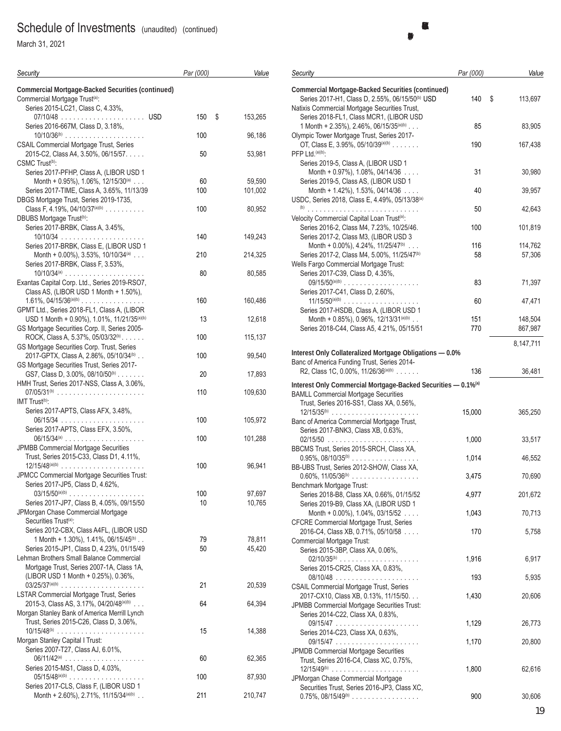# Schedule of Investments (unaudited) (continued)

March 31, 2021

| Security | Par (000) | Value |
|---|---|---|
| **Commercial Mortgage-Backed Securities (continued)** | | |
| Commercial Mortgage Trust[(a)]: | | |
| Series 2015-LC21, Class C, 4.33%, 07/10/48 USD | 150 | $ 153,265 |
| Series 2016-667M, Class D, 3.18%, 10/10/36[(b)] | 100 | 96,186 |
| CSAIL Commercial Mortgage Trust, Series 2015-C2, Class A4, 3.50%, 06/15/57 | 50 | 53,981 |
| CSMC Trust[(b)]: | | |
| Series 2017-PFHP, Class A, (LIBOR USD 1 Month + 0.95%), 1.06%, 12/15/30[(a)] | 60 | 59,590 |
| Series 2017-TIME, Class A, 3.65%, 11/13/39 | 100 | 101,002 |
| DBGS Mortgage Trust, Series 2019-1735, Class F, 4.19%, 04/10/37[(a)(b)] | 100 | 80,952 |
| DBUBS Mortgage Trust[(b)]: | | |
| Series 2017-BRBK, Class A, 3.45%, 10/10/34 | 140 | 149,243 |
| Series 2017-BRBK, Class E, (LIBOR USD 1 Month + 0.00%), 3.53%, 10/10/34[(a)] | 210 | 214,325 |
| Series 2017-BRBK, Class F, 3.53%, 10/10/34[(a)] | 80 | 80,585 |
| Exantas Capital Corp. Ltd., Series 2019-RSO7, Class AS, (LIBOR USD 1 Month + 1.50%), 1.61%, 04/15/36[(a)(b)] | 160 | 160,486 |
| GPMT Ltd., Series 2018-FL1, Class A, (LIBOR USD 1 Month + 0.90%), 1.01%, 11/21/35[(a)(b)] | 13 | 12,618 |
| GS Mortgage Securities Corp. II, Series 2005-ROCK, Class A, 5.37%, 05/03/32[(b)] | 100 | 115,137 |
| GS Mortgage Securities Corp. Trust, Series 2017-GPTX, Class A, 2.86%, 05/10/34[(b)] | 100 | 99,540 |
| GS Mortgage Securities Trust, Series 2017-GS7, Class D, 3.00%, 08/10/50[(b)] | 20 | 17,893 |
| HMH Trust, Series 2017-NSS, Class A, 3.06%, 07/05/31[(b)] | 110 | 109,630 |
| IMT Trust[(b)]: | | |
| Series 2017-APTS, Class AFX, 3.48%, 06/15/34 | 100 | 105,972 |
| Series 2017-APTS, Class EFX, 3.50%, 06/15/34[(a)] | 100 | 101,288 |
| JPMBB Commercial Mortgage Securities Trust, Series 2015-C33, Class D1, 4.11%, 12/15/48[(a)(b)] | 100 | 96,941 |
| JPMCC Commercial Mortgage Securities Trust: | | |
| Series 2017-JP5, Class D, 4.62%, 03/15/50[(a)(b)] | 100 | 97,697 |
| Series 2017-JP7, Class B, 4.05%, 09/15/50 | 10 | 10,765 |
| JPMorgan Chase Commercial Mortgage Securities Trust[(a)]: | | |
| Series 2012-CBX, Class A4FL, (LIBOR USD 1 Month + 1.30%), 1.41%, 06/15/45[(b)] | 79 | 78,811 |
| Series 2015-JP1, Class D, 4.23%, 01/15/49 | 50 | 45,420 |
| Lehman Brothers Small Balance Commercial Mortgage Trust, Series 2007-1A, Class 1A, (LIBOR USD 1 Month + 0.25%), 0.36%, 03/25/37[(a)(b)] | 21 | 20,539 |
| LSTAR Commercial Mortgage Trust, Series 2015-3, Class AS, 3.17%, 04/20/48[(a)(b)] | 64 | 64,394 |
| Morgan Stanley Bank of America Merrill Lynch Trust, Series 2015-C26, Class D, 3.06%, 10/15/48[(b)] | 15 | 14,388 |
| Morgan Stanley Capital I Trust: | | |
| Series 2007-T27, Class AJ, 6.01%, 06/11/42[(a)] | 60 | 62,365 |
| Series 2015-MS1, Class D, 4.03%, 05/15/48[(a)(b)] | 100 | 87,930 |
| Series 2017-CLS, Class F, (LIBOR USD 1 Month + 2.60%), 2.71%, 11/15/34[(a)(b)] | 211 | 210,747 |
| Series 2017-H1, Class D, 2.55%, 06/15/50[(b)] USD | 140 | $ 113,697 |
| Natixis Commercial Mortgage Securities Trust, Series 2018-FL1, Class MCR1, (LIBOR USD 1 Month + 2.35%), 2.46%, 06/15/35[(a)(b)] | 85 | 83,905 |
| Olympic Tower Mortgage Trust, Series 2017-OT, Class E, 3.95%, 05/10/39[(a)(b)] | 190 | 167,438 |
| PFP Ltd.[(a)(b)]: | | |
| Series 2019-5, Class A, (LIBOR USD 1 Month + 0.97%), 1.08%, 04/14/36 | 31 | 30,980 |
| Series 2019-5, Class AS, (LIBOR USD 1 Month + 1.42%), 1.53%, 04/14/36 | 40 | 39,957 |
| USDC, Series 2018, Class E, 4.49%, 05/13/38[(a)(b)] | 50 | 42,643 |
| Velocity Commercial Capital Loan Trust[(a)]: | | |
| Series 2016-2, Class M4, 7.23%, 10/25/46 | 100 | 101,819 |
| Series 2017-2, Class M3, (LIBOR USD 3 Month + 0.00%), 4.24%, 11/25/47[(b)] | 116 | 114,762 |
| Series 2017-2, Class M4, 5.00%, 11/25/47[(b)] | 58 | 57,306 |
| Wells Fargo Commercial Mortgage Trust: | | |
| Series 2017-C39, Class D, 4.35%, 09/15/50[(a)(b)] | 83 | 71,397 |
| Series 2017-C41, Class D, 2.60%, 11/15/50[(a)(b)] | 60 | 47,471 |
| Series 2017-HSDB, Class A, (LIBOR USD 1 Month + 0.85%), 0.96%, 12/13/31[(a)(b)] | 151 | 148,504 |
| Series 2018-C44, Class A5, 4.21%, 05/15/51 | 770 | 867,987 |
| | | 8,147,711 |
| **Interest Only Collateralized Mortgage Obligations — 0.0%** | | |
| Banc of America Funding Trust, Series 2014-R2, Class 1C, 0.00%, 11/26/36[(a)(b)] | 136 | 36,481 |
| **Interest Only Commercial Mortgage-Backed Securities — 0.1%[(a)]** | | |
| BAMLL Commercial Mortgage Securities Trust, Series 2016-SS1, Class XA, 0.56%, 12/15/35[(b)] | 15,000 | 365,250 |
| Banc of America Commercial Mortgage Trust, Series 2017-BNK3, Class XB, 0.63%, 02/15/50 | 1,000 | 33,517 |
| BBCMS Trust, Series 2015-SRCH, Class XA, 0.95%, 08/10/35[(b)] | 1,014 | 46,552 |
| BB-UBS Trust, Series 2012-SHOW, Class XA, 0.60%, 11/05/36[(b)] | 3,475 | 70,690 |
| Benchmark Mortgage Trust: | | |
| Series 2018-B8, Class XA, 0.66%, 01/15/52 | 4,977 | 201,672 |
| Series 2019-B9, Class XA, (LIBOR USD 1 Month + 0.00%), 1.04%, 03/15/52 | 1,043 | 70,713 |
| CFCRE Commercial Mortgage Trust, Series 2016-C4, Class XB, 0.71%, 05/10/58 | 170 | 5,758 |
| Commercial Mortgage Trust: | | |
| Series 2015-3BP, Class XA, 0.06%, 02/10/35[(b)] | 1,916 | 6,917 |
| Series 2015-CR25, Class XA, 0.83%, 08/10/48 | 193 | 5,935 |
| CSAIL Commercial Mortgage Trust, Series 2017-CX10, Class XB, 0.13%, 11/15/50 | 1,430 | 20,606 |
| JPMBB Commercial Mortgage Securities Trust: | | |
| Series 2014-C22, Class XA, 0.83%, 09/15/47 | 1,129 | 26,773 |
| Series 2014-C23, Class XA, 0.63%, 09/15/47 | 1,170 | 20,800 |
| JPMDB Commercial Mortgage Securities Trust, Series 2016-C4, Class XC, 0.75%, 12/15/49[(b)] | 1,800 | 62,616 |
| JPMorgan Chase Commercial Mortgage Securities Trust, Series 2016-JP3, Class XC, 0.75%, 08/15/49[(b)] | 900 | 30,606 |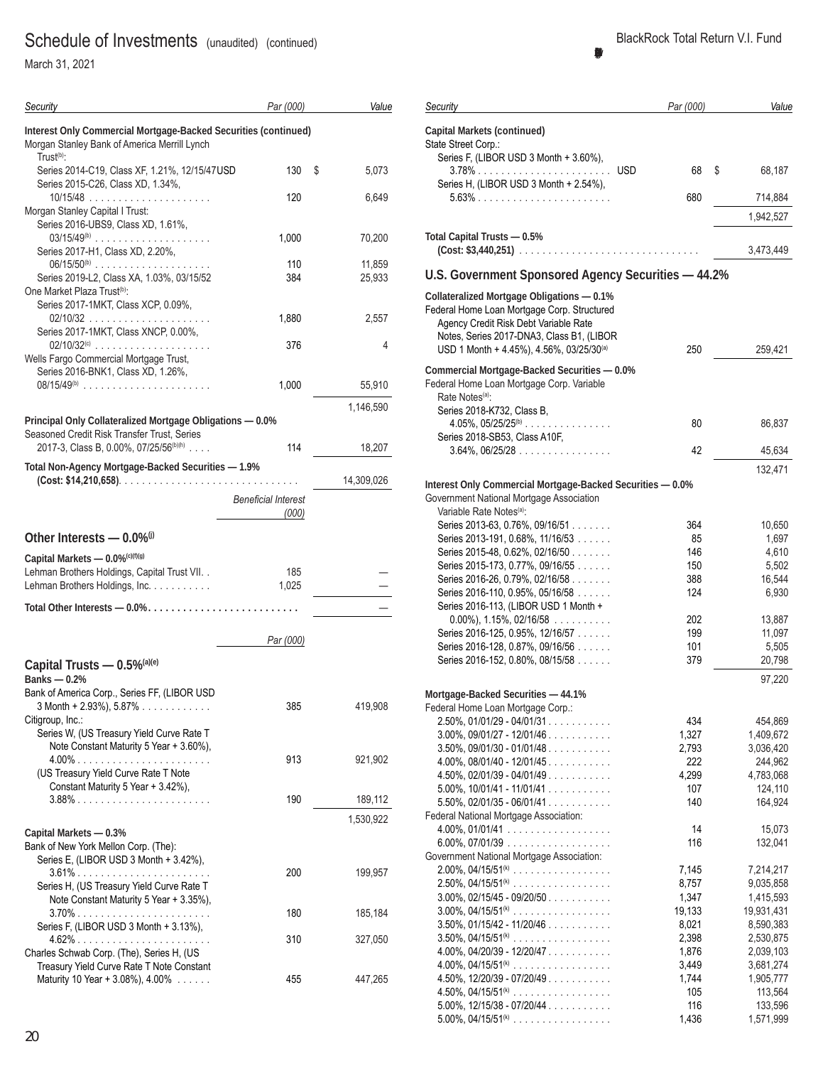## Schedule of Investments (unaudited) (continued)

March 31, 2021

BlackRock Total Return V.I. Fund

| Security | Par (000) | Value |
|---|---|---|
| **Interest Only Commercial Mortgage-Backed Securities (continued)** | | |
| Morgan Stanley Bank of America Merrill Lynch Trust[(b)]: | | |
| Series 2014-C19, Class XF, 1.21%, 12/15/47 USD | 130 | $ 5,073 |
| Series 2015-C26, Class XD, 1.34%, 10/15/48 | 120 | 6,649 |
| Morgan Stanley Capital I Trust: | | |
| Series 2016-UBS9, Class XD, 1.61%, 03/15/49[(b)] | 1,000 | 70,200 |
| Series 2017-H1, Class XD, 2.20%, 06/15/50[(b)] | 110 | 11,859 |
| Series 2019-L2, Class XA, 1.03%, 03/15/52 | 384 | 25,933 |
| One Market Plaza Trust[(b)]: | | |
| Series 2017-1MKT, Class XCP, 0.09%, 02/10/32 | 1,880 | 2,557 |
| Series 2017-1MKT, Class XNCP, 0.00%, 02/10/32[(c)] | 376 | 4 |
| Wells Fargo Commercial Mortgage Trust, Series 2016-BNK1, Class XD, 1.26%, 08/15/49[(b)] | 1,000 | 55,910 |
| | | 1,146,590 |
| **Principal Only Collateralized Mortgage Obligations — 0.0%** | | |
| Seasoned Credit Risk Transfer Trust, Series 2017-3, Class B, 0.00%, 07/25/56[(b)(h)] | 114 | 18,207 |
| **Total Non-Agency Mortgage-Backed Securities — 1.9% (Cost: $14,210,658)** | | 14,309,026 |

| Security | Beneficial Interest (000) | Value |
|---|---|---|
| **Other Interests — 0.0%[(j)]** | | |
| **Capital Markets — 0.0%[(c)(f)(g)]** | | |
| Lehman Brothers Holdings, Capital Trust VII. | 185 | — |
| Lehman Brothers Holdings, Inc. | 1,025 | — |
| **Total Other Interests — 0.0%** | | — |

| Security | Par (000) | Value |
|---|---|---|
| **Capital Trusts — 0.5%[(a)(e)]** | | |
| **Banks — 0.2%** | | |
| Bank of America Corp., Series FF, (LIBOR USD 3 Month + 2.93%), 5.87% | 385 | 419,908 |
| Citigroup, Inc.: | | |
| Series W, (US Treasury Yield Curve Rate T Note Constant Maturity 5 Year + 3.60%), 4.00% | 913 | 921,902 |
| (US Treasury Yield Curve Rate T Note Constant Maturity 5 Year + 3.42%), 3.88% | 190 | 189,112 |
| | | 1,530,922 |
| **Capital Markets — 0.3%** | | |
| Bank of New York Mellon Corp. (The): | | |
| Series E, (LIBOR USD 3 Month + 3.42%), 3.61% | 200 | 199,957 |
| Series H, (US Treasury Yield Curve Rate T Note Constant Maturity 5 Year + 3.35%), 3.70% | 180 | 185,184 |
| Series F, (LIBOR USD 3 Month + 3.13%), 4.62% | 310 | 327,050 |
| Charles Schwab Corp. (The), Series H, (US Treasury Yield Curve Rate T Note Constant Maturity 10 Year + 3.08%), 4.00% | 455 | 447,265 |
| State Street Corp.: | | |
| Series F, (LIBOR USD 3 Month + 3.60%), 3.78% USD | 68 | $ 68,187 |
| Series H, (LIBOR USD 3 Month + 2.54%), 5.63% | 680 | 714,884 |
| | | 1,942,527 |
| **Total Capital Trusts — 0.5% (Cost: $3,440,251)** | | 3,473,449 |

## U.S. Government Sponsored Agency Securities — 44.2%

| Security | Par (000) | Value |
|---|---|---|
| **Collateralized Mortgage Obligations — 0.1%** | | |
| Federal Home Loan Mortgage Corp. Structured Agency Credit Risk Debt Variable Rate Notes, Series 2017-DNA3, Class B1, (LIBOR USD 1 Month + 4.45%), 4.56%, 03/25/30[(a)] | 250 | 259,421 |
| **Commercial Mortgage-Backed Securities — 0.0%** | | |
| Federal Home Loan Mortgage Corp. Variable Rate Notes[(a)]: | | |
| Series 2018-K732, Class B, 4.05%, 05/25/25[(b)] | 80 | 86,837 |
| Series 2018-SB53, Class A10F, 3.64%, 06/25/28 | 42 | 45,634 |
| | | 132,471 |
| **Interest Only Commercial Mortgage-Backed Securities — 0.0%** | | |
| Government National Mortgage Association Variable Rate Notes[(a)]: | | |
| Series 2013-63, 0.76%, 09/16/51 | 364 | 10,650 |
| Series 2013-191, 0.68%, 11/16/53 | 85 | 1,697 |
| Series 2015-48, 0.62%, 02/16/50 | 146 | 4,610 |
| Series 2015-173, 0.77%, 09/16/55 | 150 | 5,502 |
| Series 2016-26, 0.79%, 02/16/58 | 388 | 16,544 |
| Series 2016-110, 0.95%, 05/16/58 | 124 | 6,930 |
| Series 2016-113, (LIBOR USD 1 Month + 0.00%), 1.15%, 02/16/58 | 202 | 13,887 |
| Series 2016-125, 0.95%, 12/16/57 | 199 | 11,097 |
| Series 2016-128, 0.87%, 09/16/56 | 101 | 5,505 |
| Series 2016-152, 0.80%, 08/15/58 | 379 | 20,798 |
| | | 97,220 |
| **Mortgage-Backed Securities — 44.1%** | | |
| Federal Home Loan Mortgage Corp.: | | |
| 2.50%, 01/01/29 - 04/01/31 | 434 | 454,869 |
| 3.00%, 09/01/27 - 12/01/46 | 1,327 | 1,409,672 |
| 3.50%, 09/01/30 - 01/01/48 | 2,793 | 3,036,420 |
| 4.00%, 08/01/40 - 12/01/45 | 222 | 244,962 |
| 4.50%, 02/01/39 - 04/01/49 | 4,299 | 4,783,068 |
| 5.00%, 10/01/41 - 11/01/41 | 107 | 124,110 |
| 5.50%, 02/01/35 - 06/01/41 | 140 | 164,924 |
| Federal National Mortgage Association: | | |
| 4.00%, 01/01/41 | 14 | 15,073 |
| 6.00%, 07/01/39 | 116 | 132,041 |
| Government National Mortgage Association: | | |
| 2.00%, 04/15/51[(k)] | 7,145 | 7,214,217 |
| 2.50%, 04/15/51[(k)] | 8,757 | 9,035,858 |
| 3.00%, 02/15/45 - 09/20/50 | 1,347 | 1,415,593 |
| 3.00%, 04/15/51[(k)] | 19,133 | 19,931,431 |
| 3.50%, 01/15/42 - 11/20/46 | 8,021 | 8,590,383 |
| 3.50%, 04/15/51[(k)] | 2,398 | 2,530,875 |
| 4.00%, 04/20/39 - 12/20/47 | 1,876 | 2,039,103 |
| 4.00%, 04/15/51[(k)] | 3,449 | 3,681,274 |
| 4.50%, 12/20/39 - 07/20/49 | 1,744 | 1,905,777 |
| 4.50%, 04/15/51[(k)] | 105 | 113,564 |
| 5.00%, 12/15/38 - 07/20/44 | 116 | 133,596 |
| 5.00%, 04/15/51[(k)] | 1,436 | 1,571,999 |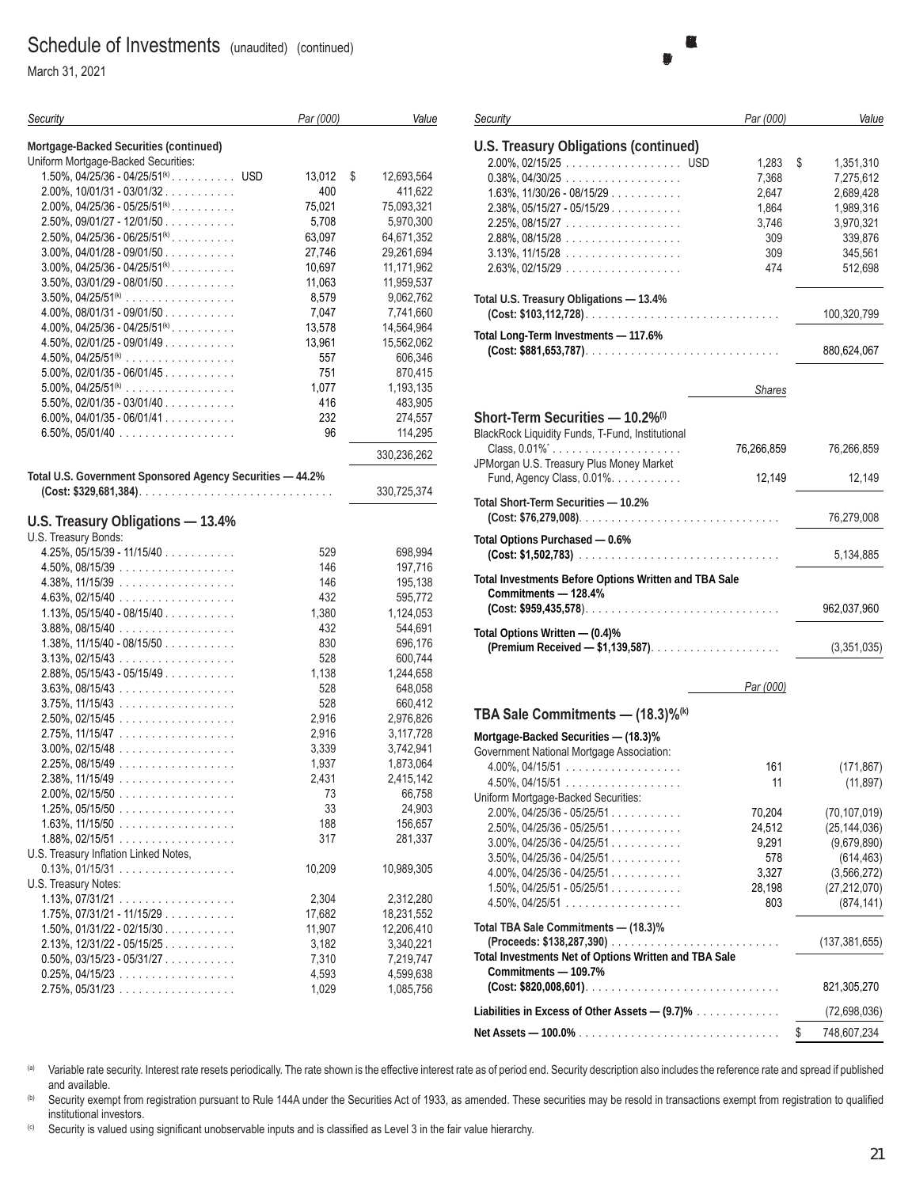# Schedule of Investments (unaudited) (continued)

March 31, 2021

| Security | Par (000) | Value |
|---|---|---|
| **Mortgage-Backed Securities (continued)** | | |
| Uniform Mortgage-Backed Securities: | | |
| 1.50%, 04/25/36 - 04/25/51[k] USD | 13,012 | $ 12,693,564 |
| 2.00%, 10/01/31 - 03/01/32 | 400 | 411,622 |
| 2.00%, 04/25/36 - 05/25/51[k] | 75,021 | 75,093,321 |
| 2.50%, 09/01/27 - 12/01/50 | 5,708 | 5,970,300 |
| 2.50%, 04/25/36 - 06/25/51[k] | 63,097 | 64,671,352 |
| 3.00%, 04/01/28 - 09/01/50 | 27,746 | 29,261,694 |
| 3.00%, 04/25/36 - 04/25/51[k] | 10,697 | 11,171,962 |
| 3.50%, 03/01/29 - 08/01/50 | 11,063 | 11,959,537 |
| 3.50%, 04/25/51[k] | 8,579 | 9,062,762 |
| 4.00%, 08/01/31 - 09/01/50 | 7,047 | 7,741,660 |
| 4.00%, 04/25/36 - 04/25/51[k] | 13,578 | 14,564,964 |
| 4.50%, 02/01/25 - 09/01/49 | 13,961 | 15,562,062 |
| 4.50%, 04/25/51[k] | 557 | 606,346 |
| 5.00%, 02/01/35 - 06/01/45 | 751 | 870,415 |
| 5.00%, 04/25/51[k] | 1,077 | 1,193,135 |
| 5.50%, 02/01/35 - 03/01/40 | 416 | 483,905 |
| 6.00%, 04/01/35 - 06/01/41 | 232 | 274,557 |
| 6.50%, 05/01/40 | 96 | 114,295 |
| | | 330,236,262 |
| **Total U.S. Government Sponsored Agency Securities — 44.2%** **(Cost: $329,681,384)** | | 330,725,374 |
| **U.S. Treasury Obligations — 13.4%** | | |
| U.S. Treasury Bonds: | | |
| 4.25%, 05/15/39 - 11/15/40 | 529 | 698,994 |
| 4.50%, 08/15/39 | 146 | 197,716 |
| 4.38%, 11/15/39 | 146 | 195,138 |
| 4.63%, 02/15/40 | 432 | 595,772 |
| 1.13%, 05/15/40 - 08/15/40 | 1,380 | 1,124,053 |
| 3.88%, 08/15/40 | 432 | 544,691 |
| 1.38%, 11/15/40 - 08/15/50 | 830 | 696,176 |
| 3.13%, 02/15/43 | 528 | 600,744 |
| 2.88%, 05/15/43 - 05/15/49 | 1,138 | 1,244,658 |
| 3.63%, 08/15/43 | 528 | 648,058 |
| 3.75%, 11/15/43 | 528 | 660,412 |
| 2.50%, 02/15/45 | 2,916 | 2,976,826 |
| 2.75%, 11/15/47 | 2,916 | 3,117,728 |
| 3.00%, 02/15/48 | 3,339 | 3,742,941 |
| 2.25%, 08/15/49 | 1,937 | 1,873,064 |
| 2.38%, 11/15/49 | 2,431 | 2,415,142 |
| 2.00%, 02/15/50 | 73 | 66,758 |
| 1.25%, 05/15/50 | 33 | 24,903 |
| 1.63%, 11/15/50 | 188 | 156,657 |
| 1.88%, 02/15/51 | 317 | 281,337 |
| U.S. Treasury Inflation Linked Notes, | | |
| 0.13%, 01/15/31 | 10,209 | 10,989,305 |
| U.S. Treasury Notes: | | |
| 1.13%, 07/31/21 | 2,304 | 2,312,280 |
| 1.75%, 07/31/21 - 11/15/29 | 17,682 | 18,231,552 |
| 1.50%, 01/31/22 - 02/15/30 | 11,907 | 12,206,410 |
| 2.13%, 12/31/22 - 05/15/25 | 3,182 | 3,340,221 |
| 0.50%, 03/15/23 - 05/31/27 | 7,310 | 7,219,747 |
| 0.25%, 04/15/23 | 4,593 | 4,599,638 |
| 2.75%, 05/31/23 | 1,029 | 1,085,756 |

| Security | Par (000) | Value |
|---|---|---|
| **U.S. Treasury Obligations (continued)** | | |
| 2.00%, 02/15/25 USD | 1,283 | $ 1,351,310 |
| 0.38%, 04/30/25 | 7,368 | 7,275,612 |
| 1.63%, 11/30/26 - 08/15/29 | 2,647 | 2,689,428 |
| 2.38%, 05/15/27 - 05/15/29 | 1,864 | 1,989,316 |
| 2.25%, 08/15/27 | 3,746 | 3,970,321 |
| 2.88%, 08/15/28 | 309 | 339,876 |
| 3.13%, 11/15/28 | 309 | 345,561 |
| 2.63%, 02/15/29 | 474 | 512,698 |
| **Total U.S. Treasury Obligations — 13.4%** **(Cost: $103,112,728)** | | 100,320,799 |
| **Total Long-Term Investments — 117.6%** **(Cost: $881,653,787)** | | 880,624,067 |

| Security | Shares | Value |
|---|---|---|
| **Short-Term Securities — 10.2%[l]** | | |
| BlackRock Liquidity Funds, T-Fund, Institutional Class, 0.01%* | 76,266,859 | 76,266,859 |
| JPMorgan U.S. Treasury Plus Money Market Fund, Agency Class, 0.01% | 12,149 | 12,149 |
| **Total Short-Term Securities — 10.2%** **(Cost: $76,279,008)** | | 76,279,008 |
| **Total Options Purchased — 0.6%** **(Cost: $1,502,783)** | | 5,134,885 |
| **Total Investments Before Options Written and TBA Sale Commitments — 128.4%** **(Cost: $959,435,578)** | | 962,037,960 |
| **Total Options Written — (0.4)%** **(Premium Received — $1,139,587)** | | (3,351,035) |

| Security | Par (000) | Value |
|---|---|---|
| **TBA Sale Commitments — (18.3)%[k]** | | |
| **Mortgage-Backed Securities — (18.3)%** | | |
| Government National Mortgage Association: | | |
| 4.00%, 04/15/51 | 161 | (171,867) |
| 4.50%, 04/15/51 | 11 | (11,897) |
| Uniform Mortgage-Backed Securities: | | |
| 2.00%, 04/25/36 - 05/25/51 | 70,204 | (70,107,019) |
| 2.50%, 04/25/36 - 05/25/51 | 24,512 | (25,144,036) |
| 3.00%, 04/25/36 - 04/25/51 | 9,291 | (9,679,890) |
| 3.50%, 04/25/36 - 04/25/51 | 578 | (614,463) |
| 4.00%, 04/25/36 - 04/25/51 | 3,327 | (3,566,272) |
| 1.50%, 04/25/51 - 05/25/51 | 28,198 | (27,212,070) |
| 4.50%, 04/25/51 | 803 | (874,141) |
| **Total TBA Sale Commitments — (18.3)%** **(Proceeds: $138,287,390)** | | (137,381,655) |
| **Total Investments Net of Options Written and TBA Sale Commitments — 109.7%** **(Cost: $820,008,601)** | | 821,305,270 |
| **Liabilities in Excess of Other Assets — (9.7)%** | | (72,698,036) |
| **Net Assets — 100.0%** | | $ 748,607,234 |

[a] Variable rate security. Interest rate resets periodically. The rate shown is the effective interest rate as of period end. Security description also includes the reference rate and spread if published and available.

[b] Security exempt from registration pursuant to Rule 144A under the Securities Act of 1933, as amended. These securities may be resold in transactions exempt from registration to qualified institutional investors.

[c] Security is valued using significant unobservable inputs and is classified as Level 3 in the fair value hierarchy.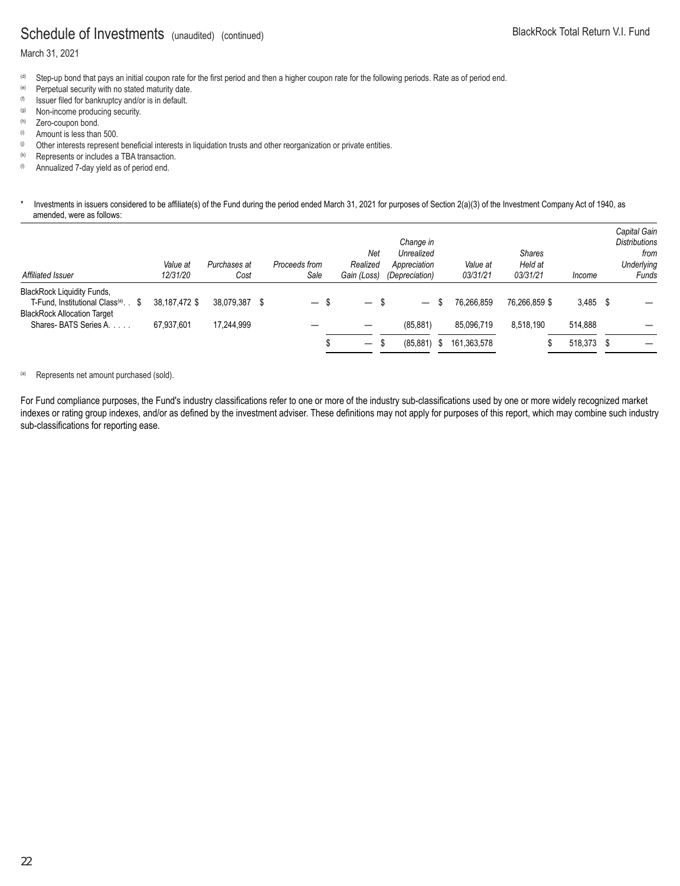## Schedule of Investments (unaudited) (continued)

March 31, 2021

(d) Step-up bond that pays an initial coupon rate for the first period and then a higher coupon rate for the following periods. Rate as of period end.
(e) Perpetual security with no stated maturity date.
(f) Issuer filed for bankruptcy and/or is in default.
(g) Non-income producing security.
(h) Zero-coupon bond.
(i) Amount is less than 500.
(j) Other interests represent beneficial interests in liquidation trusts and other reorganization or private entities.
(k) Represents or includes a TBA transaction.
(l) Annualized 7-day yield as of period end.

\* Investments in issuers considered to be affiliate(s) of the Fund during the period ended March 31, 2021 for purposes of Section 2(a)(3) of the Investment Company Act of 1940, as amended, were as follows:

| *Affiliated Issuer* | *Value at 12/31/20* | *Purchases at Cost* | *Proceeds from Sale* | *Net Realized Gain (Loss)* | *Change in Unrealized Appreciation (Depreciation)* | *Value at 03/31/21* | *Shares Held at 03/31/21* | *Income* | *Capital Gain Distributions from Underlying Funds* |
|---|---|---|---|---|---|---|---|---|---|
| BlackRock Liquidity Funds, T-Fund, Institutional Class[(a)] | $ 38,187,472 | $ 38,079,387 | $ — | $ — | $ — | $ 76,266,859 | 76,266,859 | $ 3,485 | $ — |
| BlackRock Allocation Target Shares- BATS Series A | 67,937,601 | 17,244,999 | — | — | (85,881) | 85,096,719 | 8,518,190 | 514,888 | — |
| | | | | $ — | $ (85,881) | $ 161,363,578 | | $ 518,373 | $ — |

(a) Represents net amount purchased (sold).

For Fund compliance purposes, the Fund's industry classifications refer to one or more of the industry sub-classifications used by one or more widely recognized market indexes or rating group indexes, and/or as defined by the investment adviser. These definitions may not apply for purposes of this report, which may combine such industry sub-classifications for reporting ease.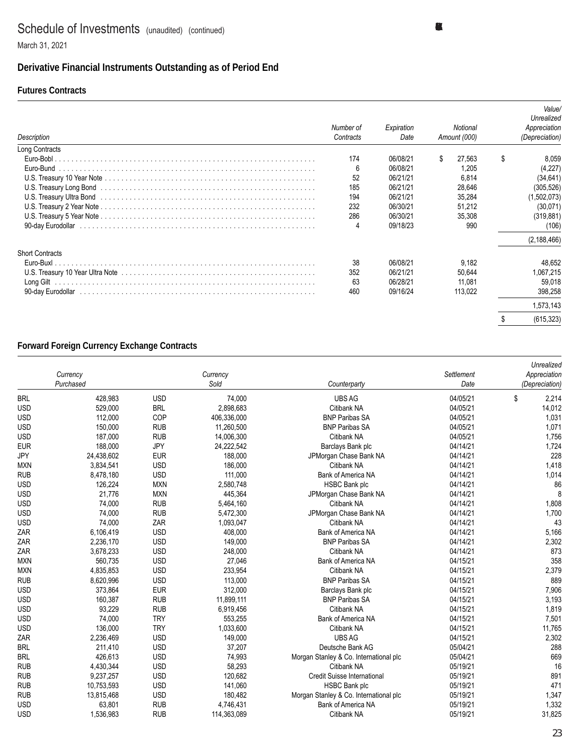# Schedule of Investments (unaudited) (continued)

March 31, 2021

## Derivative Financial Instruments Outstanding as of Period End

### Futures Contracts

| Description | Number of Contracts | Expiration Date | Notional Amount (000) | Value/ Unrealized Appreciation (Depreciation) |
|---|---|---|---|---|
| **Long Contracts** | | | | |
| Euro-Bobl | 174 | 06/08/21 | $ 27,563 | $ 8,059 |
| Euro-Bund | 6 | 06/08/21 | 1,205 | (4,227) |
| U.S. Treasury 10 Year Note | 52 | 06/21/21 | 6,814 | (34,641) |
| U.S. Treasury Long Bond | 185 | 06/21/21 | 28,646 | (305,526) |
| U.S. Treasury Ultra Bond | 194 | 06/21/21 | 35,284 | (1,502,073) |
| U.S. Treasury 2 Year Note | 232 | 06/30/21 | 51,212 | (30,071) |
| U.S. Treasury 5 Year Note | 286 | 06/30/21 | 35,308 | (319,881) |
| 90-day Eurodollar | 4 | 09/18/23 | 990 | (106) |
| | | | | (2,188,466) |
| **Short Contracts** | | | | |
| Euro-Buxl | 38 | 06/08/21 | 9,182 | 48,652 |
| U.S. Treasury 10 Year Ultra Note | 352 | 06/21/21 | 50,644 | 1,067,215 |
| Long Gilt | 63 | 06/28/21 | 11,081 | 59,018 |
| 90-day Eurodollar | 460 | 09/16/24 | 113,022 | 398,258 |
| | | | | 1,573,143 |
| | | | | $ (615,323) |

### Forward Foreign Currency Exchange Contracts

| Currency Purchased | | Currency Sold | | Counterparty | Settlement Date | Unrealized Appreciation (Depreciation) |
|---|---|---|---|---|---|---|
| BRL | 428,983 | USD | 74,000 | UBS AG | 04/05/21 | $ 2,214 |
| USD | 529,000 | BRL | 2,898,683 | Citibank NA | 04/05/21 | 14,012 |
| USD | 112,000 | COP | 406,336,000 | BNP Paribas SA | 04/05/21 | 1,031 |
| USD | 150,000 | RUB | 11,260,500 | BNP Paribas SA | 04/05/21 | 1,071 |
| USD | 187,000 | RUB | 14,006,300 | Citibank NA | 04/05/21 | 1,756 |
| EUR | 188,000 | JPY | 24,222,542 | Barclays Bank plc | 04/14/21 | 1,724 |
| JPY | 24,438,602 | EUR | 188,000 | JPMorgan Chase Bank NA | 04/14/21 | 228 |
| MXN | 3,834,541 | USD | 186,000 | Citibank NA | 04/14/21 | 1,418 |
| RUB | 8,478,180 | USD | 111,000 | Bank of America NA | 04/14/21 | 1,014 |
| USD | 126,224 | MXN | 2,580,748 | HSBC Bank plc | 04/14/21 | 86 |
| USD | 21,776 | MXN | 445,364 | JPMorgan Chase Bank NA | 04/14/21 | 8 |
| USD | 74,000 | RUB | 5,464,160 | Citibank NA | 04/14/21 | 1,808 |
| USD | 74,000 | RUB | 5,472,300 | JPMorgan Chase Bank NA | 04/14/21 | 1,700 |
| USD | 74,000 | ZAR | 1,093,047 | Citibank NA | 04/14/21 | 43 |
| ZAR | 6,106,419 | USD | 408,000 | Bank of America NA | 04/14/21 | 5,166 |
| ZAR | 2,236,170 | USD | 149,000 | BNP Paribas SA | 04/14/21 | 2,302 |
| ZAR | 3,678,233 | USD | 248,000 | Citibank NA | 04/14/21 | 873 |
| MXN | 560,735 | USD | 27,046 | Bank of America NA | 04/15/21 | 358 |
| MXN | 4,835,853 | USD | 233,954 | Citibank NA | 04/15/21 | 2,379 |
| RUB | 8,620,996 | USD | 113,000 | BNP Paribas SA | 04/15/21 | 889 |
| USD | 373,864 | EUR | 312,000 | Barclays Bank plc | 04/15/21 | 7,906 |
| USD | 160,387 | RUB | 11,899,111 | BNP Paribas SA | 04/15/21 | 3,193 |
| USD | 93,229 | RUB | 6,919,456 | Citibank NA | 04/15/21 | 1,819 |
| USD | 74,000 | TRY | 553,255 | Bank of America NA | 04/15/21 | 7,501 |
| USD | 136,000 | TRY | 1,033,600 | Citibank NA | 04/15/21 | 11,765 |
| ZAR | 2,236,469 | USD | 149,000 | UBS AG | 04/15/21 | 2,302 |
| BRL | 211,410 | USD | 37,207 | Deutsche Bank AG | 05/04/21 | 288 |
| BRL | 426,613 | USD | 74,993 | Morgan Stanley & Co. International plc | 05/04/21 | 669 |
| RUB | 4,430,344 | USD | 58,293 | Citibank NA | 05/19/21 | 16 |
| RUB | 9,237,257 | USD | 120,682 | Credit Suisse International | 05/19/21 | 891 |
| RUB | 10,753,593 | USD | 141,060 | HSBC Bank plc | 05/19/21 | 471 |
| RUB | 13,815,468 | USD | 180,482 | Morgan Stanley & Co. International plc | 05/19/21 | 1,347 |
| USD | 63,801 | RUB | 4,746,431 | Bank of America NA | 05/19/21 | 1,332 |
| USD | 1,536,983 | RUB | 114,363,089 | Citibank NA | 05/19/21 | 31,825 |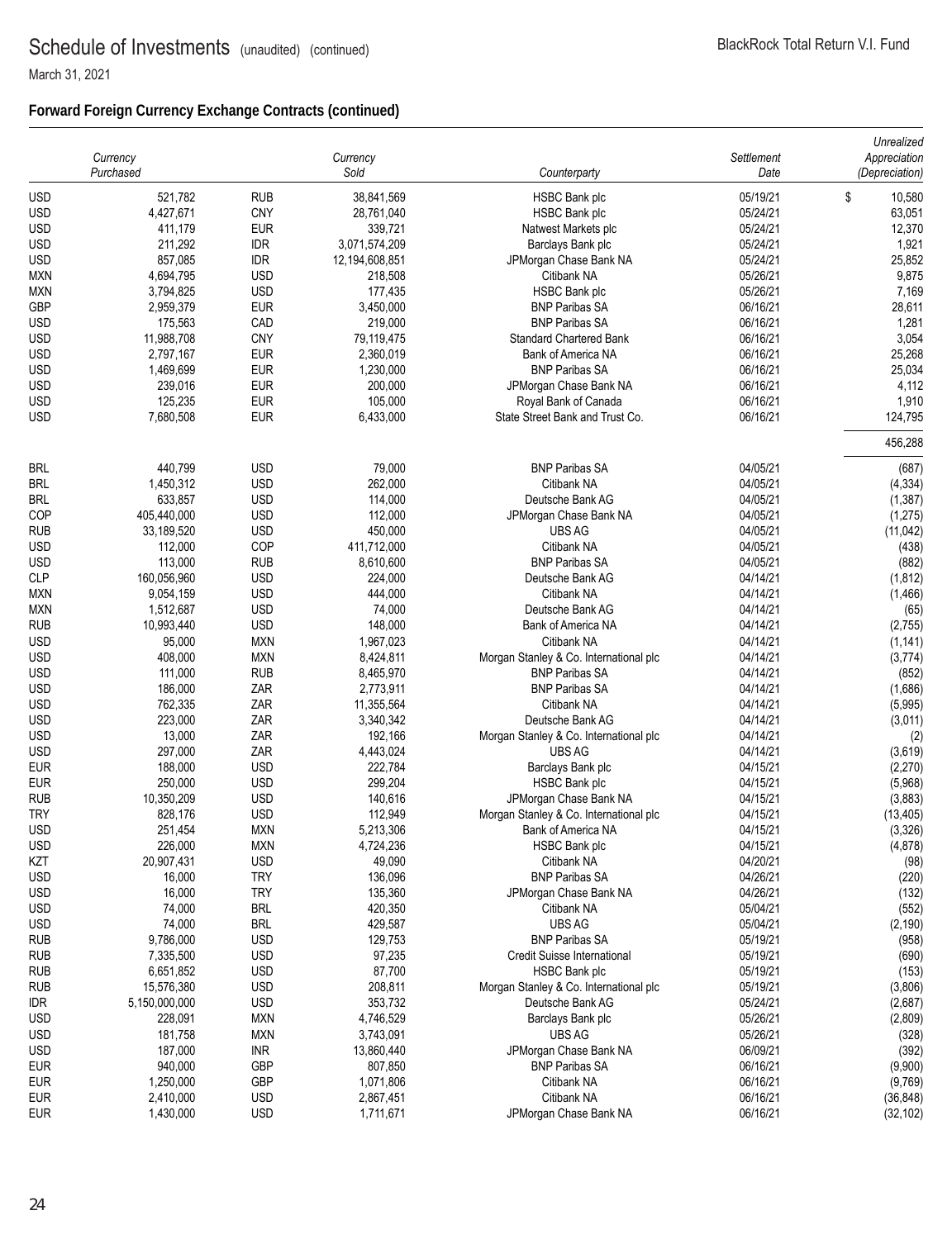# Schedule of Investments (unaudited) (continued)

March 31, 2021

## Forward Foreign Currency Exchange Contracts (continued)

| Currency Purchased | | Currency Sold | | Counterparty | Settlement Date | Unrealized Appreciation (Depreciation) |
|---|---|---|---|---|---|---|
| USD | 521,782 | RUB | 38,841,569 | HSBC Bank plc | 05/19/21 | $ 10,580 |
| USD | 4,427,671 | CNY | 28,761,040 | HSBC Bank plc | 05/24/21 | 63,051 |
| USD | 411,179 | EUR | 339,721 | Natwest Markets plc | 05/24/21 | 12,370 |
| USD | 211,292 | IDR | 3,071,574,209 | Barclays Bank plc | 05/24/21 | 1,921 |
| USD | 857,085 | IDR | 12,194,608,851 | JPMorgan Chase Bank NA | 05/24/21 | 25,852 |
| MXN | 4,694,795 | USD | 218,508 | Citibank NA | 05/26/21 | 9,875 |
| MXN | 3,794,825 | USD | 177,435 | HSBC Bank plc | 05/26/21 | 7,169 |
| GBP | 2,959,379 | EUR | 3,450,000 | BNP Paribas SA | 06/16/21 | 28,611 |
| USD | 175,563 | CAD | 219,000 | BNP Paribas SA | 06/16/21 | 1,281 |
| USD | 11,988,708 | CNY | 79,119,475 | Standard Chartered Bank | 06/16/21 | 3,054 |
| USD | 2,797,167 | EUR | 2,360,019 | Bank of America NA | 06/16/21 | 25,268 |
| USD | 1,469,699 | EUR | 1,230,000 | BNP Paribas SA | 06/16/21 | 25,034 |
| USD | 239,016 | EUR | 200,000 | JPMorgan Chase Bank NA | 06/16/21 | 4,112 |
| USD | 125,235 | EUR | 105,000 | Royal Bank of Canada | 06/16/21 | 1,910 |
| USD | 7,680,508 | EUR | 6,433,000 | State Street Bank and Trust Co. | 06/16/21 | 124,795 |
| | | | | | | 456,288 |
| BRL | 440,799 | USD | 79,000 | BNP Paribas SA | 04/05/21 | (687) |
| BRL | 1,450,312 | USD | 262,000 | Citibank NA | 04/05/21 | (4,334) |
| BRL | 633,857 | USD | 114,000 | Deutsche Bank AG | 04/05/21 | (1,387) |
| COP | 405,440,000 | USD | 112,000 | JPMorgan Chase Bank NA | 04/05/21 | (1,275) |
| RUB | 33,189,520 | USD | 450,000 | UBS AG | 04/05/21 | (11,042) |
| USD | 112,000 | COP | 411,712,000 | Citibank NA | 04/05/21 | (438) |
| USD | 113,000 | RUB | 8,610,600 | BNP Paribas SA | 04/05/21 | (882) |
| CLP | 160,056,960 | USD | 224,000 | Deutsche Bank AG | 04/14/21 | (1,812) |
| MXN | 9,054,159 | USD | 444,000 | Citibank NA | 04/14/21 | (1,466) |
| MXN | 1,512,687 | USD | 74,000 | Deutsche Bank AG | 04/14/21 | (65) |
| RUB | 10,993,440 | USD | 148,000 | Bank of America NA | 04/14/21 | (2,755) |
| USD | 95,000 | MXN | 1,967,023 | Citibank NA | 04/14/21 | (1,141) |
| USD | 408,000 | MXN | 8,424,811 | Morgan Stanley & Co. International plc | 04/14/21 | (3,774) |
| USD | 111,000 | RUB | 8,465,970 | BNP Paribas SA | 04/14/21 | (852) |
| USD | 186,000 | ZAR | 2,773,911 | BNP Paribas SA | 04/14/21 | (1,686) |
| USD | 762,335 | ZAR | 11,355,564 | Citibank NA | 04/14/21 | (5,995) |
| USD | 223,000 | ZAR | 3,340,342 | Deutsche Bank AG | 04/14/21 | (3,011) |
| USD | 13,000 | ZAR | 192,166 | Morgan Stanley & Co. International plc | 04/14/21 | (2) |
| USD | 297,000 | ZAR | 4,443,024 | UBS AG | 04/14/21 | (3,619) |
| EUR | 188,000 | USD | 222,784 | Barclays Bank plc | 04/15/21 | (2,270) |
| EUR | 250,000 | USD | 299,204 | HSBC Bank plc | 04/15/21 | (5,968) |
| RUB | 10,350,209 | USD | 140,616 | JPMorgan Chase Bank NA | 04/15/21 | (3,883) |
| TRY | 828,176 | USD | 112,949 | Morgan Stanley & Co. International plc | 04/15/21 | (13,405) |
| USD | 251,454 | MXN | 5,213,306 | Bank of America NA | 04/15/21 | (3,326) |
| USD | 226,000 | MXN | 4,724,236 | HSBC Bank plc | 04/15/21 | (4,878) |
| KZT | 20,907,431 | USD | 49,090 | Citibank NA | 04/20/21 | (98) |
| USD | 16,000 | TRY | 136,096 | BNP Paribas SA | 04/26/21 | (220) |
| USD | 16,000 | TRY | 135,360 | JPMorgan Chase Bank NA | 04/26/21 | (132) |
| USD | 74,000 | BRL | 420,350 | Citibank NA | 05/04/21 | (552) |
| USD | 74,000 | BRL | 429,587 | UBS AG | 05/04/21 | (2,190) |
| RUB | 9,786,000 | USD | 129,753 | BNP Paribas SA | 05/19/21 | (958) |
| RUB | 7,335,500 | USD | 97,235 | Credit Suisse International | 05/19/21 | (690) |
| RUB | 6,651,852 | USD | 87,700 | HSBC Bank plc | 05/19/21 | (153) |
| RUB | 15,576,380 | USD | 208,811 | Morgan Stanley & Co. International plc | 05/19/21 | (3,806) |
| IDR | 5,150,000,000 | USD | 353,732 | Deutsche Bank AG | 05/24/21 | (2,687) |
| USD | 228,091 | MXN | 4,746,529 | Barclays Bank plc | 05/26/21 | (2,809) |
| USD | 181,758 | MXN | 3,743,091 | UBS AG | 05/26/21 | (328) |
| USD | 187,000 | INR | 13,860,440 | JPMorgan Chase Bank NA | 06/09/21 | (392) |
| EUR | 940,000 | GBP | 807,850 | BNP Paribas SA | 06/16/21 | (9,900) |
| EUR | 1,250,000 | GBP | 1,071,806 | Citibank NA | 06/16/21 | (9,769) |
| EUR | 2,410,000 | USD | 2,867,451 | Citibank NA | 06/16/21 | (36,848) |
| EUR | 1,430,000 | USD | 1,711,671 | JPMorgan Chase Bank NA | 06/16/21 | (32,102) |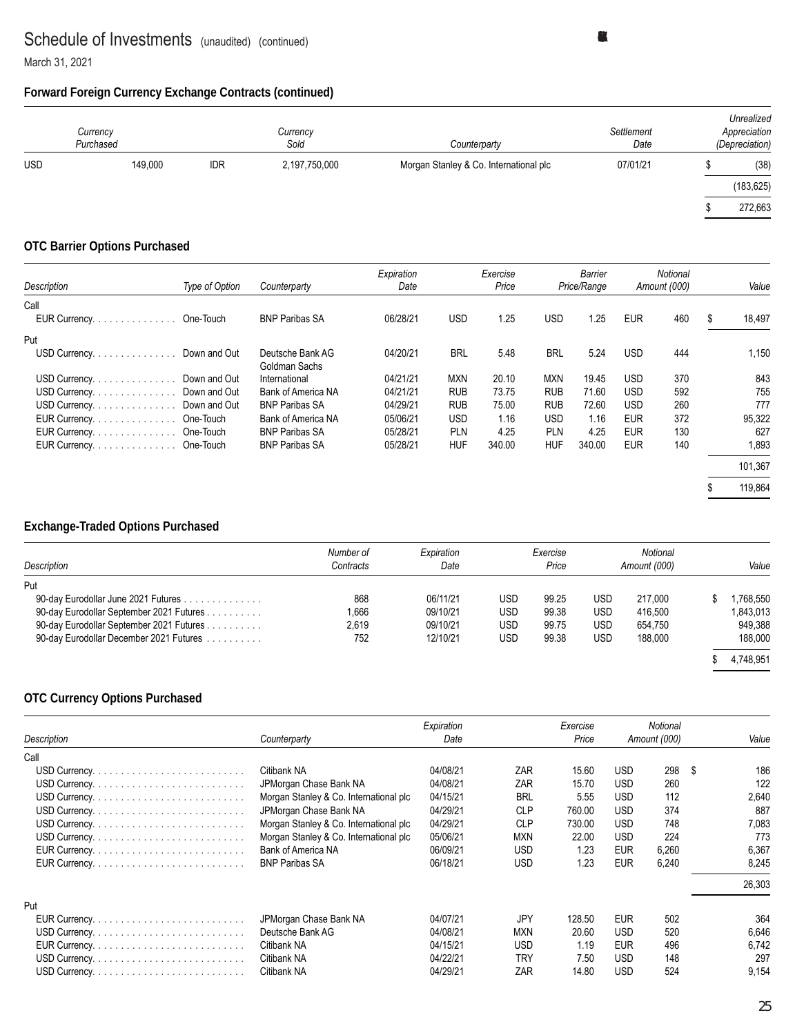# Schedule of Investments (unaudited) (continued)

March 31, 2021

## Forward Foreign Currency Exchange Contracts (continued)

| Currency Purchased | | Currency Sold | | Counterparty | Settlement Date | Unrealized Appreciation (Depreciation) |
|---|---|---|---|---|---|---|
| USD | 149,000 | IDR | 2,197,750,000 | Morgan Stanley & Co. International plc | 07/01/21 | $ (38) |
| | | | | | | (183,625) |
| | | | | | | $ 272,663 |

## OTC Barrier Options Purchased

| Description | Type of Option | Counterparty | Expiration Date | Exercise Price | | Barrier Price/Range | | Notional Amount (000) | | Value |
|---|---|---|---|---|---|---|---|---|---|---|
| Call | | | | | | | | | | |
| EUR Currency | One-Touch | BNP Paribas SA | 06/28/21 | USD | 1.25 | USD | 1.25 | EUR | 460 | $ 18,497 |
| Put | | | | | | | | | | |
| USD Currency | Down and Out | Deutsche Bank AG | 04/20/21 | BRL | 5.48 | BRL | 5.24 | USD | 444 | 1,150 |
| USD Currency | Down and Out | Goldman Sachs International | 04/21/21 | MXN | 20.10 | MXN | 19.45 | USD | 370 | 843 |
| USD Currency | Down and Out | Bank of America NA | 04/21/21 | RUB | 73.75 | RUB | 71.60 | USD | 592 | 755 |
| USD Currency | Down and Out | BNP Paribas SA | 04/29/21 | RUB | 75.00 | RUB | 72.60 | USD | 260 | 777 |
| EUR Currency | One-Touch | Bank of America NA | 05/06/21 | USD | 1.16 | USD | 1.16 | EUR | 372 | 95,322 |
| EUR Currency | One-Touch | BNP Paribas SA | 05/28/21 | PLN | 4.25 | PLN | 4.25 | EUR | 130 | 627 |
| EUR Currency | One-Touch | BNP Paribas SA | 05/28/21 | HUF | 340.00 | HUF | 340.00 | EUR | 140 | 1,893 |
| | | | | | | | | | | 101,367 |
| | | | | | | | | | | $ 119,864 |

## Exchange-Traded Options Purchased

| Description | Number of Contracts | Expiration Date | Exercise Price | | Notional Amount (000) | | Value |
|---|---|---|---|---|---|---|---|
| Put | | | | | | | |
| 90-day Eurodollar June 2021 Futures | 868 | 06/11/21 | USD | 99.25 | USD | 217,000 | $ 1,768,550 |
| 90-day Eurodollar September 2021 Futures | 1,666 | 09/10/21 | USD | 99.38 | USD | 416,500 | 1,843,013 |
| 90-day Eurodollar September 2021 Futures | 2,619 | 09/10/21 | USD | 99.75 | USD | 654,750 | 949,388 |
| 90-day Eurodollar December 2021 Futures | 752 | 12/10/21 | USD | 99.38 | USD | 188,000 | 188,000 |
| | | | | | | | $ 4,748,951 |

## OTC Currency Options Purchased

| Description | Counterparty | Expiration Date | Exercise Price | | Notional Amount (000) | | Value |
|---|---|---|---|---|---|---|---|
| Call | | | | | | | |
| USD Currency | Citibank NA | 04/08/21 | ZAR | 15.60 | USD | 298 | $ 186 |
| USD Currency | JPMorgan Chase Bank NA | 04/08/21 | ZAR | 15.70 | USD | 260 | 122 |
| USD Currency | Morgan Stanley & Co. International plc | 04/15/21 | BRL | 5.55 | USD | 112 | 2,640 |
| USD Currency | JPMorgan Chase Bank NA | 04/29/21 | CLP | 760.00 | USD | 374 | 887 |
| USD Currency | Morgan Stanley & Co. International plc | 04/29/21 | CLP | 730.00 | USD | 748 | 7,083 |
| USD Currency | Morgan Stanley & Co. International plc | 05/06/21 | MXN | 22.00 | USD | 224 | 773 |
| EUR Currency | Bank of America NA | 06/09/21 | USD | 1.23 | EUR | 6,260 | 6,367 |
| EUR Currency | BNP Paribas SA | 06/18/21 | USD | 1.23 | EUR | 6,240 | 8,245 |
| | | | | | | | 26,303 |
| Put | | | | | | | |
| EUR Currency | JPMorgan Chase Bank NA | 04/07/21 | JPY | 128.50 | EUR | 502 | 364 |
| USD Currency | Deutsche Bank AG | 04/08/21 | MXN | 20.60 | USD | 520 | 6,646 |
| EUR Currency | Citibank NA | 04/15/21 | USD | 1.19 | EUR | 496 | 6,742 |
| USD Currency | Citibank NA | 04/22/21 | TRY | 7.50 | USD | 148 | 297 |
| USD Currency | Citibank NA | 04/29/21 | ZAR | 14.80 | USD | 524 | 9,154 |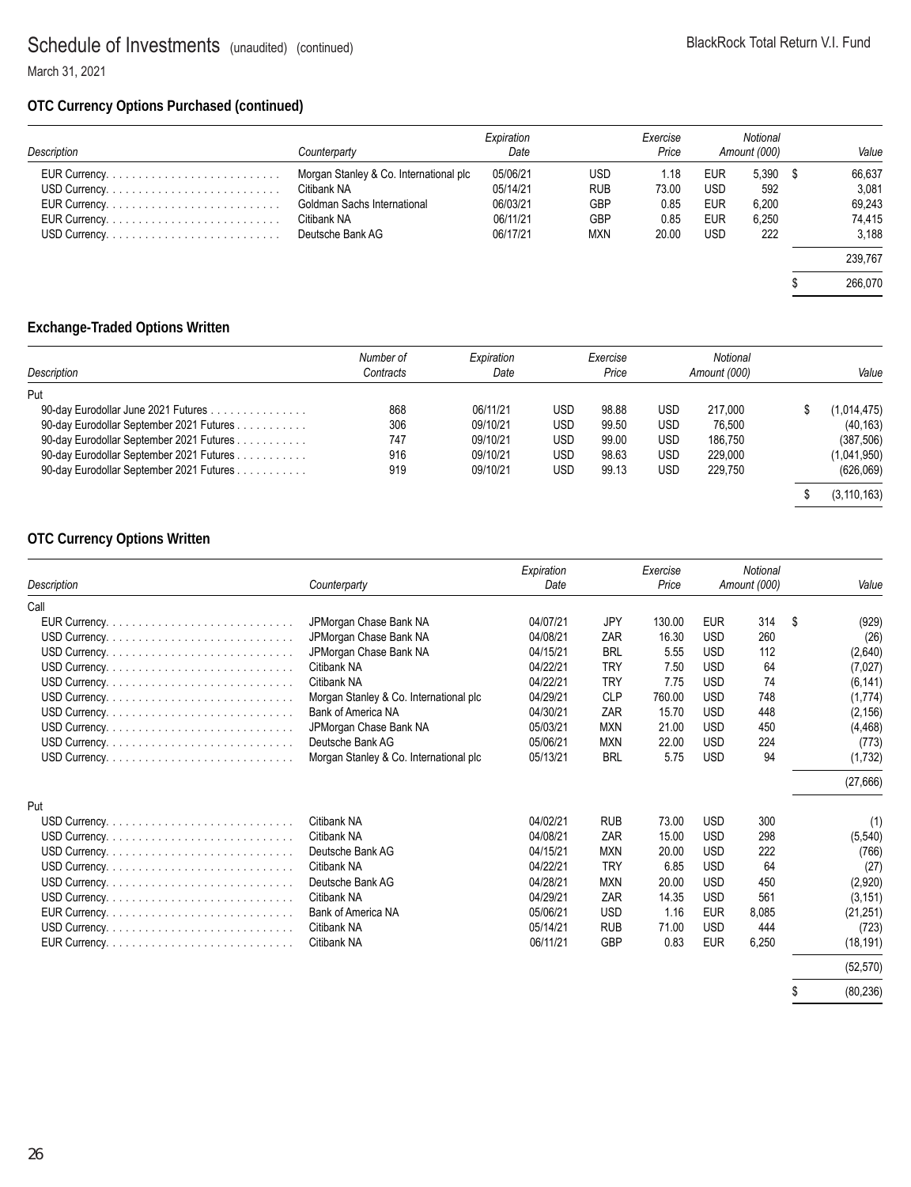## Schedule of Investments (unaudited) (continued)

March 31, 2021

### OTC Currency Options Purchased (continued)

| Description | Counterparty | Expiration Date | | Exercise Price | | Notional Amount (000) | Value |
|---|---|---|---|---|---|---|---|
| EUR Currency | Morgan Stanley & Co. International plc | 05/06/21 | USD | 1.18 | EUR | 5,390 | $ 66,637 |
| USD Currency | Citibank NA | 05/14/21 | RUB | 73.00 | USD | 592 | 3,081 |
| EUR Currency | Goldman Sachs International | 06/03/21 | GBP | 0.85 | EUR | 6,200 | 69,243 |
| EUR Currency | Citibank NA | 06/11/21 | GBP | 0.85 | EUR | 6,250 | 74,415 |
| USD Currency | Deutsche Bank AG | 06/17/21 | MXN | 20.00 | USD | 222 | 3,188 |
| | | | | | | | 239,767 |
| | | | | | | | $ 266,070 |

### Exchange-Traded Options Written

| Description | Number of Contracts | Expiration Date | | Exercise Price | | Notional Amount (000) | Value |
|---|---|---|---|---|---|---|---|
| Put | | | | | | | |
| 90-day Eurodollar June 2021 Futures | 868 | 06/11/21 | USD | 98.88 | USD | 217,000 | $ (1,014,475) |
| 90-day Eurodollar September 2021 Futures | 306 | 09/10/21 | USD | 99.50 | USD | 76,500 | (40,163) |
| 90-day Eurodollar September 2021 Futures | 747 | 09/10/21 | USD | 99.00 | USD | 186,750 | (387,506) |
| 90-day Eurodollar September 2021 Futures | 916 | 09/10/21 | USD | 98.63 | USD | 229,000 | (1,041,950) |
| 90-day Eurodollar September 2021 Futures | 919 | 09/10/21 | USD | 99.13 | USD | 229,750 | (626,069) |
| | | | | | | | $ (3,110,163) |

### OTC Currency Options Written

| Description | Counterparty | Expiration Date | | Exercise Price | | Notional Amount (000) | Value |
|---|---|---|---|---|---|---|---|
| Call | | | | | | | |
| EUR Currency | JPMorgan Chase Bank NA | 04/07/21 | JPY | 130.00 | EUR | 314 | $ (929) |
| USD Currency | JPMorgan Chase Bank NA | 04/08/21 | ZAR | 16.30 | USD | 260 | (26) |
| USD Currency | JPMorgan Chase Bank NA | 04/15/21 | BRL | 5.55 | USD | 112 | (2,640) |
| USD Currency | Citibank NA | 04/22/21 | TRY | 7.50 | USD | 64 | (7,027) |
| USD Currency | Citibank NA | 04/22/21 | TRY | 7.75 | USD | 74 | (6,141) |
| USD Currency | Morgan Stanley & Co. International plc | 04/29/21 | CLP | 760.00 | USD | 748 | (1,774) |
| USD Currency | Bank of America NA | 04/30/21 | ZAR | 15.70 | USD | 448 | (2,156) |
| USD Currency | JPMorgan Chase Bank NA | 05/03/21 | MXN | 21.00 | USD | 450 | (4,468) |
| USD Currency | Deutsche Bank AG | 05/06/21 | MXN | 22.00 | USD | 224 | (773) |
| USD Currency | Morgan Stanley & Co. International plc | 05/13/21 | BRL | 5.75 | USD | 94 | (1,732) |
| | | | | | | | (27,666) |
| Put | | | | | | | |
| USD Currency | Citibank NA | 04/02/21 | RUB | 73.00 | USD | 300 | (1) |
| USD Currency | Citibank NA | 04/08/21 | ZAR | 15.00 | USD | 298 | (5,540) |
| USD Currency | Deutsche Bank AG | 04/15/21 | MXN | 20.00 | USD | 222 | (766) |
| USD Currency | Citibank NA | 04/22/21 | TRY | 6.85 | USD | 64 | (27) |
| USD Currency | Deutsche Bank AG | 04/28/21 | MXN | 20.00 | USD | 450 | (2,920) |
| USD Currency | Citibank NA | 04/29/21 | ZAR | 14.35 | USD | 561 | (3,151) |
| EUR Currency | Bank of America NA | 05/06/21 | USD | 1.16 | EUR | 8,085 | (21,251) |
| USD Currency | Citibank NA | 05/14/21 | RUB | 71.00 | USD | 444 | (723) |
| EUR Currency | Citibank NA | 06/11/21 | GBP | 0.83 | EUR | 6,250 | (18,191) |
| | | | | | | | (52,570) |
| | | | | | | | $ (80,236) |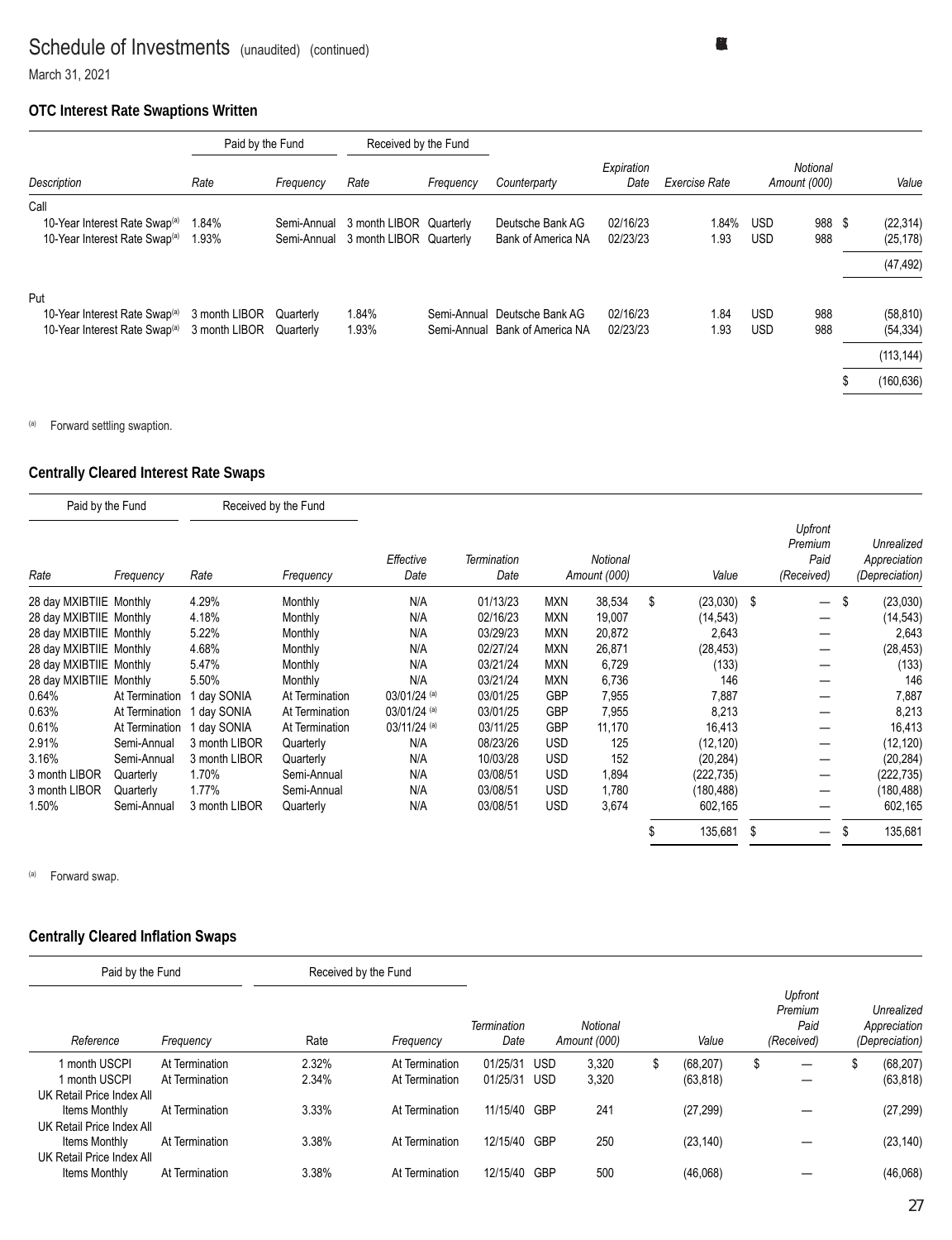# Schedule of Investments (unaudited) (continued)

March 31, 2021

### OTC Interest Rate Swaptions Written

| | Paid by the Fund | | Received by the Fund | | | | | | | |
|---|---|---|---|---|---|---|---|---|---|---|
| *Description* | *Rate* | *Frequency* | *Rate* | *Frequency* | *Counterparty* | *Expiration Date* | *Exercise Rate* | | *Notional Amount (000)* | *Value* |
| Call | | | | | | | | | | |
| 10-Year Interest Rate Swap[(a)] | 1.84% | Semi-Annual | 3 month LIBOR | Quarterly | Deutsche Bank AG | 02/16/23 | 1.84% | USD | 988 | $ (22,314) |
| 10-Year Interest Rate Swap[(a)] | 1.93% | Semi-Annual | 3 month LIBOR | Quarterly | Bank of America NA | 02/23/23 | 1.93 | USD | 988 | (25,178) |
| | | | | | | | | | | (47,492) |
| Put | | | | | | | | | | |
| 10-Year Interest Rate Swap[(a)] | 3 month LIBOR | Quarterly | 1.84% | Semi-Annual | Deutsche Bank AG | 02/16/23 | 1.84 | USD | 988 | (58,810) |
| 10-Year Interest Rate Swap[(a)] | 3 month LIBOR | Quarterly | 1.93% | Semi-Annual | Bank of America NA | 02/23/23 | 1.93 | USD | 988 | (54,334) |
| | | | | | | | | | | (113,144) |
| | | | | | | | | | | $ (160,636) |

[(a)] Forward settling swaption.

### Centrally Cleared Interest Rate Swaps

| Paid by the Fund | | Received by the Fund | | | | | | | | |
|---|---|---|---|---|---|---|---|---|---|---|
| *Rate* | *Frequency* | *Rate* | *Frequency* | *Effective Date* | *Termination Date* | | *Notional Amount (000)* | *Value* | *Upfront Premium Paid (Received)* | *Unrealized Appreciation (Depreciation)* |
| 28 day MXIBTIIE | Monthly | 4.29% | Monthly | N/A | 01/13/23 | MXN | 38,534 | $ (23,030) | $ — | $ (23,030) |
| 28 day MXIBTIIE | Monthly | 4.18% | Monthly | N/A | 02/16/23 | MXN | 19,007 | (14,543) | — | (14,543) |
| 28 day MXIBTIIE | Monthly | 5.22% | Monthly | N/A | 03/29/23 | MXN | 20,872 | 2,643 | — | 2,643 |
| 28 day MXIBTIIE | Monthly | 4.68% | Monthly | N/A | 02/27/24 | MXN | 26,871 | (28,453) | — | (28,453) |
| 28 day MXIBTIIE | Monthly | 5.47% | Monthly | N/A | 03/21/24 | MXN | 6,729 | (133) | — | (133) |
| 28 day MXIBTIIE | Monthly | 5.50% | Monthly | N/A | 03/21/24 | MXN | 6,736 | 146 | — | 146 |
| 0.64% | At Termination | 1 day SONIA | At Termination | 03/01/24 [(a)] | 03/01/25 | GBP | 7,955 | 7,887 | — | 7,887 |
| 0.63% | At Termination | 1 day SONIA | At Termination | 03/01/24 [(a)] | 03/01/25 | GBP | 7,955 | 8,213 | — | 8,213 |
| 0.61% | At Termination | 1 day SONIA | At Termination | 03/11/24 [(a)] | 03/11/25 | GBP | 11,170 | 16,413 | — | 16,413 |
| 2.91% | Semi-Annual | 3 month LIBOR | Quarterly | N/A | 08/23/26 | USD | 125 | (12,120) | — | (12,120) |
| 3.16% | Semi-Annual | 3 month LIBOR | Quarterly | N/A | 10/03/28 | USD | 152 | (20,284) | — | (20,284) |
| 3 month LIBOR | Quarterly | 1.70% | Semi-Annual | N/A | 03/08/51 | USD | 1,894 | (222,735) | — | (222,735) |
| 3 month LIBOR | Quarterly | 1.77% | Semi-Annual | N/A | 03/08/51 | USD | 1,780 | (180,488) | — | (180,488) |
| 1.50% | Semi-Annual | 3 month LIBOR | Quarterly | N/A | 03/08/51 | USD | 3,674 | 602,165 | — | 602,165 |
| | | | | | | | | $ 135,681 | $ — | $ 135,681 |

[(a)] Forward swap.

### Centrally Cleared Inflation Swaps

| Paid by the Fund | | Received by the Fund | | | | | | | |
|---|---|---|---|---|---|---|---|---|---|
| *Reference* | *Frequency* | *Rate* | *Frequency* | *Termination Date* | | *Notional Amount (000)* | *Value* | *Upfront Premium Paid (Received)* | *Unrealized Appreciation (Depreciation)* |
| 1 month USCPI | At Termination | 2.32% | At Termination | 01/25/31 | USD | 3,320 | $ (68,207) | $ — | $ (68,207) |
| 1 month USCPI | At Termination | 2.34% | At Termination | 01/25/31 | USD | 3,320 | (63,818) | — | (63,818) |
| UK Retail Price Index All Items Monthly | At Termination | 3.33% | At Termination | 11/15/40 | GBP | 241 | (27,299) | — | (27,299) |
| UK Retail Price Index All Items Monthly | At Termination | 3.38% | At Termination | 12/15/40 | GBP | 250 | (23,140) | — | (23,140) |
| UK Retail Price Index All Items Monthly | At Termination | 3.38% | At Termination | 12/15/40 | GBP | 500 | (46,068) | — | (46,068) |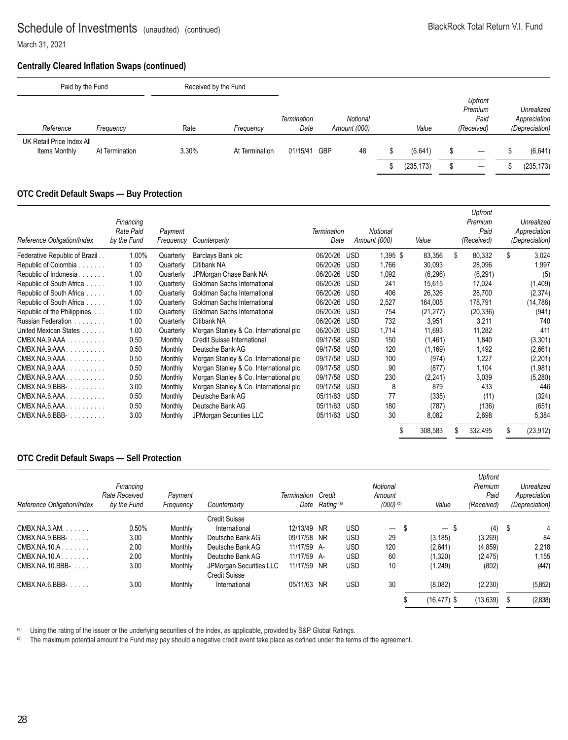# Schedule of Investments (unaudited) (continued)

March 31, 2021

### Centrally Cleared Inflation Swaps (continued)

| Paid by the Fund | | Received by the Fund | | | | | | | |
|---|---|---|---|---|---|---|---|---|---|
| *Reference* | *Frequency* | *Rate* | *Frequency* | *Termination Date* | | *Notional Amount (000)* | *Value* | *Upfront Premium Paid (Received)* | *Unrealized Appreciation (Depreciation)* |
| UK Retail Price Index All Items Monthly | At Termination | 3.30% | At Termination | 01/15/41 | GBP | 48 | $ (6,641) | $ — | $ (6,641) |
| | | | | | | | $ (235,173) | $ — | $ (235,173) |

### OTC Credit Default Swaps — Buy Protection

| *Reference Obligation/Index* | *Financing Rate Paid by the Fund* | *Payment Frequency* | *Counterparty* | *Termination Date* | | *Notional Amount (000)* | *Value* | *Upfront Premium Paid (Received)* | *Unrealized Appreciation (Depreciation)* |
|---|---|---|---|---|---|---|---|---|---|
| Federative Republic of Brazil | 1.00% | Quarterly | Barclays Bank plc | 06/20/26 | USD | 1,395 | $ 83,356 | $ 80,332 | $ 3,024 |
| Republic of Colombia | 1.00 | Quarterly | Citibank NA | 06/20/26 | USD | 1,766 | 30,093 | 28,096 | 1,997 |
| Republic of Indonesia | 1.00 | Quarterly | JPMorgan Chase Bank NA | 06/20/26 | USD | 1,092 | (6,296) | (6,291) | (5) |
| Republic of South Africa | 1.00 | Quarterly | Goldman Sachs International | 06/20/26 | USD | 241 | 15,615 | 17,024 | (1,409) |
| Republic of South Africa | 1.00 | Quarterly | Goldman Sachs International | 06/20/26 | USD | 406 | 26,326 | 28,700 | (2,374) |
| Republic of South Africa | 1.00 | Quarterly | Goldman Sachs International | 06/20/26 | USD | 2,527 | 164,005 | 178,791 | (14,786) |
| Republic of the Philippines | 1.00 | Quarterly | Goldman Sachs International | 06/20/26 | USD | 754 | (21,277) | (20,336) | (941) |
| Russian Federation | 1.00 | Quarterly | Citibank NA | 06/20/26 | USD | 732 | 3,951 | 3,211 | 740 |
| United Mexican States | 1.00 | Quarterly | Morgan Stanley & Co. International plc | 06/20/26 | USD | 1,714 | 11,693 | 11,282 | 411 |
| CMBX.NA.9.AAA | 0.50 | Monthly | Credit Suisse International | 09/17/58 | USD | 150 | (1,461) | 1,840 | (3,301) |
| CMBX.NA.9.AAA | 0.50 | Monthly | Deutsche Bank AG | 09/17/58 | USD | 120 | (1,169) | 1,492 | (2,661) |
| CMBX.NA.9.AAA | 0.50 | Monthly | Morgan Stanley & Co. International plc | 09/17/58 | USD | 100 | (974) | 1,227 | (2,201) |
| CMBX.NA.9.AAA | 0.50 | Monthly | Morgan Stanley & Co. International plc | 09/17/58 | USD | 90 | (877) | 1,104 | (1,981) |
| CMBX.NA.9.AAA | 0.50 | Monthly | Morgan Stanley & Co. International plc | 09/17/58 | USD | 230 | (2,241) | 3,039 | (5,280) |
| CMBX.NA.9.BBB- | 3.00 | Monthly | Morgan Stanley & Co. International plc | 09/17/58 | USD | 8 | 879 | 433 | 446 |
| CMBX.NA.6.AAA | 0.50 | Monthly | Deutsche Bank AG | 05/11/63 | USD | 77 | (335) | (11) | (324) |
| CMBX.NA.6.AAA | 0.50 | Monthly | Deutsche Bank AG | 05/11/63 | USD | 180 | (787) | (136) | (651) |
| CMBX.NA.6.BBB- | 3.00 | Monthly | JPMorgan Securities LLC | 05/11/63 | USD | 30 | 8,082 | 2,698 | 5,384 |
| | | | | | | | $ 308,583 | $ 332,495 | $ (23,912) |

### OTC Credit Default Swaps — Sell Protection

| *Reference Obligation/Index* | *Financing Rate Received by the Fund* | *Payment Frequency* | *Counterparty* | *Termination Date* | *Credit Rating* [(a)] | | *Notional Amount (000)* [(b)] | *Value* | *Upfront Premium Paid (Received)* | *Unrealized Appreciation (Depreciation)* |
|---|---|---|---|---|---|---|---|---|---|---|
| CMBX.NA.3.AM | 0.50% | Monthly | Credit Suisse International | 12/13/49 | NR | USD | — | $ — | $ (4) | $ 4 |
| CMBX.NA.9.BBB- | 3.00 | Monthly | Deutsche Bank AG | 09/17/58 | NR | USD | 29 | (3,185) | (3,269) | 84 |
| CMBX.NA.10.A | 2.00 | Monthly | Deutsche Bank AG | 11/17/59 | A- | USD | 120 | (2,641) | (4,859) | 2,218 |
| CMBX.NA.10.A | 2.00 | Monthly | Deutsche Bank AG | 11/17/59 | A- | USD | 60 | (1,320) | (2,475) | 1,155 |
| CMBX.NA.10.BBB- | 3.00 | Monthly | JPMorgan Securities LLC | 11/17/59 | NR | USD | 10 | (1,249) | (802) | (447) |
| CMBX.NA.6.BBB- | 3.00 | Monthly | Credit Suisse International | 05/11/63 | NR | USD | 30 | (8,082) | (2,230) | (5,852) |
| | | | | | | | | $ (16,477) | $ (13,639) | $ (2,838) |

[(a)] Using the rating of the issuer or the underlying securities of the index, as applicable, provided by S&P Global Ratings.

[(b)] The maximum potential amount the Fund may pay should a negative credit event take place as defined under the terms of the agreement.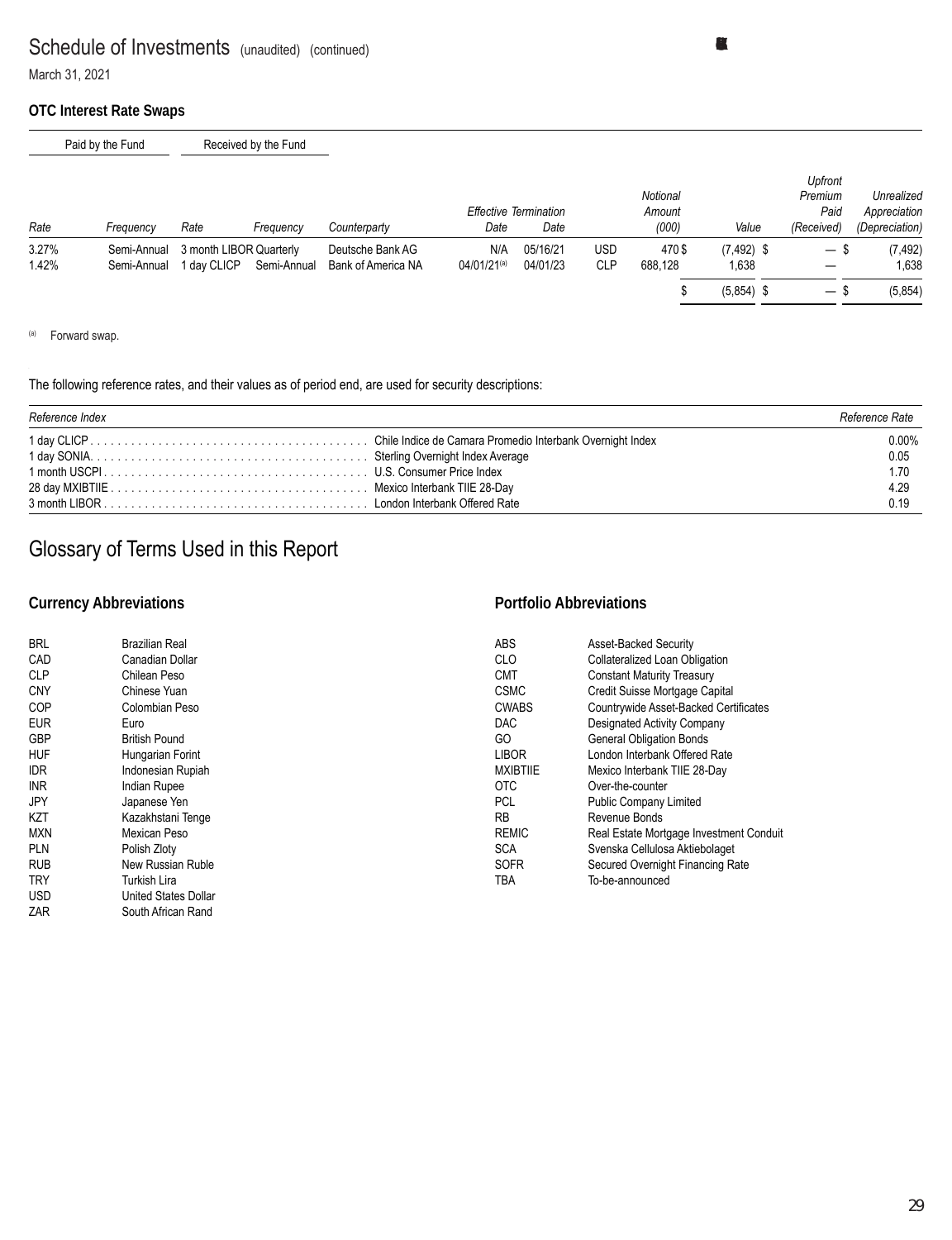## Schedule of Investments (unaudited) (continued)

March 31, 2021

### OTC Interest Rate Swaps

| Paid by the Fund | | Received by the Fund | | | | | | | | | |
|---|---|---|---|---|---|---|---|---|---|---|---|
| *Rate* | *Frequency* | *Rate* | *Frequency* | *Counterparty* | *Effective Date* | *Termination Date* | | *Notional Amount (000)* | *Value* | *Upfront Premium Paid (Received)* | *Unrealized Appreciation (Depreciation)* |
| 3.27% | Semi-Annual | 3 month LIBOR | Quarterly | Deutsche Bank AG | N/A | 05/16/21 | USD | 470 | $ (7,492) | $ — | $ (7,492) |
| 1.42% | Semi-Annual | 1 day CLICP | Semi-Annual | Bank of America NA | 04/01/21[(a)] | 04/01/23 | CLP | 688,128 | 1,638 | — | 1,638 |
| | | | | | | | | | $ (5,854) | $ — | $ (5,854) |

[(a)] Forward swap.

The following reference rates, and their values as of period end, are used for security descriptions:

| *Reference Index* | | *Reference Rate* |
|---|---|---|
| 1 day CLICP | Chile Indice de Camara Promedio Interbank Overnight Index | 0.00% |
| 1 day SONIA | Sterling Overnight Index Average | 0.05 |
| 1 month USCPI | U.S. Consumer Price Index | 1.70 |
| 28 day MXIBTIIE | Mexico Interbank TIIE 28-Day | 4.29 |
| 3 month LIBOR | London Interbank Offered Rate | 0.19 |

## Glossary of Terms Used in this Report

### Currency Abbreviations

| | |
|---|---|
| BRL | Brazilian Real |
| CAD | Canadian Dollar |
| CLP | Chilean Peso |
| CNY | Chinese Yuan |
| COP | Colombian Peso |
| EUR | Euro |
| GBP | British Pound |
| HUF | Hungarian Forint |
| IDR | Indonesian Rupiah |
| INR | Indian Rupee |
| JPY | Japanese Yen |
| KZT | Kazakhstani Tenge |
| MXN | Mexican Peso |
| PLN | Polish Zloty |
| RUB | New Russian Ruble |
| TRY | Turkish Lira |
| USD | United States Dollar |
| ZAR | South African Rand |

### Portfolio Abbreviations

| | |
|---|---|
| ABS | Asset-Backed Security |
| CLO | Collateralized Loan Obligation |
| CMT | Constant Maturity Treasury |
| CSMC | Credit Suisse Mortgage Capital |
| CWABS | Countrywide Asset-Backed Certificates |
| DAC | Designated Activity Company |
| GO | General Obligation Bonds |
| LIBOR | London Interbank Offered Rate |
| MXIBTIIE | Mexico Interbank TIIE 28-Day |
| OTC | Over-the-counter |
| PCL | Public Company Limited |
| RB | Revenue Bonds |
| REMIC | Real Estate Mortgage Investment Conduit |
| SCA | Svenska Cellulosa Aktiebolaget |
| SOFR | Secured Overnight Financing Rate |
| TBA | To-be-announced |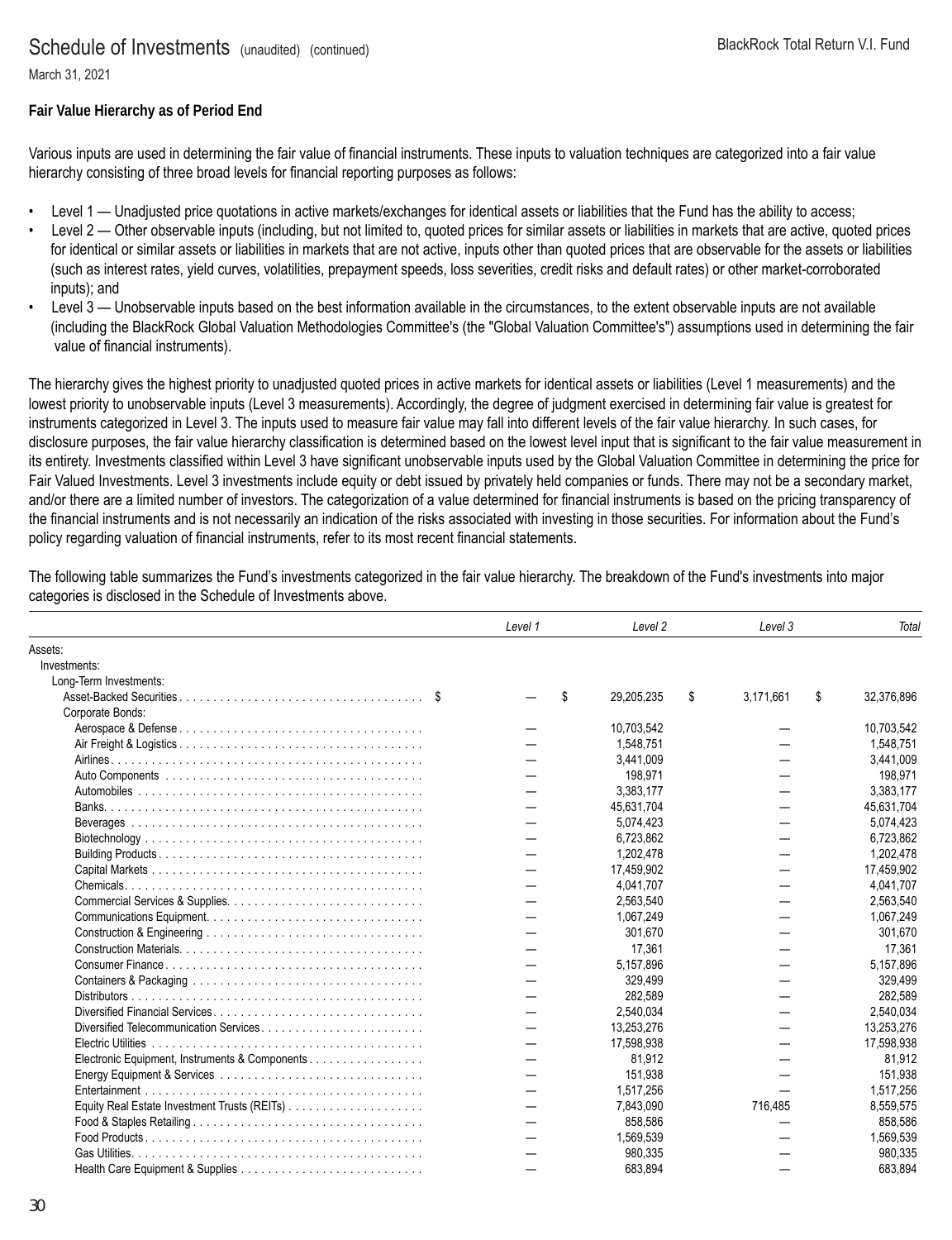## Schedule of Investments (unaudited) (continued)

March 31, 2021

### Fair Value Hierarchy as of Period End

Various inputs are used in determining the fair value of financial instruments. These inputs to valuation techniques are categorized into a fair value hierarchy consisting of three broad levels for financial reporting purposes as follows:

- Level 1 — Unadjusted price quotations in active markets/exchanges for identical assets or liabilities that the Fund has the ability to access;
- Level 2 — Other observable inputs (including, but not limited to, quoted prices for similar assets or liabilities in markets that are active, quoted prices for identical or similar assets or liabilities in markets that are not active, inputs other than quoted prices that are observable for the assets or liabilities (such as interest rates, yield curves, volatilities, prepayment speeds, loss severities, credit risks and default rates) or other market-corroborated inputs); and
- Level 3 — Unobservable inputs based on the best information available in the circumstances, to the extent observable inputs are not available (including the BlackRock Global Valuation Methodologies Committee's (the "Global Valuation Committee's") assumptions used in determining the fair value of financial instruments).

The hierarchy gives the highest priority to unadjusted quoted prices in active markets for identical assets or liabilities (Level 1 measurements) and the lowest priority to unobservable inputs (Level 3 measurements). Accordingly, the degree of judgment exercised in determining fair value is greatest for instruments categorized in Level 3. The inputs used to measure fair value may fall into different levels of the fair value hierarchy. In such cases, for disclosure purposes, the fair value hierarchy classification is determined based on the lowest level input that is significant to the fair value measurement in its entirety. Investments classified within Level 3 have significant unobservable inputs used by the Global Valuation Committee in determining the price for Fair Valued Investments. Level 3 investments include equity or debt issued by privately held companies or funds. There may not be a secondary market, and/or there are a limited number of investors. The categorization of a value determined for financial instruments is based on the pricing transparency of the financial instruments and is not necessarily an indication of the risks associated with investing in those securities. For information about the Fund's policy regarding valuation of financial instruments, refer to its most recent financial statements.

The following table summarizes the Fund's investments categorized in the fair value hierarchy. The breakdown of the Fund's investments into major categories is disclosed in the Schedule of Investments above.

| | *Level 1* | *Level 2* | *Level 3* | *Total* |
|---|---|---|---|---|
| Assets: | | | | |
| Investments: | | | | |
| Long-Term Investments: | | | | |
| Asset-Backed Securities | $ — | $ 29,205,235 | $ 3,171,661 | $ 32,376,896 |
| Corporate Bonds: | | | | |
| Aerospace & Defense | — | 10,703,542 | — | 10,703,542 |
| Air Freight & Logistics | — | 1,548,751 | — | 1,548,751 |
| Airlines | — | 3,441,009 | — | 3,441,009 |
| Auto Components | — | 198,971 | — | 198,971 |
| Automobiles | — | 3,383,177 | — | 3,383,177 |
| Banks | — | 45,631,704 | — | 45,631,704 |
| Beverages | — | 5,074,423 | — | 5,074,423 |
| Biotechnology | — | 6,723,862 | — | 6,723,862 |
| Building Products | — | 1,202,478 | — | 1,202,478 |
| Capital Markets | — | 17,459,902 | — | 17,459,902 |
| Chemicals | — | 4,041,707 | — | 4,041,707 |
| Commercial Services & Supplies | — | 2,563,540 | — | 2,563,540 |
| Communications Equipment | — | 1,067,249 | — | 1,067,249 |
| Construction & Engineering | — | 301,670 | — | 301,670 |
| Construction Materials | — | 17,361 | — | 17,361 |
| Consumer Finance | — | 5,157,896 | — | 5,157,896 |
| Containers & Packaging | — | 329,499 | — | 329,499 |
| Distributors | — | 282,589 | — | 282,589 |
| Diversified Financial Services | — | 2,540,034 | — | 2,540,034 |
| Diversified Telecommunication Services | — | 13,253,276 | — | 13,253,276 |
| Electric Utilities | — | 17,598,938 | — | 17,598,938 |
| Electronic Equipment, Instruments & Components | — | 81,912 | — | 81,912 |
| Energy Equipment & Services | — | 151,938 | — | 151,938 |
| Entertainment | — | 1,517,256 | — | 1,517,256 |
| Equity Real Estate Investment Trusts (REITs) | — | 7,843,090 | 716,485 | 8,559,575 |
| Food & Staples Retailing | — | 858,586 | — | 858,586 |
| Food Products | — | 1,569,539 | — | 1,569,539 |
| Gas Utilities | — | 980,335 | — | 980,335 |
| Health Care Equipment & Supplies | — | 683,894 | — | 683,894 |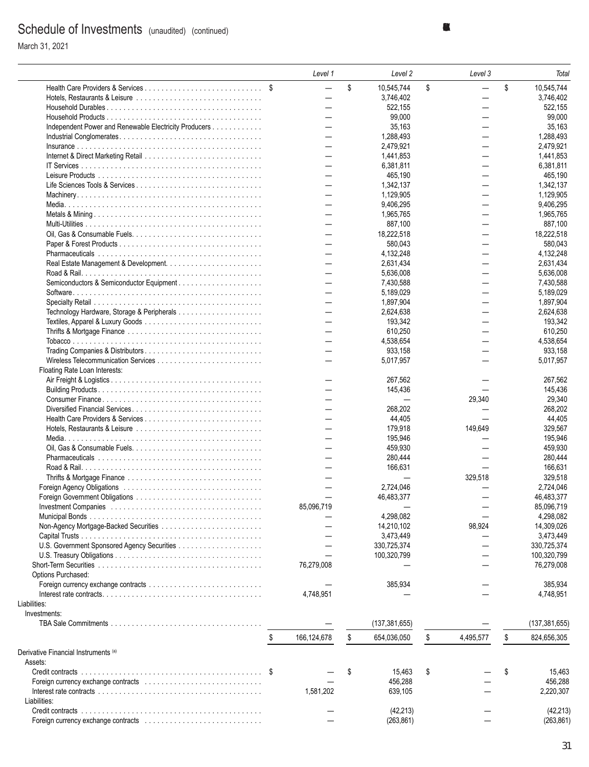# Schedule of Investments (unaudited) (continued)

March 31, 2021

| | Level 1 | Level 2 | Level 3 | Total |
|---|---|---|---|---|
| Health Care Providers & Services | $ — | $ 10,545,744 | $ — | $ 10,545,744 |
| Hotels, Restaurants & Leisure | — | 3,746,402 | — | 3,746,402 |
| Household Durables | — | 522,155 | — | 522,155 |
| Household Products | — | 99,000 | — | 99,000 |
| Independent Power and Renewable Electricity Producers | — | 35,163 | — | 35,163 |
| Industrial Conglomerates | — | 1,288,493 | — | 1,288,493 |
| Insurance | — | 2,479,921 | — | 2,479,921 |
| Internet & Direct Marketing Retail | — | 1,441,853 | — | 1,441,853 |
| IT Services | — | 6,381,811 | — | 6,381,811 |
| Leisure Products | — | 465,190 | — | 465,190 |
| Life Sciences Tools & Services | — | 1,342,137 | — | 1,342,137 |
| Machinery | — | 1,129,905 | — | 1,129,905 |
| Media | — | 9,406,295 | — | 9,406,295 |
| Metals & Mining | — | 1,965,765 | — | 1,965,765 |
| Multi-Utilities | — | 887,100 | — | 887,100 |
| Oil, Gas & Consumable Fuels | — | 18,222,518 | — | 18,222,518 |
| Paper & Forest Products | — | 580,043 | — | 580,043 |
| Pharmaceuticals | — | 4,132,248 | — | 4,132,248 |
| Real Estate Management & Development | — | 2,631,434 | — | 2,631,434 |
| Road & Rail | — | 5,636,008 | — | 5,636,008 |
| Semiconductors & Semiconductor Equipment | — | 7,430,588 | — | 7,430,588 |
| Software | — | 5,189,029 | — | 5,189,029 |
| Specialty Retail | — | 1,897,904 | — | 1,897,904 |
| Technology Hardware, Storage & Peripherals | — | 2,624,638 | — | 2,624,638 |
| Textiles, Apparel & Luxury Goods | — | 193,342 | — | 193,342 |
| Thrifts & Mortgage Finance | — | 610,250 | — | 610,250 |
| Tobacco | — | 4,538,654 | — | 4,538,654 |
| Trading Companies & Distributors | — | 933,158 | — | 933,158 |
| Wireless Telecommunication Services | — | 5,017,957 | — | 5,017,957 |
| Floating Rate Loan Interests: | | | | |
| Air Freight & Logistics | — | 267,562 | — | 267,562 |
| Building Products | — | 145,436 | — | 145,436 |
| Consumer Finance | — | — | 29,340 | 29,340 |
| Diversified Financial Services | — | 268,202 | — | 268,202 |
| Health Care Providers & Services | — | 44,405 | — | 44,405 |
| Hotels, Restaurants & Leisure | — | 179,918 | 149,649 | 329,567 |
| Media | — | 195,946 | — | 195,946 |
| Oil, Gas & Consumable Fuels | — | 459,930 | — | 459,930 |
| Pharmaceuticals | — | 280,444 | — | 280,444 |
| Road & Rail | — | 166,631 | — | 166,631 |
| Thrifts & Mortgage Finance | — | — | 329,518 | 329,518 |
| Foreign Agency Obligations | — | 2,724,046 | — | 2,724,046 |
| Foreign Government Obligations | — | 46,483,377 | — | 46,483,377 |
| Investment Companies | 85,096,719 | — | — | 85,096,719 |
| Municipal Bonds | — | 4,298,082 | — | 4,298,082 |
| Non-Agency Mortgage-Backed Securities | — | 14,210,102 | 98,924 | 14,309,026 |
| Capital Trusts | — | 3,473,449 | — | 3,473,449 |
| U.S. Government Sponsored Agency Securities | — | 330,725,374 | — | 330,725,374 |
| U.S. Treasury Obligations | — | 100,320,799 | — | 100,320,799 |
| Short-Term Securities | 76,279,008 | — | — | 76,279,008 |
| Options Purchased: | | | | |
| Foreign currency exchange contracts | — | 385,934 | — | 385,934 |
| Interest rate contracts | 4,748,951 | — | — | 4,748,951 |
| Liabilities: | | | | |
| Investments: | | | | |
| TBA Sale Commitments | — | (137,381,655) | — | (137,381,655) |
| | $ 166,124,678 | $ 654,036,050 | $ 4,495,577 | $ 824,656,305 |
| Derivative Financial Instruments [(a)] | | | | |
| Assets: | | | | |
| Credit contracts | $ — | $ 15,463 | $ — | $ 15,463 |
| Foreign currency exchange contracts | — | 456,288 | — | 456,288 |
| Interest rate contracts | 1,581,202 | 639,105 | — | 2,220,307 |
| Liabilities: | | | | |
| Credit contracts | — | (42,213) | — | (42,213) |
| Foreign currency exchange contracts | — | (263,861) | — | (263,861) |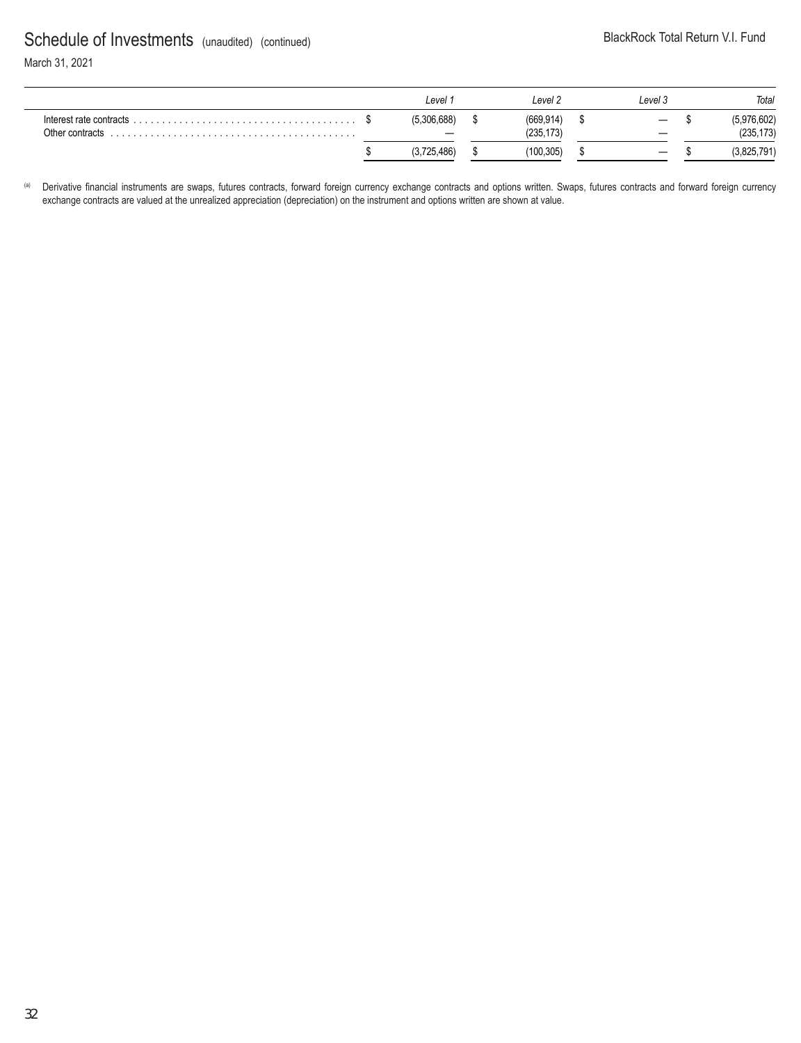| | Level 1 | Level 2 | Level 3 | Total |
|---|---|---|---|---|
| Interest rate contracts | $ (5,306,688) | $ (669,914) | $ — | $ (5,976,602) |
| Other contracts | — | (235,173) | — | (235,173) |
| | $ (3,725,486) | $ (100,305) | $ — | $ (3,825,791) |

[a] Derivative financial instruments are swaps, futures contracts, forward foreign currency exchange contracts and options written. Swaps, futures contracts and forward foreign currency exchange contracts are valued at the unrealized appreciation (depreciation) on the instrument and options written are shown at value.